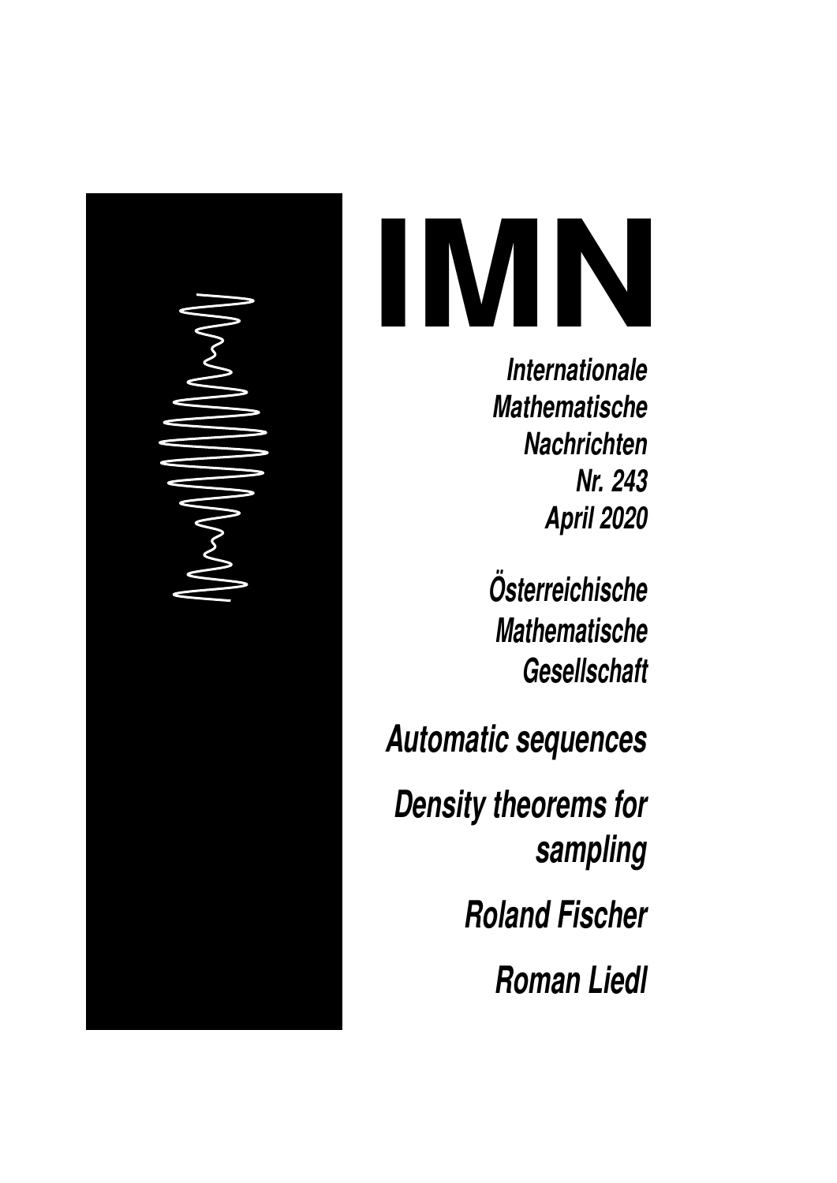# IMN

*Internationale*
*Mathematische*
*Nachrichten*
*Nr. 243*
*April 2020*

*Österreichische*
*Mathematische*
*Gesellschaft*

## *Automatic sequences*

## *Density theorems for sampling*

## *Roland Fischer*

## *Roman Liedl*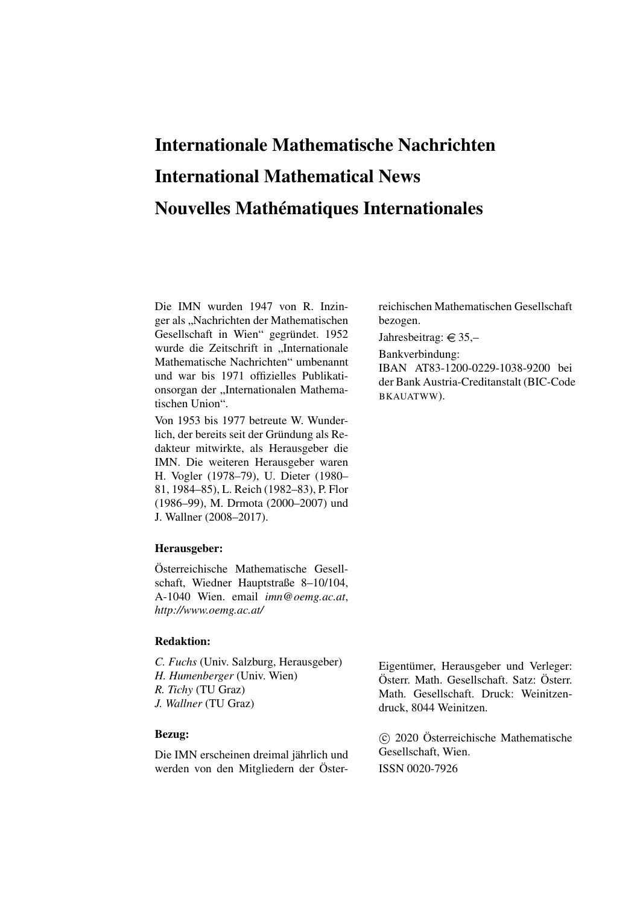# Internationale Mathematische Nachrichten
# International Mathematical News
# Nouvelles Mathématiques Internationales

Die IMN wurden 1947 von R. Inzinger als „Nachrichten der Mathematischen Gesellschaft in Wien" gegründet. 1952 wurde die Zeitschrift in „Internationale Mathematische Nachrichten" umbenannt und war bis 1971 offizielles Publikationsorgan der „Internationalen Mathematischen Union".

Von 1953 bis 1977 betreute W. Wunderlich, der bereits seit der Gründung als Redakteur mitwirkte, als Herausgeber die IMN. Die weiteren Herausgeber waren H. Vogler (1978–79), U. Dieter (1980–81, 1984–85), L. Reich (1982–83), P. Flor (1986–99), M. Drmota (2000–2007) und J. Wallner (2008–2017).

### Herausgeber:

Österreichische Mathematische Gesellschaft, Wiedner Hauptstraße 8–10/104, A-1040 Wien. email *imn@oemg.ac.at*, *http://www.oemg.ac.at/*

### Redaktion:

*C. Fuchs* (Univ. Salzburg, Herausgeber)
*H. Humenberger* (Univ. Wien)
*R. Tichy* (TU Graz)
*J. Wallner* (TU Graz)

### Bezug:

Die IMN erscheinen dreimal jährlich und werden von den Mitgliedern der Österreichischen Mathematischen Gesellschaft bezogen.

Jahresbeitrag: € 35,–

Bankverbindung:
IBAN AT83-1200-0229-1038-9200 bei der Bank Austria-Creditanstalt (BIC-Code BKAUATWW).

Eigentümer, Herausgeber und Verleger: Österr. Math. Gesellschaft. Satz: Österr. Math. Gesellschaft. Druck: Weinitzendruck, 8044 Weinitzen.

© 2020 Österreichische Mathematische Gesellschaft, Wien.

ISSN 0020-7926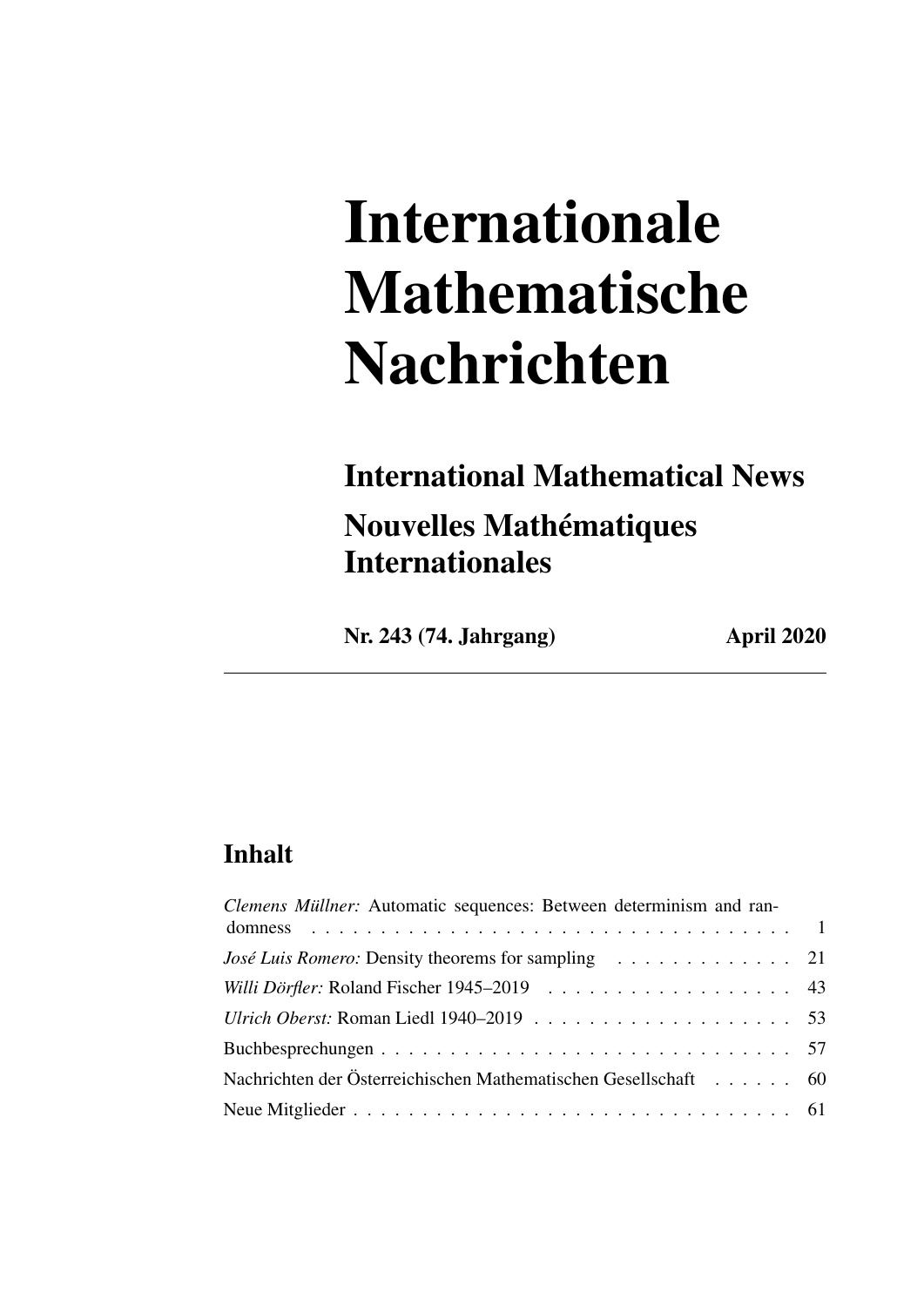# Internationale Mathematische Nachrichten

## International Mathematical News

## Nouvelles Mathématiques Internationales

**Nr. 243 (74. Jahrgang)** **April 2020**

---

## Inhalt

*Clemens Müllner:* Automatic sequences: Between determinism and randomness . . . . . . . . . . . . . . . . . . . . . . . . . . . . . . . . . . . 1

*José Luis Romero:* Density theorems for sampling . . . . . . . . . . . . . 21

*Willi Dörfler:* Roland Fischer 1945–2019 . . . . . . . . . . . . . . . . . . 43

*Ulrich Oberst:* Roman Liedl 1940–2019 . . . . . . . . . . . . . . . . . . . 53

Buchbesprechungen . . . . . . . . . . . . . . . . . . . . . . . . . . . . . . 57

Nachrichten der Österreichischen Mathematischen Gesellschaft . . . . . . 60

Neue Mitglieder . . . . . . . . . . . . . . . . . . . . . . . . . . . . . . . . 61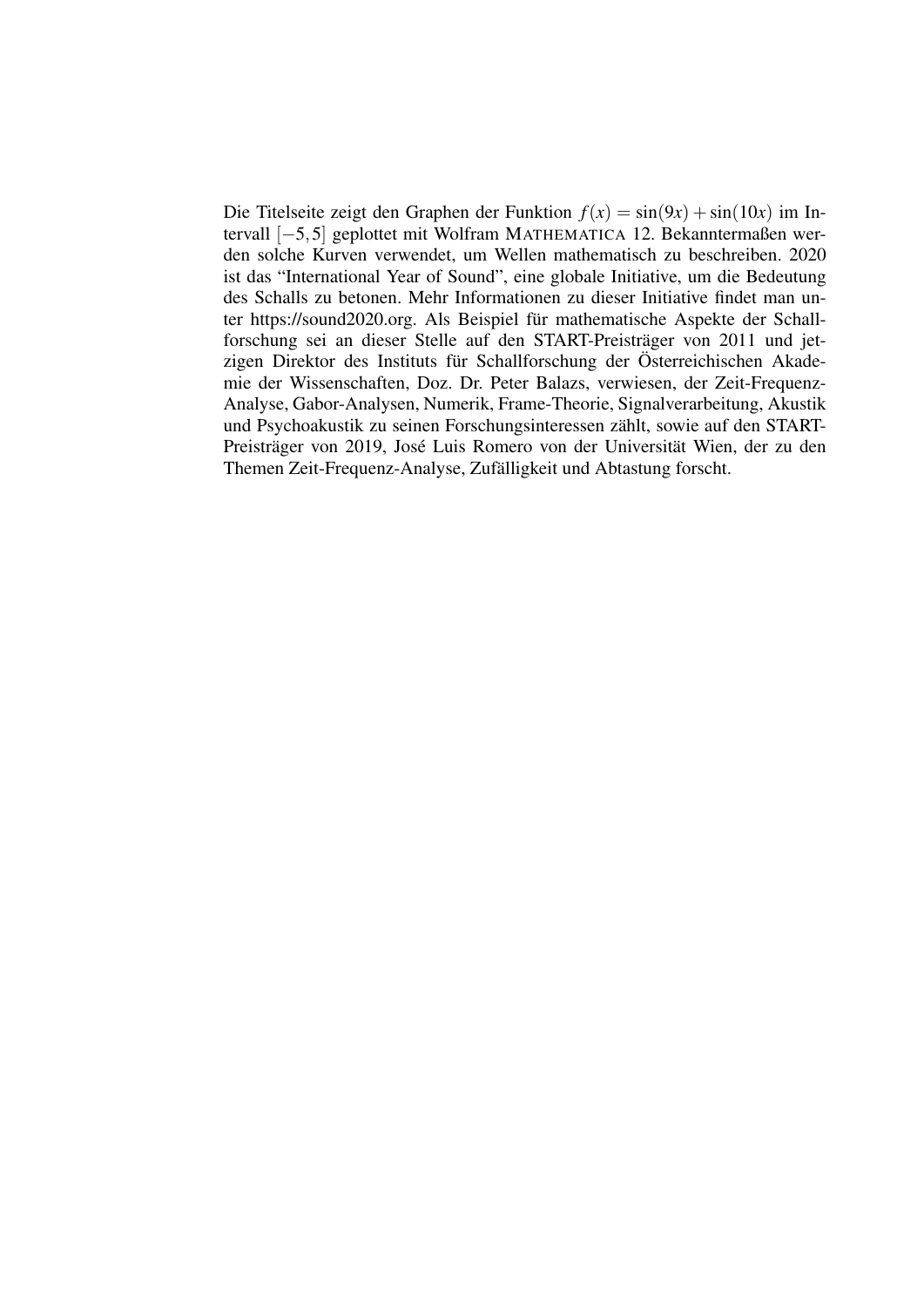Die Titelseite zeigt den Graphen der Funktion $f(x) = \sin(9x) + \sin(10x)$ im Intervall $[-5, 5]$ geplottet mit Wolfram MATHEMATICA 12. Bekanntermaßen werden solche Kurven verwendet, um Wellen mathematisch zu beschreiben. 2020 ist das "International Year of Sound", eine globale Initiative, um die Bedeutung des Schalls zu betonen. Mehr Informationen zu dieser Initiative findet man unter https://sound2020.org. Als Beispiel für mathematische Aspekte der Schallforschung sei an dieser Stelle auf den START-Preisträger von 2011 und jetzigen Direktor des Instituts für Schallforschung der Österreichischen Akademie der Wissenschaften, Doz. Dr. Peter Balazs, verwiesen, der Zeit-Frequenz-Analyse, Gabor-Analysen, Numerik, Frame-Theorie, Signalverarbeitung, Akustik und Psychoakustik zu seinen Forschungsinteressen zählt, sowie auf den START-Preisträger von 2019, José Luis Romero von der Universität Wien, der zu den Themen Zeit-Frequenz-Analyse, Zufälligkeit und Abtastung forscht.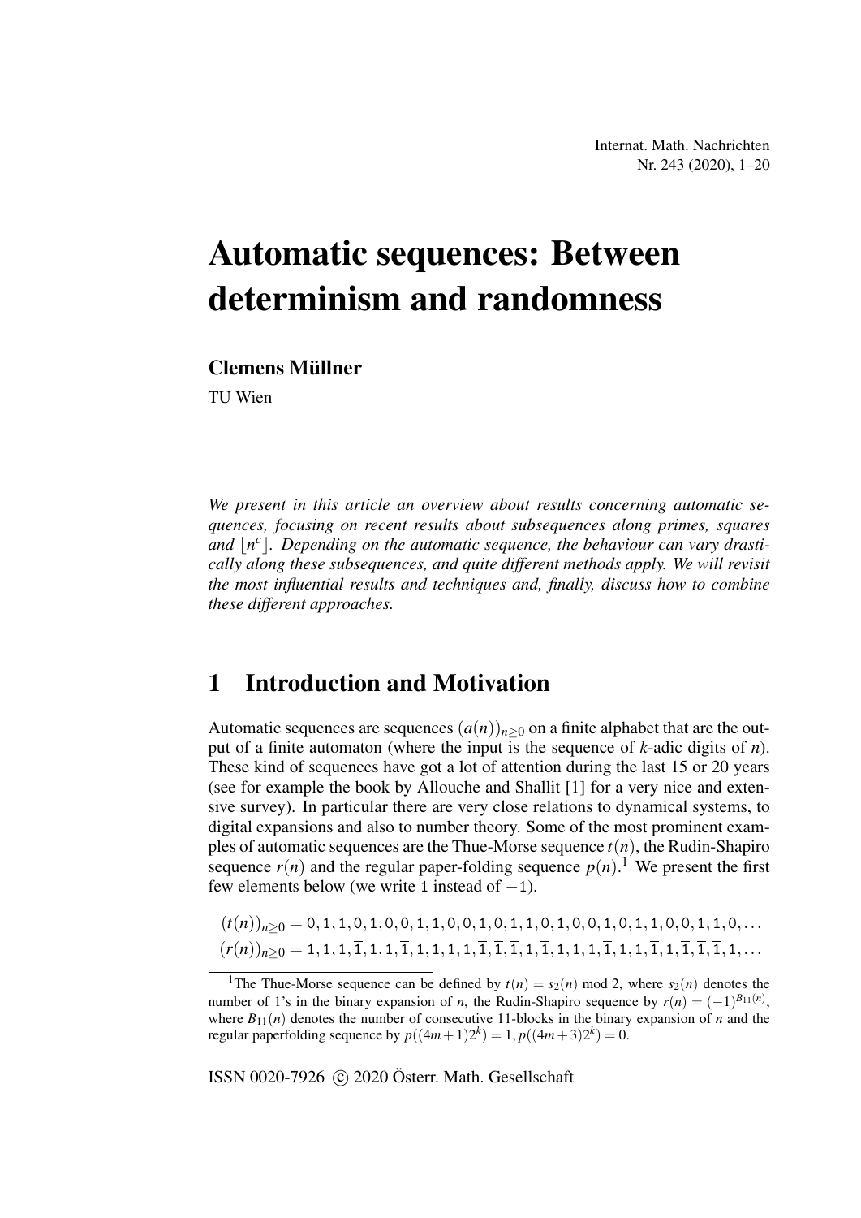# Automatic sequences: Between determinism and randomness

**Clemens Müllner**

TU Wien

*We present in this article an overview about results concerning automatic sequences, focusing on recent results about subsequences along primes, squares and $\lfloor n^c \rfloor$. Depending on the automatic sequence, the behaviour can vary drastically along these subsequences, and quite different methods apply. We will revisit the most influential results and techniques and, finally, discuss how to combine these different approaches.*

## 1 Introduction and Motivation

Automatic sequences are sequences $(a(n))_{n\geq 0}$ on a finite alphabet that are the output of a finite automaton (where the input is the sequence of $k$-adic digits of $n$). These kind of sequences have got a lot of attention during the last 15 or 20 years (see for example the book by Allouche and Shallit [1] for a very nice and extensive survey). In particular there are very close relations to dynamical systems, to digital expansions and also to number theory. Some of the most prominent examples of automatic sequences are the Thue-Morse sequence $t(n)$, the Rudin-Shapiro sequence $r(n)$ and the regular paper-folding sequence $p(n)$.[1] We present the first few elements below (we write $\overline{1}$ instead of $-1$).

$$(t(n))_{n\geq 0} = 0,1,1,0,1,0,0,1,1,0,0,1,0,1,1,0,1,0,0,1,0,1,1,0,0,1,1,0,\ldots$$

$$(r(n))_{n\geq 0} = 1,1,1,\overline{1},1,1,\overline{1},1,1,1,1,\overline{1},\overline{1},\overline{1},1,\overline{1},1,1,1,\overline{1},1,1,\overline{1},1,\overline{1},\overline{1},\overline{1},1,\ldots$$

[1] The Thue-Morse sequence can be defined by $t(n) = s_2(n) \bmod 2$, where $s_2(n)$ denotes the number of 1's in the binary expansion of $n$, the Rudin-Shapiro sequence by $r(n) = (-1)^{B_{11}(n)}$, where $B_{11}(n)$ denotes the number of consecutive 11-blocks in the binary expansion of $n$ and the regular paperfolding sequence by $p((4m+1)2^k) = 1, p((4m+3)2^k) = 0$.

ISSN 0020-7926 © 2020 Österr. Math. Gesellschaft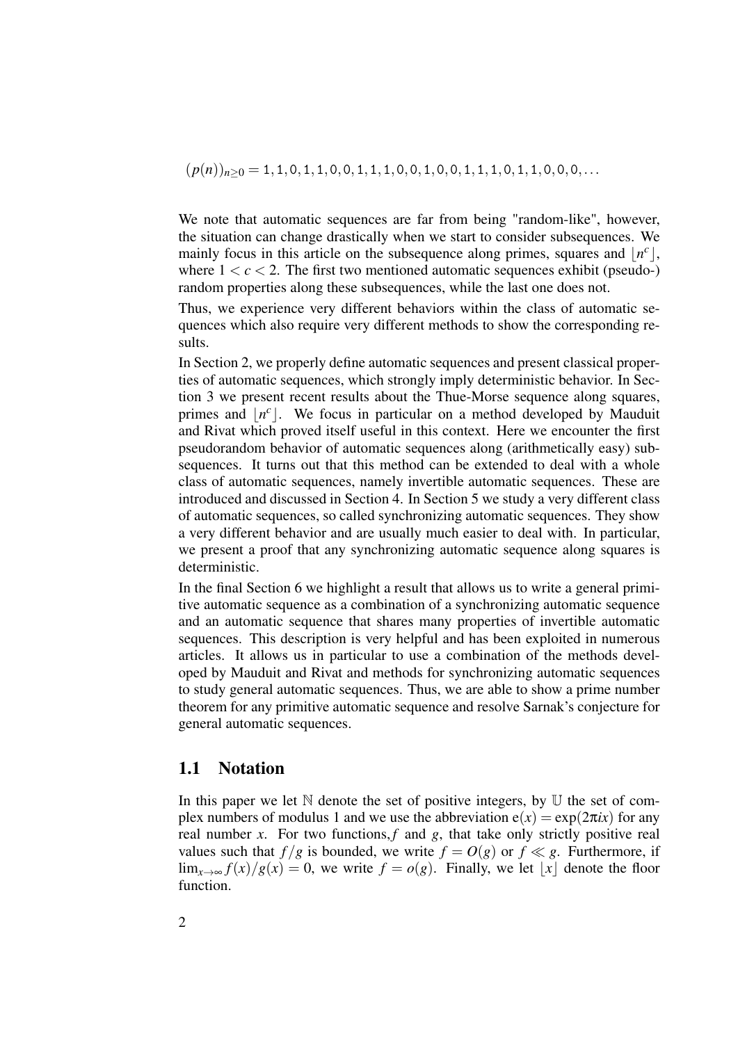$(p(n))_{n\geq 0} = 1, 1, 0, 1, 1, 0, 0, 1, 1, 1, 0, 0, 1, 0, 0, 1, 1, 1, 0, 1, 1, 0, 0, 0, \ldots$

We note that automatic sequences are far from being "random-like", however, the situation can change drastically when we start to consider subsequences. We mainly focus in this article on the subsequence along primes, squares and $\lfloor n^c \rfloor$, where $1 < c < 2$. The first two mentioned automatic sequences exhibit (pseudo-) random properties along these subsequences, while the last one does not.

Thus, we experience very different behaviors within the class of automatic sequences which also require very different methods to show the corresponding results.

In Section 2, we properly define automatic sequences and present classical properties of automatic sequences, which strongly imply deterministic behavior. In Section 3 we present recent results about the Thue-Morse sequence along squares, primes and $\lfloor n^c \rfloor$. We focus in particular on a method developed by Mauduit and Rivat which proved itself useful in this context. Here we encounter the first pseudorandom behavior of automatic sequences along (arithmetically easy) subsequences. It turns out that this method can be extended to deal with a whole class of automatic sequences, namely invertible automatic sequences. These are introduced and discussed in Section 4. In Section 5 we study a very different class of automatic sequences, so called synchronizing automatic sequences. They show a very different behavior and are usually much easier to deal with. In particular, we present a proof that any synchronizing automatic sequence along squares is deterministic.

In the final Section 6 we highlight a result that allows us to write a general primitive automatic sequence as a combination of a synchronizing automatic sequence and an automatic sequence that shares many properties of invertible automatic sequences. This description is very helpful and has been exploited in numerous articles. It allows us in particular to use a combination of the methods developed by Mauduit and Rivat and methods for synchronizing automatic sequences to study general automatic sequences. Thus, we are able to show a prime number theorem for any primitive automatic sequence and resolve Sarnak's conjecture for general automatic sequences.

## 1.1 Notation

In this paper we let $\mathbb{N}$ denote the set of positive integers, by $\mathbb{U}$ the set of complex numbers of modulus 1 and we use the abbreviation $\mathrm{e}(x) = \exp(2\pi i x)$ for any real number $x$. For two functions, $f$ and $g$, that take only strictly positive real values such that $f/g$ is bounded, we write $f = O(g)$ or $f \ll g$. Furthermore, if $\lim_{x\to\infty} f(x)/g(x) = 0$, we write $f = o(g)$. Finally, we let $\lfloor x \rfloor$ denote the floor function.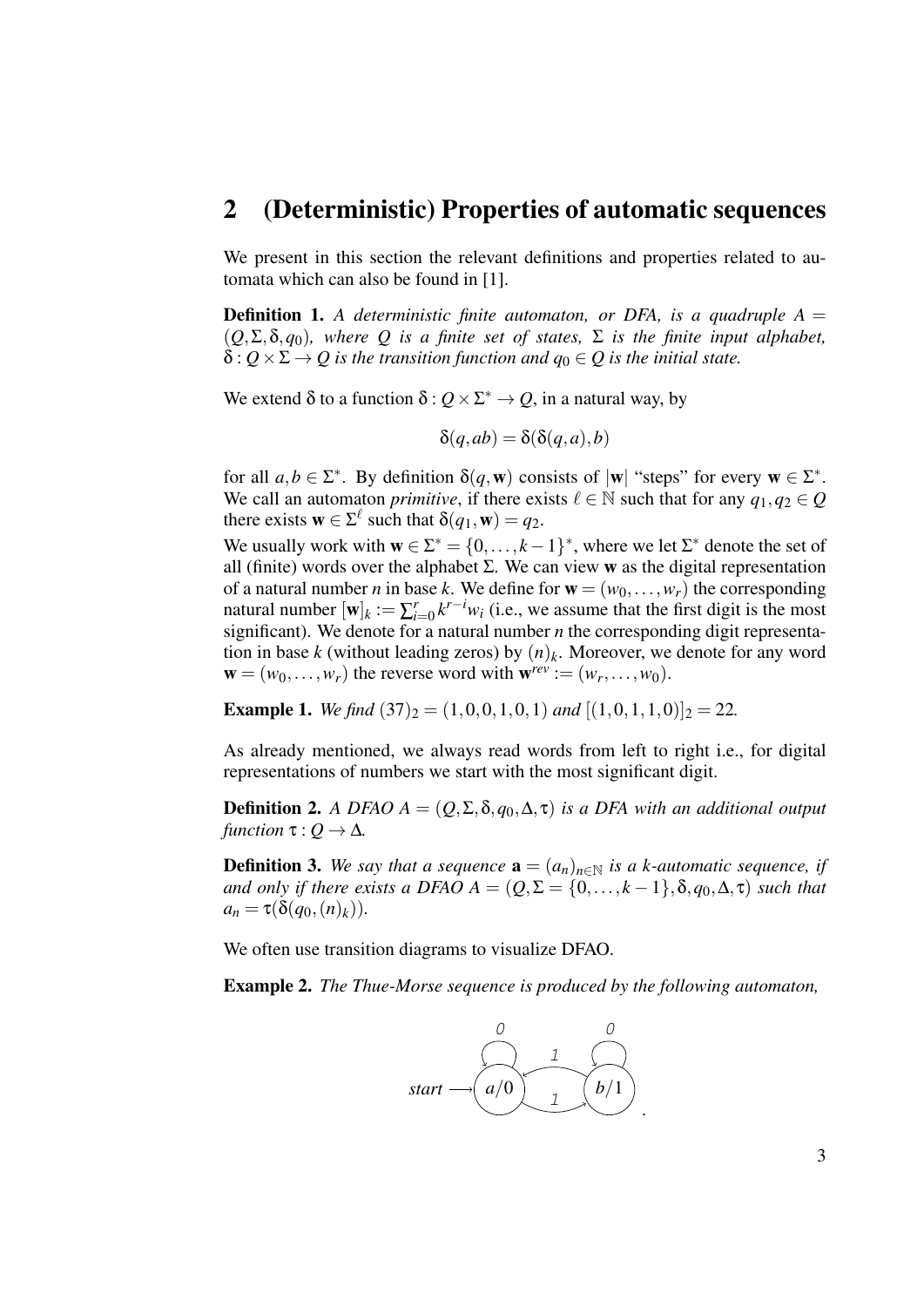## 2 (Deterministic) Properties of automatic sequences

We present in this section the relevant definitions and properties related to automata which can also be found in [1].

**Definition 1.** *A deterministic finite automaton, or DFA, is a quadruple $A = (Q, \Sigma, \delta, q_0)$, where $Q$ is a finite set of states, $\Sigma$ is the finite input alphabet, $\delta : Q \times \Sigma \to Q$ is the transition function and $q_0 \in Q$ is the initial state.*

We extend $\delta$ to a function $\delta : Q \times \Sigma^* \to Q$, in a natural way, by

$$\delta(q, ab) = \delta(\delta(q, a), b)$$

for all $a, b \in \Sigma^*$. By definition $\delta(q, \mathbf{w})$ consists of $|\mathbf{w}|$ "steps" for every $\mathbf{w} \in \Sigma^*$. We call an automaton *primitive*, if there exists $\ell \in \mathbb{N}$ such that for any $q_1, q_2 \in Q$ there exists $\mathbf{w} \in \Sigma^\ell$ such that $\delta(q_1, \mathbf{w}) = q_2$.

We usually work with $\mathbf{w} \in \Sigma^* = \{0, \ldots, k-1\}^*$, where we let $\Sigma^*$ denote the set of all (finite) words over the alphabet $\Sigma$. We can view $\mathbf{w}$ as the digital representation of a natural number $n$ in base $k$. We define for $\mathbf{w} = (w_0, \ldots, w_r)$ the corresponding natural number $[\mathbf{w}]_k := \sum_{i=0}^{r} k^{r-i} w_i$ (i.e., we assume that the first digit is the most significant). We denote for a natural number $n$ the corresponding digit representation in base $k$ (without leading zeros) by $(n)_k$. Moreover, we denote for any word $\mathbf{w} = (w_0, \ldots, w_r)$ the reverse word with $\mathbf{w}^{rev} := (w_r, \ldots, w_0)$.

**Example 1.** *We find $(37)_2 = (1, 0, 0, 1, 0, 1)$ and $[(1, 0, 1, 1, 0)]_2 = 22$.*

As already mentioned, we always read words from left to right i.e., for digital representations of numbers we start with the most significant digit.

**Definition 2.** *A DFAO $A = (Q, \Sigma, \delta, q_0, \Delta, \tau)$ is a DFA with an additional output function $\tau : Q \to \Delta$.*

**Definition 3.** *We say that a sequence $\mathbf{a} = (a_n)_{n \in \mathbb{N}}$ is a $k$-automatic sequence, if and only if there exists a DFAO $A = (Q, \Sigma = \{0, \ldots, k-1\}, \delta, q_0, \Delta, \tau)$ such that $a_n = \tau(\delta(q_0, (n)_k))$.*

We often use transition diagrams to visualize DFAO.

**Example 2.** *The Thue-Morse sequence is produced by the following automaton,*

start ⟶ $a/0$ (loop 0), $a/0 \xrightarrow{1} b/1$, $b/1 \xrightarrow{1} a/0$, $b/1$ (loop 0).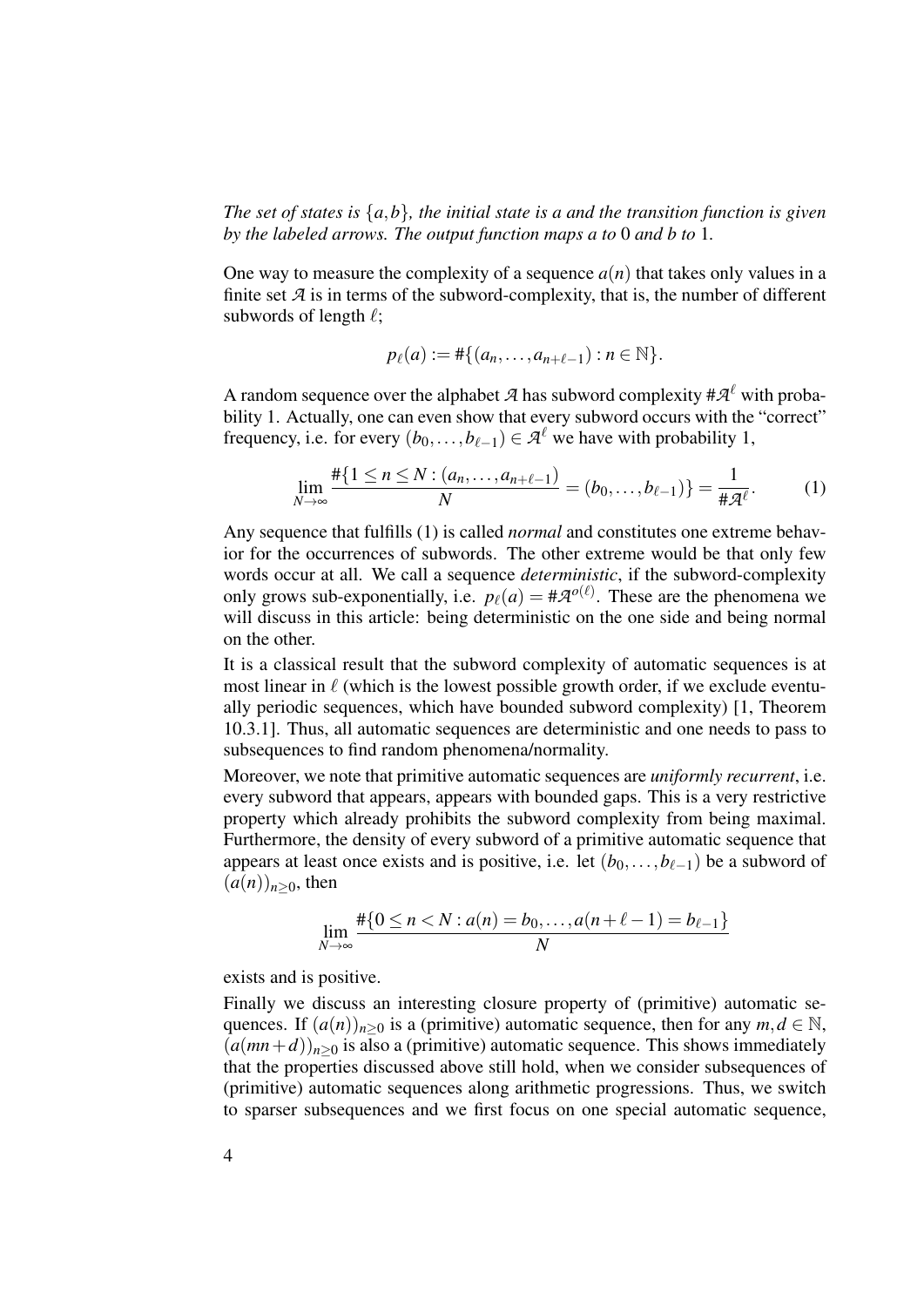*The set of states is $\{a,b\}$, the initial state is $a$ and the transition function is given by the labeled arrows. The output function maps $a$ to 0 and $b$ to 1.*

One way to measure the complexity of a sequence $a(n)$ that takes only values in a finite set $\mathcal{A}$ is in terms of the subword-complexity, that is, the number of different subwords of length $\ell$;

$$p_\ell(a) := \#\{(a_n, \ldots, a_{n+\ell-1}) : n \in \mathbb{N}\}.$$

A random sequence over the alphabet $\mathcal{A}$ has subword complexity $\#\mathcal{A}^\ell$ with probability 1. Actually, one can even show that every subword occurs with the "correct" frequency, i.e. for every $(b_0, \ldots, b_{\ell-1}) \in \mathcal{A}^\ell$ we have with probability 1,

$$\lim_{N\to\infty} \frac{\#\{1 \leq n \leq N : (a_n, \ldots, a_{n+\ell-1}) = (b_0, \ldots, b_{\ell-1})\}}{N} = \frac{1}{\#\mathcal{A}^\ell}. \tag{1}$$

Any sequence that fulfills (1) is called *normal* and constitutes one extreme behavior for the occurrences of subwords. The other extreme would be that only few words occur at all. We call a sequence *deterministic*, if the subword-complexity only grows sub-exponentially, i.e. $p_\ell(a) = \#\mathcal{A}^{o(\ell)}$. These are the phenomena we will discuss in this article: being deterministic on the one side and being normal on the other.

It is a classical result that the subword complexity of automatic sequences is at most linear in $\ell$ (which is the lowest possible growth order, if we exclude eventually periodic sequences, which have bounded subword complexity) [1, Theorem 10.3.1]. Thus, all automatic sequences are deterministic and one needs to pass to subsequences to find random phenomena/normality.

Moreover, we note that primitive automatic sequences are *uniformly recurrent*, i.e. every subword that appears, appears with bounded gaps. This is a very restrictive property which already prohibits the subword complexity from being maximal. Furthermore, the density of every subword of a primitive automatic sequence that appears at least once exists and is positive, i.e. let $(b_0, \ldots, b_{\ell-1})$ be a subword of $(a(n))_{n\geq 0}$, then

$$\lim_{N\to\infty} \frac{\#\{0 \leq n < N : a(n) = b_0, \ldots, a(n+\ell-1) = b_{\ell-1}\}}{N}$$

exists and is positive.

Finally we discuss an interesting closure property of (primitive) automatic sequences. If $(a(n))_{n\geq 0}$ is a (primitive) automatic sequence, then for any $m, d \in \mathbb{N}$, $(a(mn+d))_{n\geq 0}$ is also a (primitive) automatic sequence. This shows immediately that the properties discussed above still hold, when we consider subsequences of (primitive) automatic sequences along arithmetic progressions. Thus, we switch to sparser subsequences and we first focus on one special automatic sequence,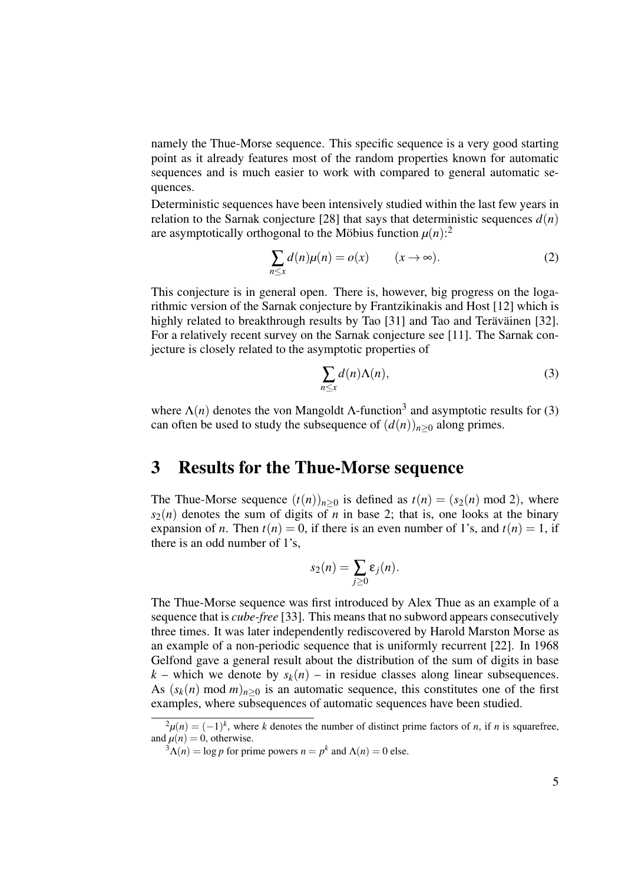namely the Thue-Morse sequence. This specific sequence is a very good starting point as it already features most of the random properties known for automatic sequences and is much easier to work with compared to general automatic sequences.

Deterministic sequences have been intensively studied within the last few years in relation to the Sarnak conjecture [28] that says that deterministic sequences $d(n)$ are asymptotically orthogonal to the Möbius function $\mu(n)$:[2]

$$\sum_{n \leq x} d(n)\mu(n) = o(x) \qquad (x \to \infty). \tag{2}$$

This conjecture is in general open. There is, however, big progress on the logarithmic version of the Sarnak conjecture by Frantzikinakis and Host [12] which is highly related to breakthrough results by Tao [31] and Tao and Teräväinen [32]. For a relatively recent survey on the Sarnak conjecture see [11]. The Sarnak conjecture is closely related to the asymptotic properties of

$$\sum_{n \leq x} d(n)\Lambda(n), \tag{3}$$

where $\Lambda(n)$ denotes the von Mangoldt $\Lambda$-function[3] and asymptotic results for (3) can often be used to study the subsequence of $(d(n))_{n \geq 0}$ along primes.

# 3 Results for the Thue-Morse sequence

The Thue-Morse sequence $(t(n))_{n \geq 0}$ is defined as $t(n) = (s_2(n) \bmod 2)$, where $s_2(n)$ denotes the sum of digits of $n$ in base 2; that is, one looks at the binary expansion of $n$. Then $t(n) = 0$, if there is an even number of 1's, and $t(n) = 1$, if there is an odd number of 1's,

$$s_2(n) = \sum_{j \geq 0} \varepsilon_j(n).$$

The Thue-Morse sequence was first introduced by Alex Thue as an example of a sequence that is *cube-free* [33]. This means that no subword appears consecutively three times. It was later independently rediscovered by Harold Marston Morse as an example of a non-periodic sequence that is uniformly recurrent [22]. In 1968 Gelfond gave a general result about the distribution of the sum of digits in base $k$ – which we denote by $s_k(n)$ – in residue classes along linear subsequences. As $(s_k(n) \bmod m)_{n \geq 0}$ is an automatic sequence, this constitutes one of the first examples, where subsequences of automatic sequences have been studied.

[2] $\mu(n) = (-1)^k$, where $k$ denotes the number of distinct prime factors of $n$, if $n$ is squarefree, and $\mu(n) = 0$, otherwise.

[3] $\Lambda(n) = \log p$ for prime powers $n = p^k$ and $\Lambda(n) = 0$ else.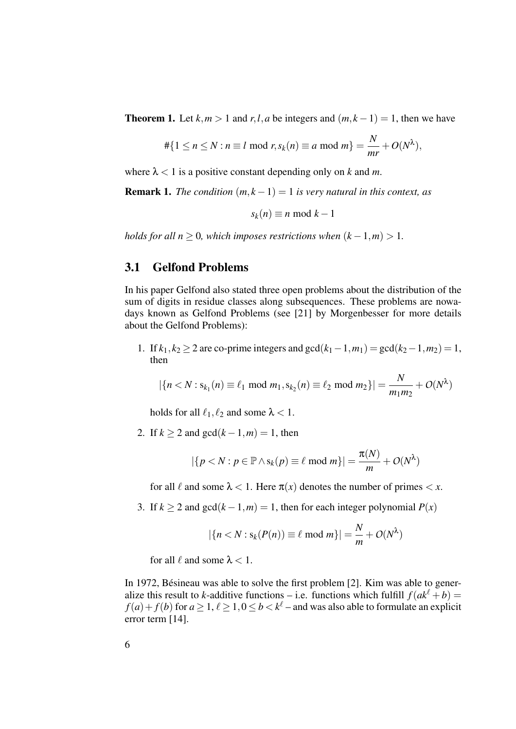**Theorem 1.** Let $k, m > 1$ and $r, l, a$ be integers and $(m, k-1) = 1$, then we have

$$\#\{1 \leq n \leq N : n \equiv l \bmod r, s_k(n) \equiv a \bmod m\} = \frac{N}{mr} + O(N^{\lambda}),$$

where $\lambda < 1$ is a positive constant depending only on $k$ and $m$.

**Remark 1.** *The condition $(m, k-1) = 1$ is very natural in this context, as*

$$s_k(n) \equiv n \bmod k-1$$

*holds for all $n \geq 0$, which imposes restrictions when $(k-1, m) > 1$.*

### 3.1 Gelfond Problems

In his paper Gelfond also stated three open problems about the distribution of the sum of digits in residue classes along subsequences. These problems are nowadays known as Gelfond Problems (see [21] by Morgenbesser for more details about the Gelfond Problems):

1. If $k_1, k_2 \geq 2$ are co-prime integers and $\gcd(k_1 - 1, m_1) = \gcd(k_2 - 1, m_2) = 1$, then

   $$|\{n < N : \mathrm{s}_{k_1}(n) \equiv \ell_1 \bmod m_1, \mathrm{s}_{k_2}(n) \equiv \ell_2 \bmod m_2\}| = \frac{N}{m_1 m_2} + O(N^{\lambda})$$

   holds for all $\ell_1, \ell_2$ and some $\lambda < 1$.

2. If $k \geq 2$ and $\gcd(k-1, m) = 1$, then

   $$|\{p < N : p \in \mathbb{P} \wedge \mathrm{s}_k(p) \equiv \ell \bmod m\}| = \frac{\pi(N)}{m} + O(N^{\lambda})$$

   for all $\ell$ and some $\lambda < 1$. Here $\pi(x)$ denotes the number of primes $< x$.

3. If $k \geq 2$ and $\gcd(k-1, m) = 1$, then for each integer polynomial $P(x)$

   $$|\{n < N : \mathrm{s}_k(P(n)) \equiv \ell \bmod m\}| = \frac{N}{m} + O(N^{\lambda})$$

   for all $\ell$ and some $\lambda < 1$.

In 1972, Bésineau was able to solve the first problem [2]. Kim was able to generalize this result to $k$-additive functions – i.e. functions which fulfill $f(ak^{\ell} + b) = f(a) + f(b)$ for $a \geq 1, \ell \geq 1, 0 \leq b < k^{\ell}$ – and was also able to formulate an explicit error term [14].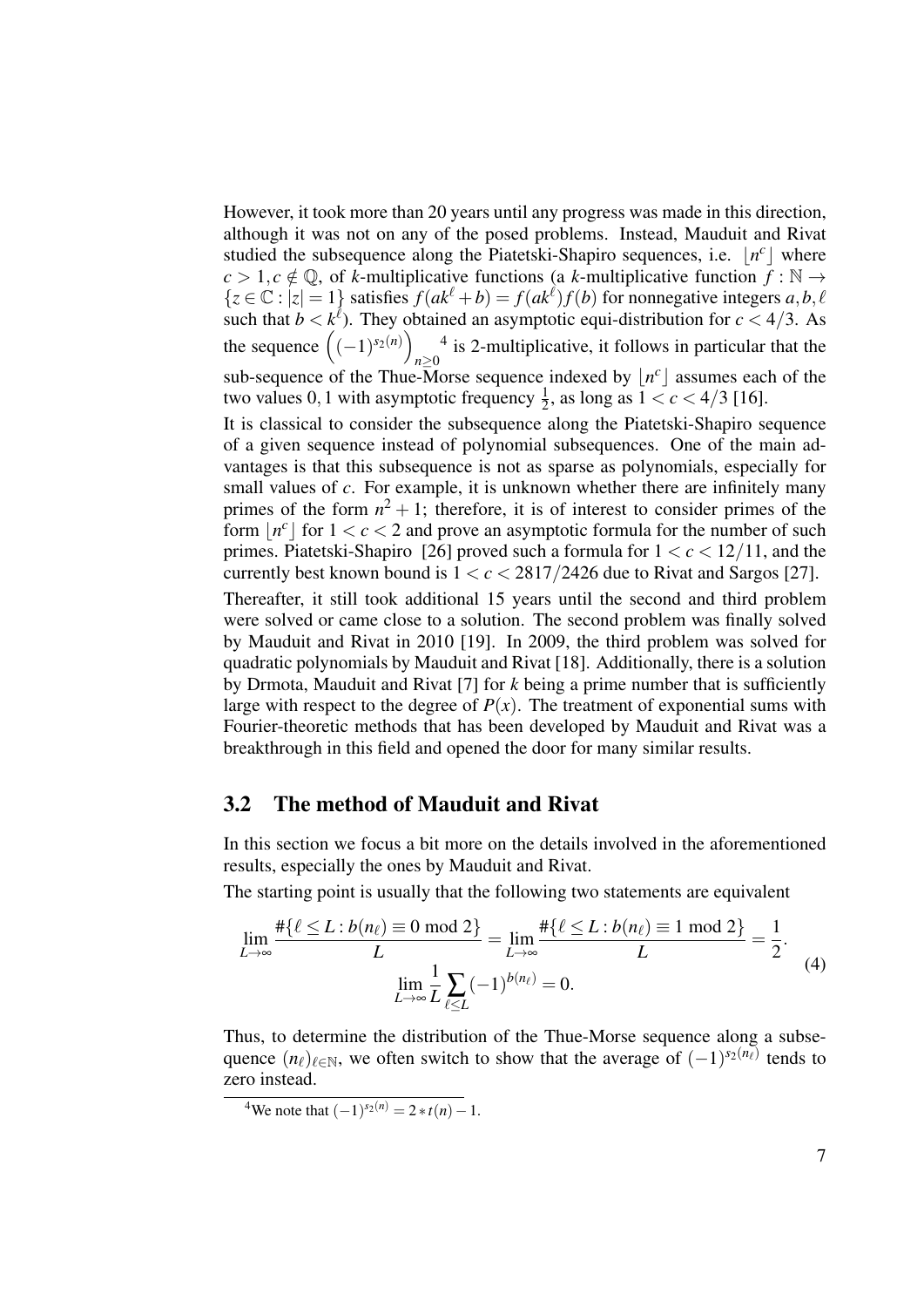However, it took more than 20 years until any progress was made in this direction, although it was not on any of the posed problems. Instead, Mauduit and Rivat studied the subsequence along the Piatetski-Shapiro sequences, i.e. $\lfloor n^c \rfloor$ where $c > 1, c \notin \mathbb{Q}$, of $k$-multiplicative functions (a $k$-multiplicative function $f : \mathbb{N} \to \{z \in \mathbb{C} : |z| = 1\}$ satisfies $f(ak^\ell + b) = f(ak^\ell)f(b)$ for nonnegative integers $a, b, \ell$ such that $b < k^\ell$). They obtained an asymptotic equi-distribution for $c < 4/3$. As the sequence $\left((-1)^{s_2(n)}\right)_{n\geq 0}$ [4] is 2-multiplicative, it follows in particular that the sub-sequence of the Thue-Morse sequence indexed by $\lfloor n^c \rfloor$ assumes each of the two values 0, 1 with asymptotic frequency $\frac{1}{2}$, as long as $1 < c < 4/3$ [16].

It is classical to consider the subsequence along the Piatetski-Shapiro sequence of a given sequence instead of polynomial subsequences. One of the main advantages is that this subsequence is not as sparse as polynomials, especially for small values of $c$. For example, it is unknown whether there are infinitely many primes of the form $n^2 + 1$; therefore, it is of interest to consider primes of the form $\lfloor n^c \rfloor$ for $1 < c < 2$ and prove an asymptotic formula for the number of such primes. Piatetski-Shapiro [26] proved such a formula for $1 < c < 12/11$, and the currently best known bound is $1 < c < 2817/2426$ due to Rivat and Sargos [27].

Thereafter, it still took additional 15 years until the second and third problem were solved or came close to a solution. The second problem was finally solved by Mauduit and Rivat in 2010 [19]. In 2009, the third problem was solved for quadratic polynomials by Mauduit and Rivat [18]. Additionally, there is a solution by Drmota, Mauduit and Rivat [7] for $k$ being a prime number that is sufficiently large with respect to the degree of $P(x)$. The treatment of exponential sums with Fourier-theoretic methods that has been developed by Mauduit and Rivat was a breakthrough in this field and opened the door for many similar results.

## 3.2 The method of Mauduit and Rivat

In this section we focus a bit more on the details involved in the aforementioned results, especially the ones by Mauduit and Rivat.

The starting point is usually that the following two statements are equivalent

$$\lim_{L\to\infty} \frac{\#\{\ell \leq L : b(n_\ell) \equiv 0 \bmod 2\}}{L} = \lim_{L\to\infty} \frac{\#\{\ell \leq L : b(n_\ell) \equiv 1 \bmod 2\}}{L} = \frac{1}{2}.$$
$$\lim_{L\to\infty} \frac{1}{L} \sum_{\ell \leq L} (-1)^{b(n_\ell)} = 0. \tag{4}$$

Thus, to determine the distribution of the Thue-Morse sequence along a subsequence $(n_\ell)_{\ell\in\mathbb{N}}$, we often switch to show that the average of $(-1)^{s_2(n_\ell)}$ tends to zero instead.

[4] We note that $(-1)^{s_2(n)} = 2 * t(n) - 1$.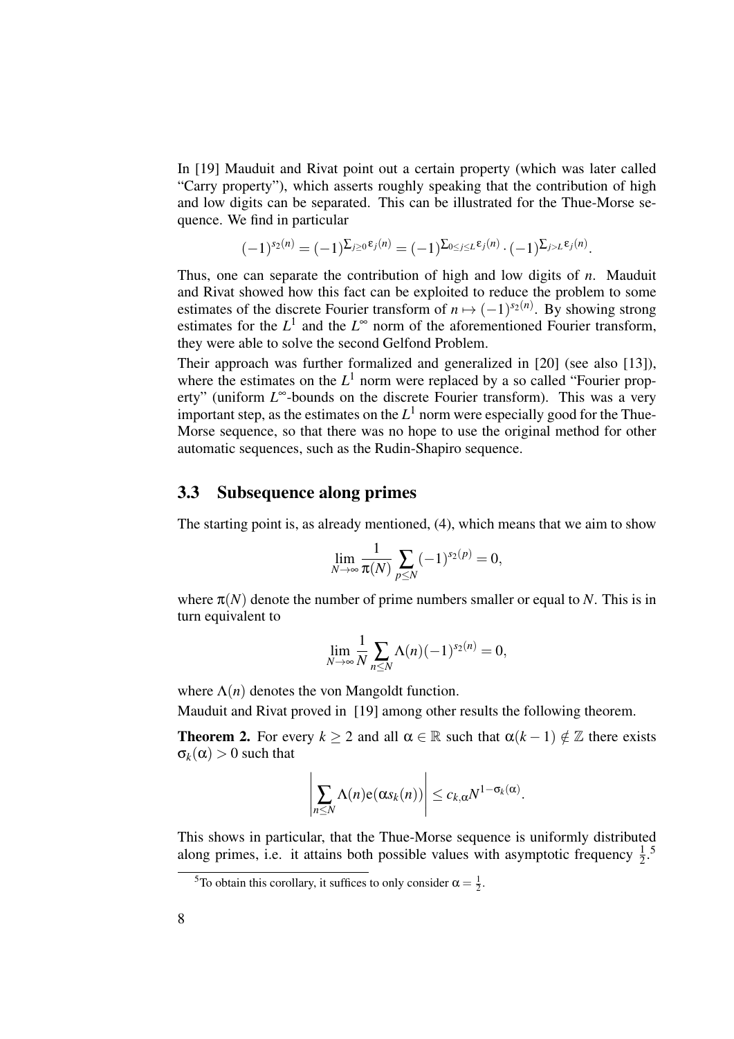In [19] Mauduit and Rivat point out a certain property (which was later called "Carry property"), which asserts roughly speaking that the contribution of high and low digits can be separated. This can be illustrated for the Thue-Morse sequence. We find in particular

$$(-1)^{s_2(n)} = (-1)^{\sum_{j\geq 0} \varepsilon_j(n)} = (-1)^{\sum_{0\leq j\leq L} \varepsilon_j(n)} \cdot (-1)^{\sum_{j>L} \varepsilon_j(n)}.$$

Thus, one can separate the contribution of high and low digits of $n$. Mauduit and Rivat showed how this fact can be exploited to reduce the problem to some estimates of the discrete Fourier transform of $n \mapsto (-1)^{s_2(n)}$. By showing strong estimates for the $L^1$ and the $L^\infty$ norm of the aforementioned Fourier transform, they were able to solve the second Gelfond Problem.

Their approach was further formalized and generalized in [20] (see also [13]), where the estimates on the $L^1$ norm were replaced by a so called "Fourier property" (uniform $L^\infty$-bounds on the discrete Fourier transform). This was a very important step, as the estimates on the $L^1$ norm were especially good for the Thue-Morse sequence, so that there was no hope to use the original method for other automatic sequences, such as the Rudin-Shapiro sequence.

## 3.3 Subsequence along primes

The starting point is, as already mentioned, (4), which means that we aim to show

$$\lim_{N\to\infty} \frac{1}{\pi(N)} \sum_{p\leq N} (-1)^{s_2(p)} = 0,$$

where $\pi(N)$ denote the number of prime numbers smaller or equal to $N$. This is in turn equivalent to

$$\lim_{N\to\infty} \frac{1}{N} \sum_{n\leq N} \Lambda(n)(-1)^{s_2(n)} = 0,$$

where $\Lambda(n)$ denotes the von Mangoldt function.

Mauduit and Rivat proved in [19] among other results the following theorem.

**Theorem 2.** For every $k \geq 2$ and all $\alpha \in \mathbb{R}$ such that $\alpha(k-1) \notin \mathbb{Z}$ there exists $\sigma_k(\alpha) > 0$ such that

$$\left| \sum_{n\leq N} \Lambda(n) \mathrm{e}(\alpha s_k(n)) \right| \leq c_{k,\alpha} N^{1-\sigma_k(\alpha)}.$$

This shows in particular, that the Thue-Morse sequence is uniformly distributed along primes, i.e. it attains both possible values with asymptotic frequency $\frac{1}{2}$.[5]

[5] To obtain this corollary, it suffices to only consider $\alpha = \frac{1}{2}$.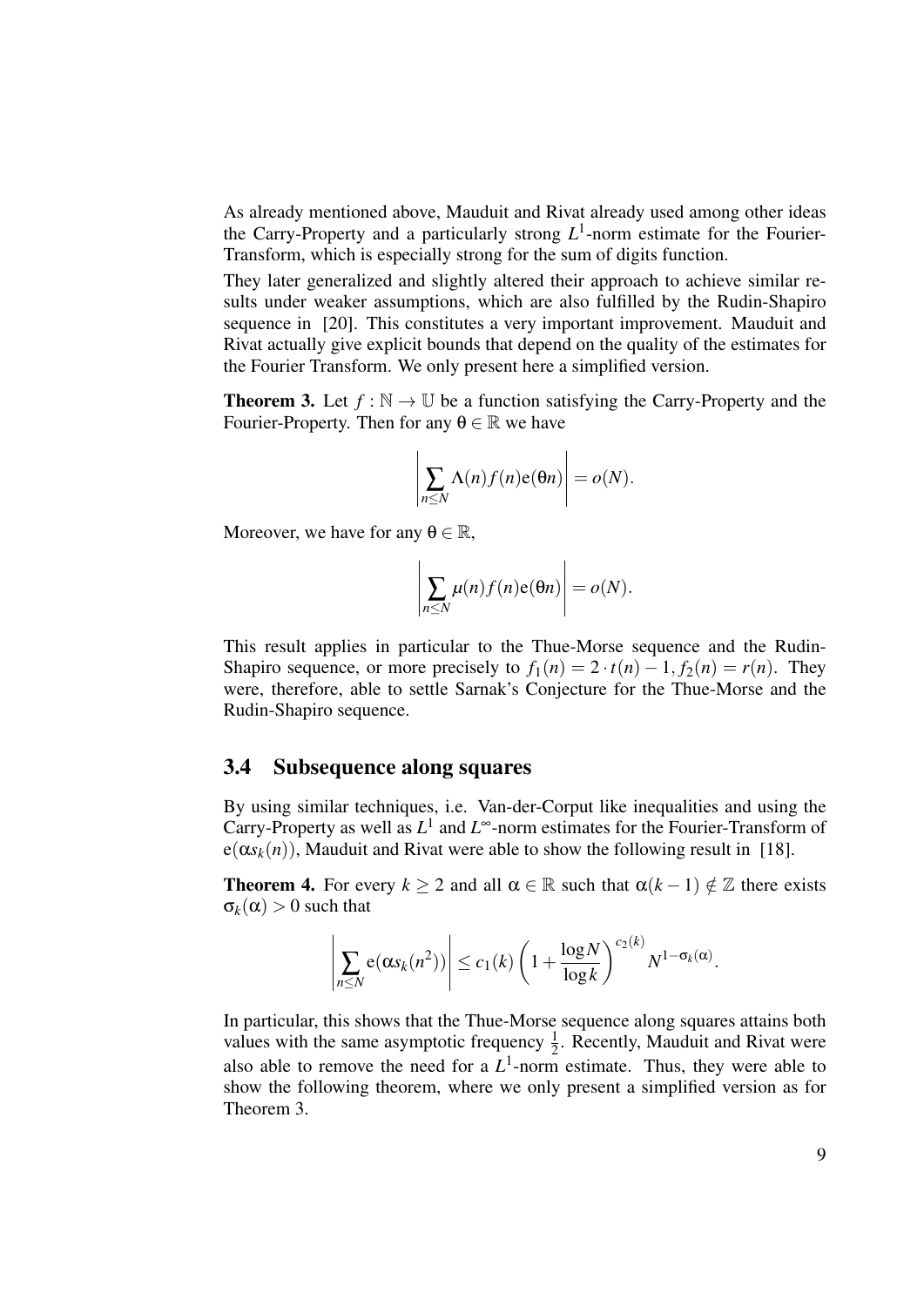As already mentioned above, Mauduit and Rivat already used among other ideas the Carry-Property and a particularly strong $L^1$-norm estimate for the Fourier-Transform, which is especially strong for the sum of digits function.

They later generalized and slightly altered their approach to achieve similar results under weaker assumptions, which are also fulfilled by the Rudin-Shapiro sequence in [20]. This constitutes a very important improvement. Mauduit and Rivat actually give explicit bounds that depend on the quality of the estimates for the Fourier Transform. We only present here a simplified version.

**Theorem 3.** Let $f : \mathbb{N} \to \mathbb{U}$ be a function satisfying the Carry-Property and the Fourier-Property. Then for any $\theta \in \mathbb{R}$ we have

$$\left| \sum_{n \leq N} \Lambda(n) f(n) \mathrm{e}(\theta n) \right| = o(N).$$

Moreover, we have for any $\theta \in \mathbb{R}$,

$$\left| \sum_{n \leq N} \mu(n) f(n) \mathrm{e}(\theta n) \right| = o(N).$$

This result applies in particular to the Thue-Morse sequence and the Rudin-Shapiro sequence, or more precisely to $f_1(n) = 2 \cdot t(n) - 1, f_2(n) = r(n)$. They were, therefore, able to settle Sarnak's Conjecture for the Thue-Morse and the Rudin-Shapiro sequence.

### 3.4 Subsequence along squares

By using similar techniques, i.e. Van-der-Corput like inequalities and using the Carry-Property as well as $L^1$ and $L^\infty$-norm estimates for the Fourier-Transform of $\mathrm{e}(\alpha s_k(n))$, Mauduit and Rivat were able to show the following result in [18].

**Theorem 4.** For every $k \geq 2$ and all $\alpha \in \mathbb{R}$ such that $\alpha(k-1) \notin \mathbb{Z}$ there exists $\sigma_k(\alpha) > 0$ such that

$$\left| \sum_{n \leq N} \mathrm{e}(\alpha s_k(n^2)) \right| \leq c_1(k) \left(1 + \frac{\log N}{\log k}\right)^{c_2(k)} N^{1-\sigma_k(\alpha)}.$$

In particular, this shows that the Thue-Morse sequence along squares attains both values with the same asymptotic frequency $\frac{1}{2}$. Recently, Mauduit and Rivat were also able to remove the need for a $L^1$-norm estimate. Thus, they were able to show the following theorem, where we only present a simplified version as for Theorem 3.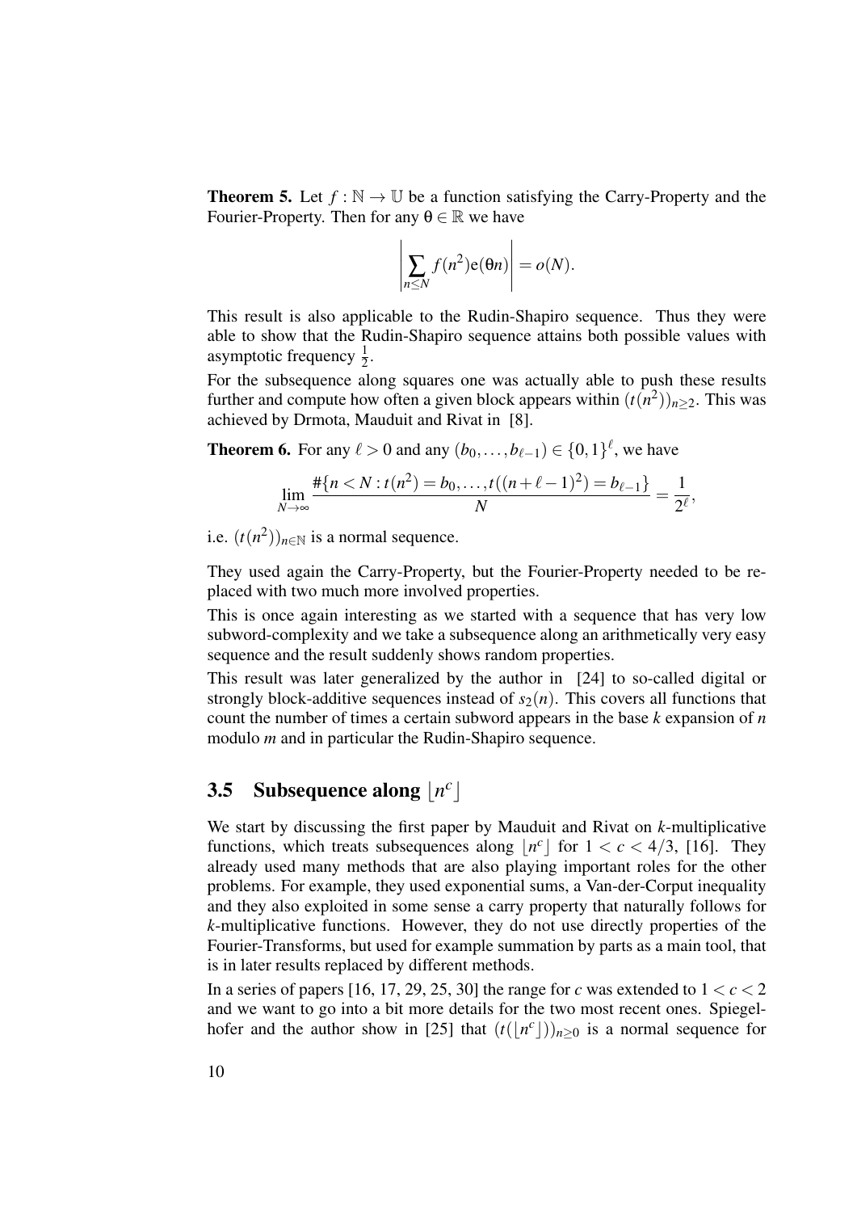**Theorem 5.** Let $f : \mathbb{N} \to \mathbb{U}$ be a function satisfying the Carry-Property and the Fourier-Property. Then for any $\theta \in \mathbb{R}$ we have

$$\left| \sum_{n \leq N} f(n^2) \mathrm{e}(\theta n) \right| = o(N).$$

This result is also applicable to the Rudin-Shapiro sequence. Thus they were able to show that the Rudin-Shapiro sequence attains both possible values with asymptotic frequency $\frac{1}{2}$.

For the subsequence along squares one was actually able to push these results further and compute how often a given block appears within $(t(n^2))_{n \geq 2}$. This was achieved by Drmota, Mauduit and Rivat in [8].

**Theorem 6.** For any $\ell > 0$ and any $(b_0, \ldots, b_{\ell-1}) \in \{0,1\}^\ell$, we have

$$\lim_{N \to \infty} \frac{\#\{n < N : t(n^2) = b_0, \ldots, t((n+\ell-1)^2) = b_{\ell-1}\}}{N} = \frac{1}{2^\ell},$$

i.e. $(t(n^2))_{n \in \mathbb{N}}$ is a normal sequence.

They used again the Carry-Property, but the Fourier-Property needed to be replaced with two much more involved properties.

This is once again interesting as we started with a sequence that has very low subword-complexity and we take a subsequence along an arithmetically very easy sequence and the result suddenly shows random properties.

This result was later generalized by the author in [24] to so-called digital or strongly block-additive sequences instead of $s_2(n)$. This covers all functions that count the number of times a certain subword appears in the base $k$ expansion of $n$ modulo $m$ and in particular the Rudin-Shapiro sequence.

## 3.5 Subsequence along $\lfloor n^c \rfloor$

We start by discussing the first paper by Mauduit and Rivat on $k$-multiplicative functions, which treats subsequences along $\lfloor n^c \rfloor$ for $1 < c < 4/3$, [16]. They already used many methods that are also playing important roles for the other problems. For example, they used exponential sums, a Van-der-Corput inequality and they also exploited in some sense a carry property that naturally follows for $k$-multiplicative functions. However, they do not use directly properties of the Fourier-Transforms, but used for example summation by parts as a main tool, that is in later results replaced by different methods.

In a series of papers [16, 17, 29, 25, 30] the range for $c$ was extended to $1 < c < 2$ and we want to go into a bit more details for the two most recent ones. Spiegelhofer and the author show in [25] that $(t(\lfloor n^c \rfloor))_{n \geq 0}$ is a normal sequence for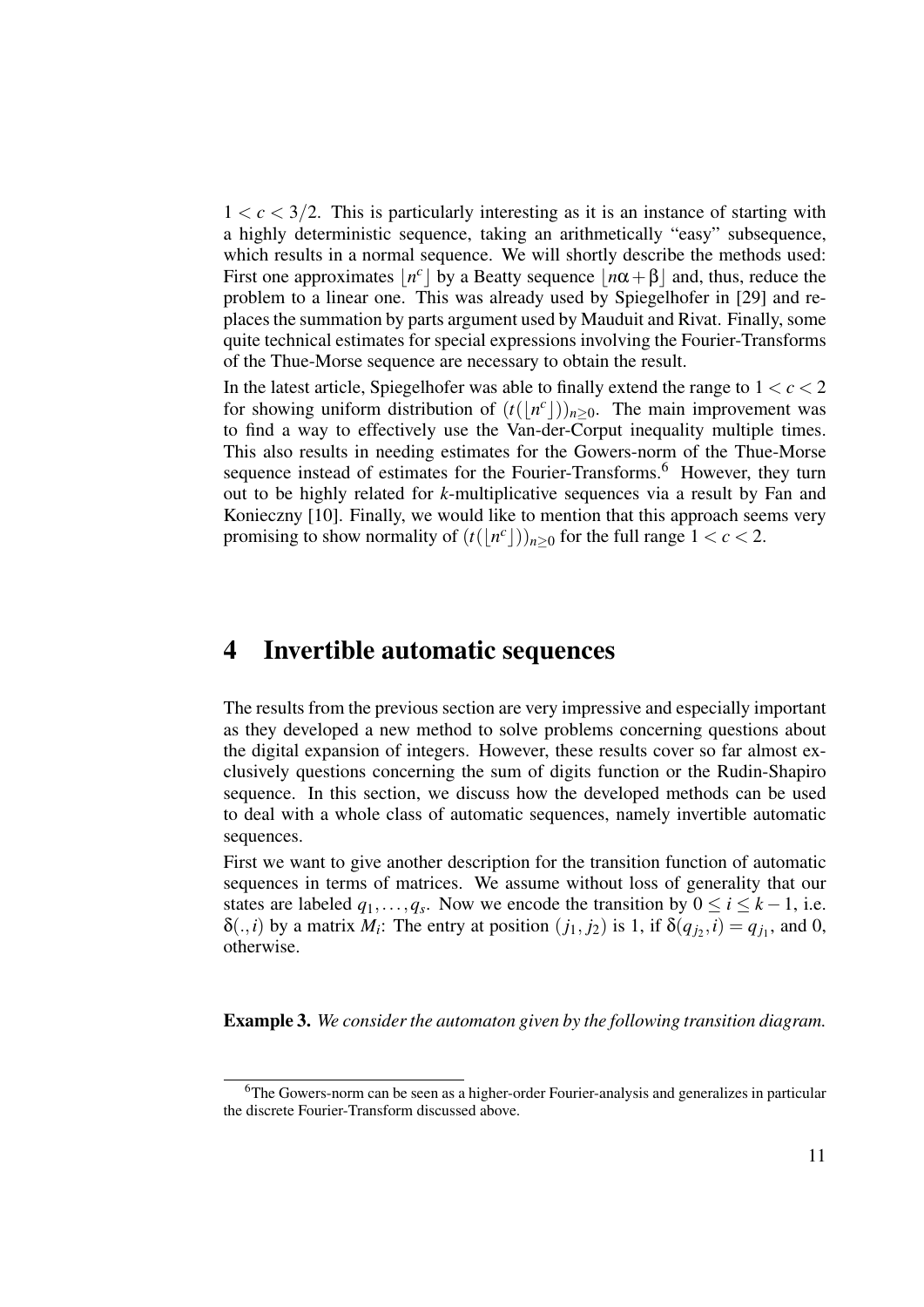$1 < c < 3/2$. This is particularly interesting as it is an instance of starting with a highly deterministic sequence, taking an arithmetically "easy" subsequence, which results in a normal sequence. We will shortly describe the methods used: First one approximates $\lfloor n^c \rfloor$ by a Beatty sequence $\lfloor n\alpha + \beta \rfloor$ and, thus, reduce the problem to a linear one. This was already used by Spiegelhofer in [29] and replaces the summation by parts argument used by Mauduit and Rivat. Finally, some quite technical estimates for special expressions involving the Fourier-Transforms of the Thue-Morse sequence are necessary to obtain the result.

In the latest article, Spiegelhofer was able to finally extend the range to $1 < c < 2$ for showing uniform distribution of $(t(\lfloor n^c \rfloor))_{n \geq 0}$. The main improvement was to find a way to effectively use the Van-der-Corput inequality multiple times. This also results in needing estimates for the Gowers-norm of the Thue-Morse sequence instead of estimates for the Fourier-Transforms.[6] However, they turn out to be highly related for $k$-multiplicative sequences via a result by Fan and Konieczny [10]. Finally, we would like to mention that this approach seems very promising to show normality of $(t(\lfloor n^c \rfloor))_{n \geq 0}$ for the full range $1 < c < 2$.

# 4 Invertible automatic sequences

The results from the previous section are very impressive and especially important as they developed a new method to solve problems concerning questions about the digital expansion of integers. However, these results cover so far almost exclusively questions concerning the sum of digits function or the Rudin-Shapiro sequence. In this section, we discuss how the developed methods can be used to deal with a whole class of automatic sequences, namely invertible automatic sequences.

First we want to give another description for the transition function of automatic sequences in terms of matrices. We assume without loss of generality that our states are labeled $q_1, \dots, q_s$. Now we encode the transition by $0 \leq i \leq k-1$, i.e. $\delta(., i)$ by a matrix $M_i$: The entry at position $(j_1, j_2)$ is 1, if $\delta(q_{j_2}, i) = q_{j_1}$, and 0, otherwise.

**Example 3.** *We consider the automaton given by the following transition diagram.*

[6] The Gowers-norm can be seen as a higher-order Fourier-analysis and generalizes in particular the discrete Fourier-Transform discussed above.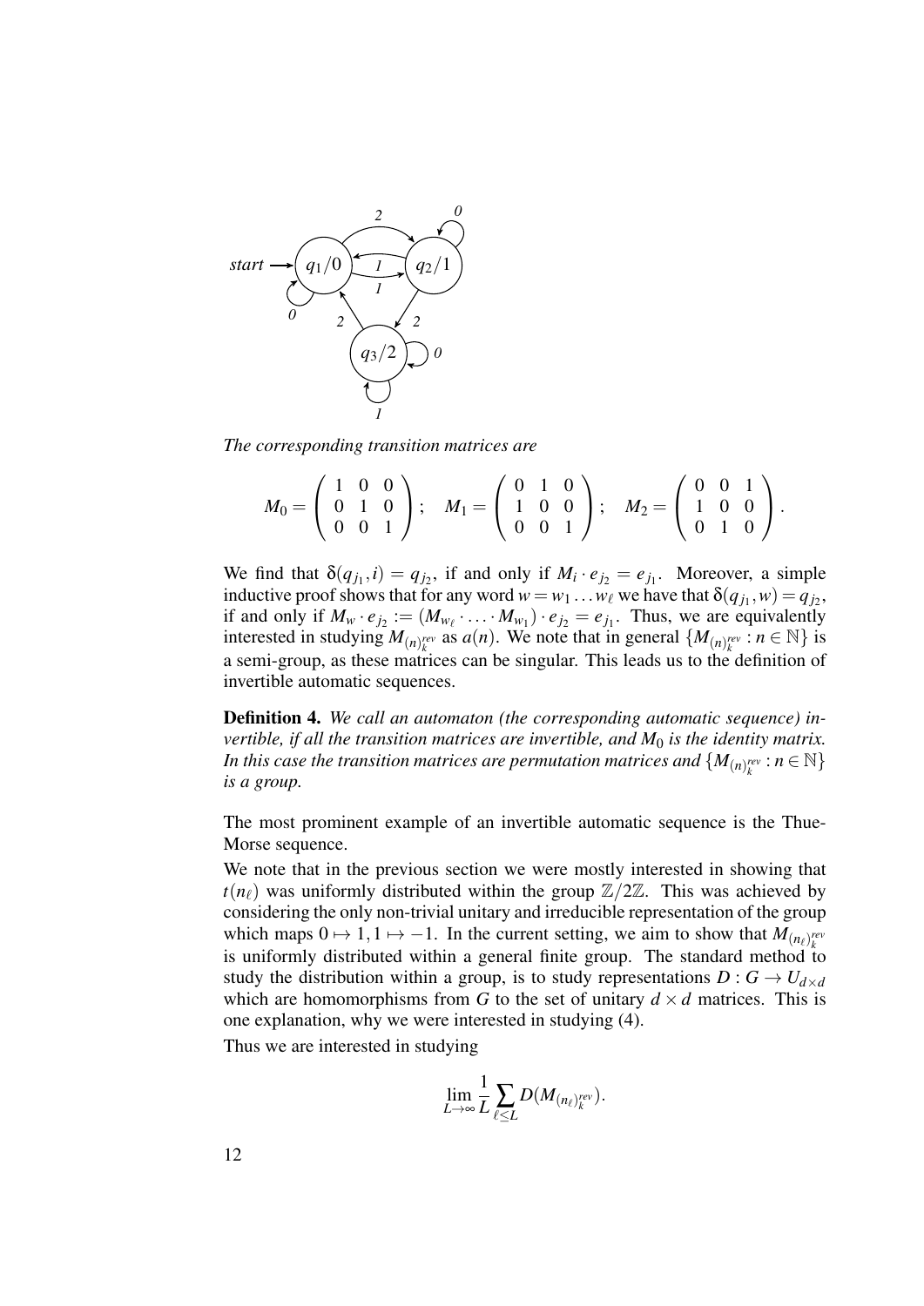*The corresponding transition matrices are*

$$M_0 = \begin{pmatrix} 1 & 0 & 0 \\ 0 & 1 & 0 \\ 0 & 0 & 1 \end{pmatrix}; \quad M_1 = \begin{pmatrix} 0 & 1 & 0 \\ 1 & 0 & 0 \\ 0 & 0 & 1 \end{pmatrix}; \quad M_2 = \begin{pmatrix} 0 & 0 & 1 \\ 1 & 0 & 0 \\ 0 & 1 & 0 \end{pmatrix}.$$

We find that $\delta(q_{j_1}, i) = q_{j_2}$, if and only if $M_i \cdot e_{j_2} = e_{j_1}$. Moreover, a simple inductive proof shows that for any word $w = w_1 \dots w_\ell$ we have that $\delta(q_{j_1}, w) = q_{j_2}$, if and only if $M_w \cdot e_{j_2} := (M_{w_\ell} \cdot \dots \cdot M_{w_1}) \cdot e_{j_2} = e_{j_1}$. Thus, we are equivalently interested in studying $M_{(n)_k^{rev}}$ as $a(n)$. We note that in general $\{M_{(n)_k^{rev}} : n \in \mathbb{N}\}$ is a semi-group, as these matrices can be singular. This leads us to the definition of invertible automatic sequences.

**Definition 4.** *We call an automaton (the corresponding automatic sequence) invertible, if all the transition matrices are invertible, and $M_0$ is the identity matrix. In this case the transition matrices are permutation matrices and $\{M_{(n)_k^{rev}} : n \in \mathbb{N}\}$ is a group.*

The most prominent example of an invertible automatic sequence is the Thue-Morse sequence.

We note that in the previous section we were mostly interested in showing that $t(n_\ell)$ was uniformly distributed within the group $\mathbb{Z}/2\mathbb{Z}$. This was achieved by considering the only non-trivial unitary and irreducible representation of the group which maps $0 \mapsto 1, 1 \mapsto -1$. In the current setting, we aim to show that $M_{(n_\ell)_k^{rev}}$ is uniformly distributed within a general finite group. The standard method to study the distribution within a group, is to study representations $D : G \to U_{d \times d}$ which are homomorphisms from $G$ to the set of unitary $d \times d$ matrices. This is one explanation, why we were interested in studying (4).

Thus we are interested in studying

$$\lim_{L \to \infty} \frac{1}{L} \sum_{\ell \leq L} D(M_{(n_\ell)_k^{rev}}).$$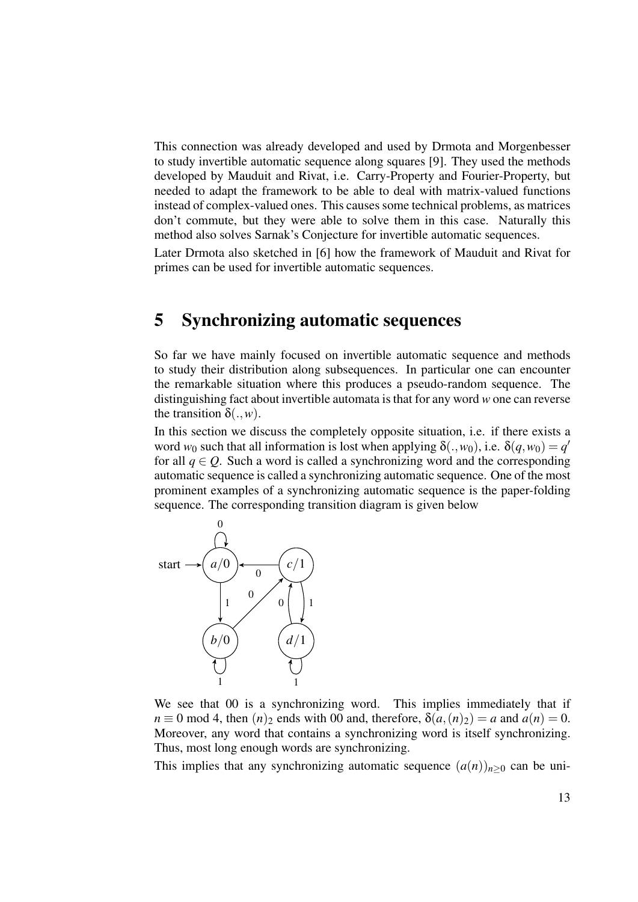This connection was already developed and used by Drmota and Morgenbesser to study invertible automatic sequence along squares [9]. They used the methods developed by Mauduit and Rivat, i.e. Carry-Property and Fourier-Property, but needed to adapt the framework to be able to deal with matrix-valued functions instead of complex-valued ones. This causes some technical problems, as matrices don't commute, but they were able to solve them in this case. Naturally this method also solves Sarnak's Conjecture for invertible automatic sequences.

Later Drmota also sketched in [6] how the framework of Mauduit and Rivat for primes can be used for invertible automatic sequences.

## 5 Synchronizing automatic sequences

So far we have mainly focused on invertible automatic sequence and methods to study their distribution along subsequences. In particular one can encounter the remarkable situation where this produces a pseudo-random sequence. The distinguishing fact about invertible automata is that for any word $w$ one can reverse the transition $\delta(.,w)$.

In this section we discuss the completely opposite situation, i.e. if there exists a word $w_0$ such that all information is lost when applying $\delta(.,w_0)$, i.e. $\delta(q,w_0) = q'$ for all $q \in Q$. Such a word is called a synchronizing word and the corresponding automatic sequence is called a synchronizing automatic sequence. One of the most prominent examples of a synchronizing automatic sequence is the paper-folding sequence. The corresponding transition diagram is given below

We see that 00 is a synchronizing word. This implies immediately that if $n \equiv 0 \bmod 4$, then $(n)_2$ ends with 00 and, therefore, $\delta(a,(n)_2) = a$ and $a(n) = 0$. Moreover, any word that contains a synchronizing word is itself synchronizing. Thus, most long enough words are synchronizing.

This implies that any synchronizing automatic sequence $(a(n))_{n\geq 0}$ can be uni-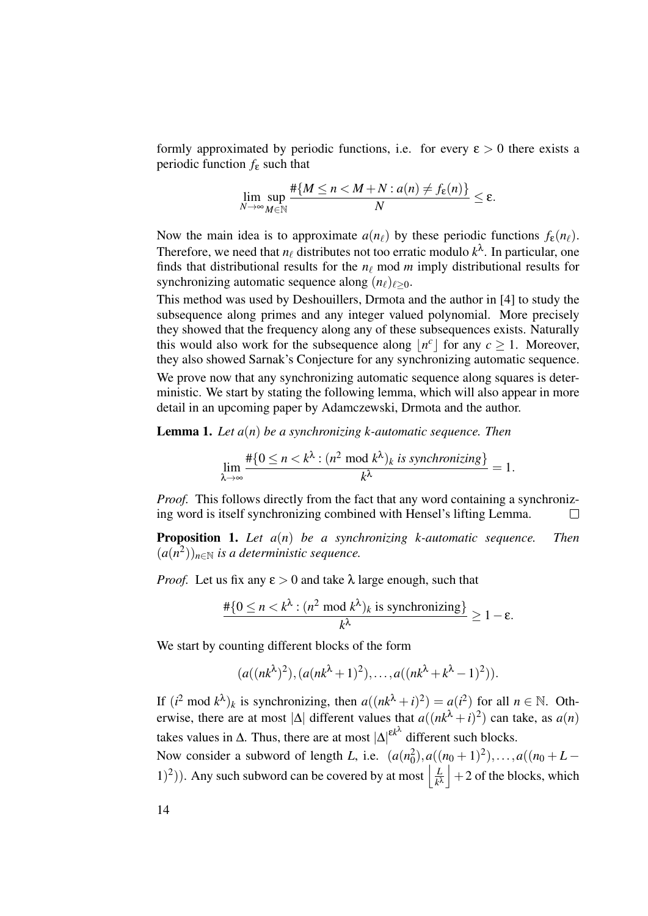formly approximated by periodic functions, i.e. for every $\varepsilon > 0$ there exists a periodic function $f_\varepsilon$ such that

$$\lim_{N\to\infty} \sup_{M\in\mathbb{N}} \frac{\#\{M \leq n < M+N : a(n) \neq f_\varepsilon(n)\}}{N} \leq \varepsilon.$$

Now the main idea is to approximate $a(n_\ell)$ by these periodic functions $f_\varepsilon(n_\ell)$. Therefore, we need that $n_\ell$ distributes not too erratic modulo $k^\lambda$. In particular, one finds that distributional results for the $n_\ell \bmod m$ imply distributional results for synchronizing automatic sequence along $(n_\ell)_{\ell\geq 0}$.

This method was used by Deshouillers, Drmota and the author in [4] to study the subsequence along primes and any integer valued polynomial. More precisely they showed that the frequency along any of these subsequences exists. Naturally this would also work for the subsequence along $\lfloor n^c \rfloor$ for any $c \geq 1$. Moreover, they also showed Sarnak's Conjecture for any synchronizing automatic sequence.

We prove now that any synchronizing automatic sequence along squares is deterministic. We start by stating the following lemma, which will also appear in more detail in an upcoming paper by Adamczewski, Drmota and the author.

**Lemma 1.** *Let $a(n)$ be a synchronizing $k$-automatic sequence. Then*

$$\lim_{\lambda\to\infty} \frac{\#\{0 \leq n < k^\lambda : (n^2 \bmod k^\lambda)_k \text{ is synchronizing}\}}{k^\lambda} = 1.$$

*Proof.* This follows directly from the fact that any word containing a synchronizing word is itself synchronizing combined with Hensel's lifting Lemma. □

**Proposition 1.** *Let $a(n)$ be a synchronizing $k$-automatic sequence. Then $(a(n^2))_{n\in\mathbb{N}}$ is a deterministic sequence.*

*Proof.* Let us fix any $\varepsilon > 0$ and take $\lambda$ large enough, such that

$$\frac{\#\{0 \leq n < k^\lambda : (n^2 \bmod k^\lambda)_k \text{ is synchronizing}\}}{k^\lambda} \geq 1 - \varepsilon.$$

We start by counting different blocks of the form

$$(a((nk^\lambda)^2), (a(nk^\lambda+1)^2), \ldots, a((nk^\lambda+k^\lambda-1)^2)).$$

If $(i^2 \bmod k^\lambda)_k$ is synchronizing, then $a((nk^\lambda+i)^2) = a(i^2)$ for all $n \in \mathbb{N}$. Otherwise, there are at most $|\Delta|$ different values that $a((nk^\lambda+i)^2)$ can take, as $a(n)$ takes values in $\Delta$. Thus, there are at most $|\Delta|^{\varepsilon k^\lambda}$ different such blocks.

Now consider a subword of length $L$, i.e. $(a(n_0^2), a((n_0+1)^2), \ldots, a((n_0+L-1)^2))$. Any such subword can be covered by at most $\left\lfloor \frac{L}{k^\lambda} \right\rfloor + 2$ of the blocks, which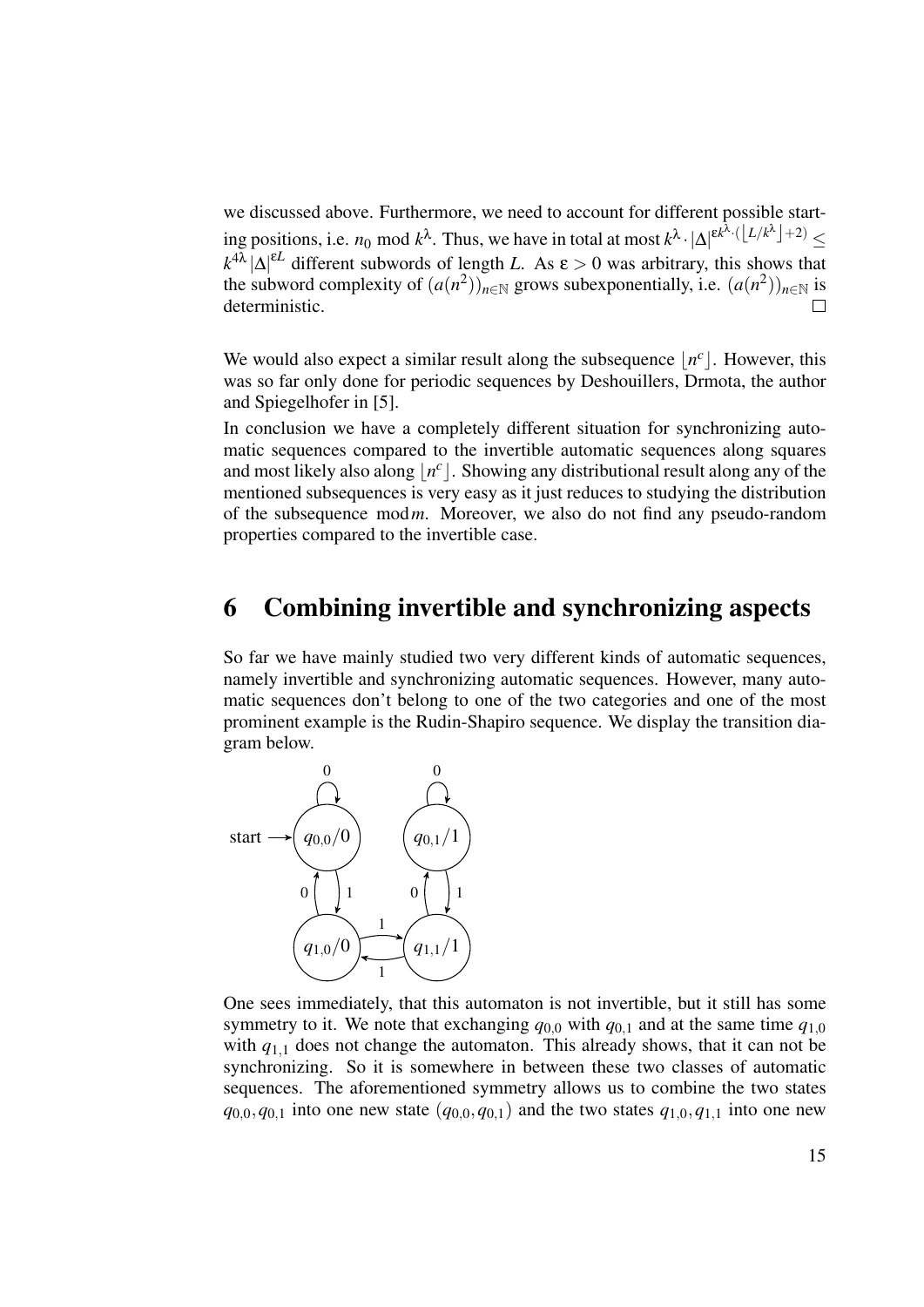we discussed above. Furthermore, we need to account for different possible starting positions, i.e. $n_0 \bmod k^\lambda$. Thus, we have in total at most $k^\lambda \cdot |\Delta|^{\varepsilon k^\lambda \cdot (\lfloor L/k^\lambda \rfloor + 2)} \leq k^{4\lambda} |\Delta|^{\varepsilon L}$ different subwords of length $L$. As $\varepsilon > 0$ was arbitrary, this shows that the subword complexity of $(a(n^2))_{n\in\mathbb{N}}$ grows subexponentially, i.e. $(a(n^2))_{n\in\mathbb{N}}$ is deterministic. □

We would also expect a similar result along the subsequence $\lfloor n^c \rfloor$. However, this was so far only done for periodic sequences by Deshouillers, Drmota, the author and Spiegelhofer in [5].

In conclusion we have a completely different situation for synchronizing automatic sequences compared to the invertible automatic sequences along squares and most likely also along $\lfloor n^c \rfloor$. Showing any distributional result along any of the mentioned subsequences is very easy as it just reduces to studying the distribution of the subsequence $\bmod m$. Moreover, we also do not find any pseudo-random properties compared to the invertible case.

# 6 Combining invertible and synchronizing aspects

So far we have mainly studied two very different kinds of automatic sequences, namely invertible and synchronizing automatic sequences. However, many automatic sequences don't belong to one of the two categories and one of the most prominent example is the Rudin-Shapiro sequence. We display the transition diagram below.

One sees immediately, that this automaton is not invertible, but it still has some symmetry to it. We note that exchanging $q_{0,0}$ with $q_{0,1}$ and at the same time $q_{1,0}$ with $q_{1,1}$ does not change the automaton. This already shows, that it can not be synchronizing. So it is somewhere in between these two classes of automatic sequences. The aforementioned symmetry allows us to combine the two states $q_{0,0}, q_{0,1}$ into one new state $(q_{0,0}, q_{0,1})$ and the two states $q_{1,0}, q_{1,1}$ into one new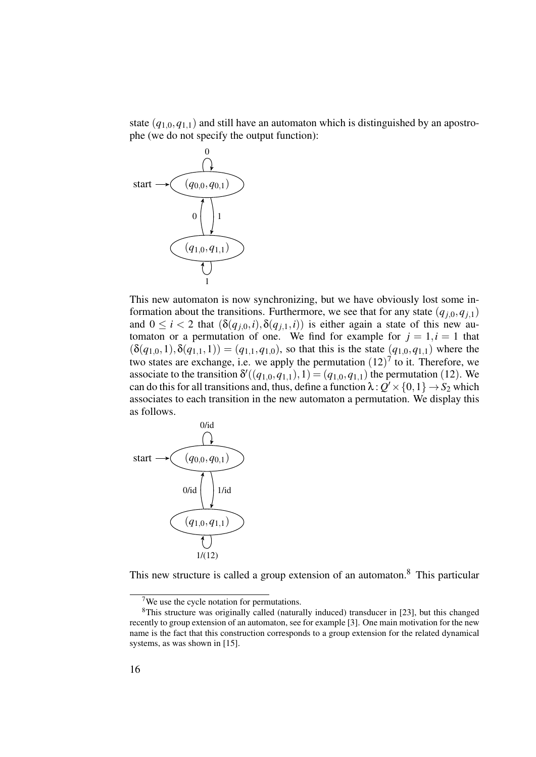state $(q_{1,0}, q_{1,1})$ and still have an automaton which is distinguished by an apostrophe (we do not specify the output function):

This new automaton is now synchronizing, but we have obviously lost some information about the transitions. Furthermore, we see that for any state $(q_{j,0}, q_{j,1})$ and $0 \leq i < 2$ that $(\delta(q_{j,0}, i), \delta(q_{j,1}, i))$ is either again a state of this new automaton or a permutation of one. We find for example for $j = 1, i = 1$ that $(\delta(q_{1,0}, 1), \delta(q_{1,1}, 1)) = (q_{1,1}, q_{1,0})$, so that this is the state $(q_{1,0}, q_{1,1})$ where the two states are exchange, i.e. we apply the permutation $(12)$[7] to it. Therefore, we associate to the transition $\delta'((q_{1,0}, q_{1,1}), 1) = (q_{1,0}, q_{1,1})$ the permutation $(12)$. We can do this for all transitions and, thus, define a function $\lambda : Q' \times \{0, 1\} \to S_2$ which associates to each transition in the new automaton a permutation. We display this as follows.

This new structure is called a group extension of an automaton.[8] This particular

[7] We use the cycle notation for permutations.

[8] This structure was originally called (naturally induced) transducer in [23], but this changed recently to group extension of an automaton, see for example [3]. One main motivation for the new name is the fact that this construction corresponds to a group extension for the related dynamical systems, as was shown in [15].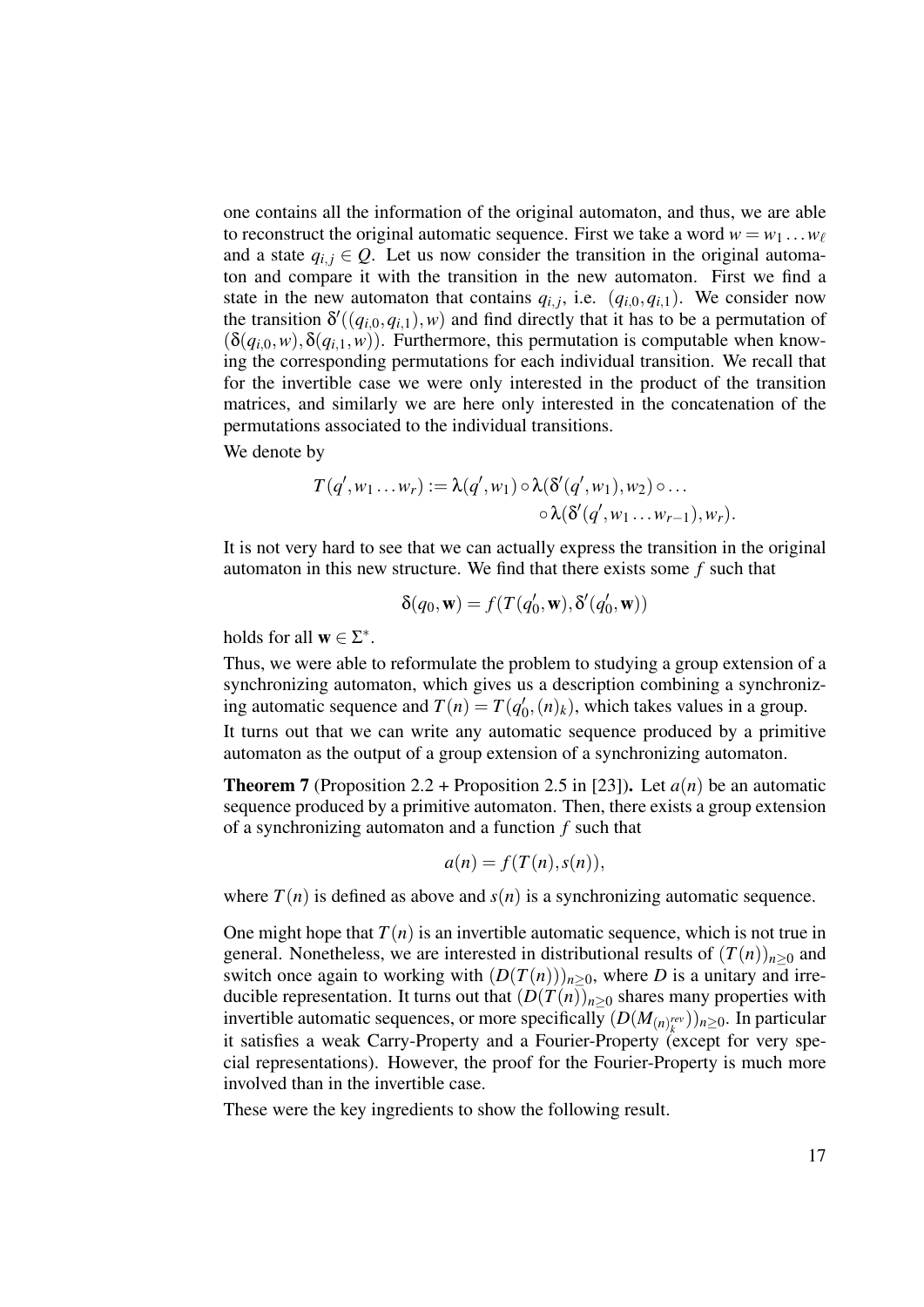one contains all the information of the original automaton, and thus, we are able to reconstruct the original automatic sequence. First we take a word $w = w_1 \dots w_\ell$ and a state $q_{i,j} \in Q$. Let us now consider the transition in the original automaton and compare it with the transition in the new automaton. First we find a state in the new automaton that contains $q_{i,j}$, i.e. $(q_{i,0}, q_{i,1})$. We consider now the transition $\delta'((q_{i,0}, q_{i,1}), w)$ and find directly that it has to be a permutation of $(\delta(q_{i,0}, w), \delta(q_{i,1}, w))$. Furthermore, this permutation is computable when knowing the corresponding permutations for each individual transition. We recall that for the invertible case we were only interested in the product of the transition matrices, and similarly we are here only interested in the concatenation of the permutations associated to the individual transitions.

We denote by

$$T(q', w_1 \dots w_r) := \lambda(q', w_1) \circ \lambda(\delta'(q', w_1), w_2) \circ \dots \circ \lambda(\delta'(q', w_1 \dots w_{r-1}), w_r).$$

It is not very hard to see that we can actually express the transition in the original automaton in this new structure. We find that there exists some $f$ such that

$$\delta(q_0, \mathbf{w}) = f(T(q_0', \mathbf{w}), \delta'(q_0', \mathbf{w}))$$

holds for all $\mathbf{w} \in \Sigma^*$.

Thus, we were able to reformulate the problem to studying a group extension of a synchronizing automaton, which gives us a description combining a synchronizing automatic sequence and $T(n) = T(q_0', (n)_k)$, which takes values in a group.

It turns out that we can write any automatic sequence produced by a primitive automaton as the output of a group extension of a synchronizing automaton.

**Theorem 7** (Proposition 2.2 + Proposition 2.5 in [23])**.** *Let $a(n)$ be an automatic sequence produced by a primitive automaton. Then, there exists a group extension of a synchronizing automaton and a function $f$ such that*

$$a(n) = f(T(n), s(n)),$$

*where $T(n)$ is defined as above and $s(n)$ is a synchronizing automatic sequence.*

One might hope that $T(n)$ is an invertible automatic sequence, which is not true in general. Nonetheless, we are interested in distributional results of $(T(n))_{n\geq 0}$ and switch once again to working with $(D(T(n)))_{n\geq 0}$, where $D$ is a unitary and irreducible representation. It turns out that $(D(T(n))_{n\geq 0}$ shares many properties with invertible automatic sequences, or more specifically $(D(M_{(n)_k^{rev}}))_{n\geq 0}$. In particular it satisfies a weak Carry-Property and a Fourier-Property (except for very special representations). However, the proof for the Fourier-Property is much more involved than in the invertible case.

These were the key ingredients to show the following result.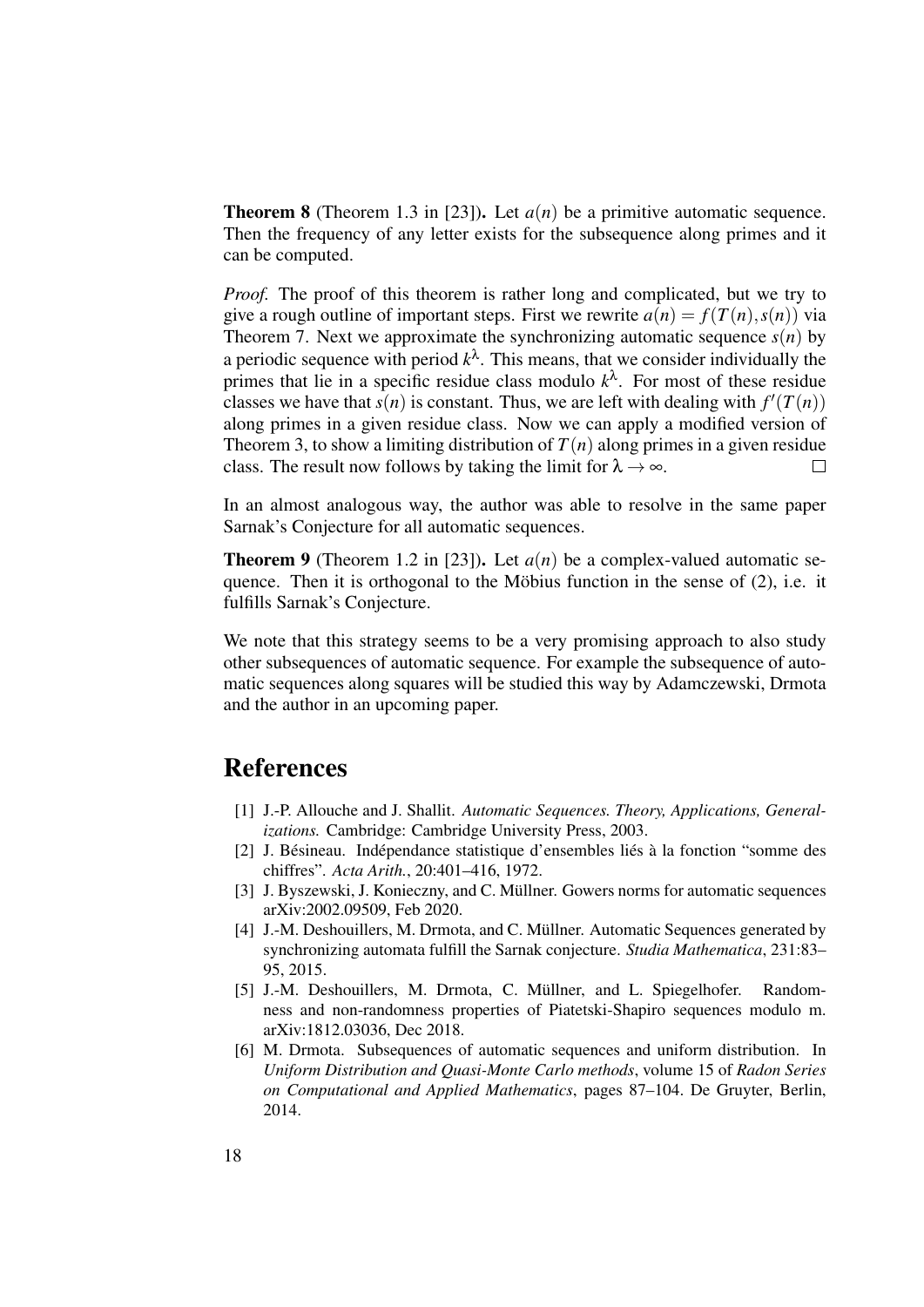**Theorem 8** (Theorem 1.3 in [23])**.** Let $a(n)$ be a primitive automatic sequence. Then the frequency of any letter exists for the subsequence along primes and it can be computed.

*Proof.* The proof of this theorem is rather long and complicated, but we try to give a rough outline of important steps. First we rewrite $a(n) = f(T(n), s(n))$ via Theorem 7. Next we approximate the synchronizing automatic sequence $s(n)$ by a periodic sequence with period $k^{\lambda}$. This means, that we consider individually the primes that lie in a specific residue class modulo $k^{\lambda}$. For most of these residue classes we have that $s(n)$ is constant. Thus, we are left with dealing with $f'(T(n))$ along primes in a given residue class. Now we can apply a modified version of Theorem 3, to show a limiting distribution of $T(n)$ along primes in a given residue class. The result now follows by taking the limit for $\lambda \to \infty$. $\square$

In an almost analogous way, the author was able to resolve in the same paper Sarnak's Conjecture for all automatic sequences.

**Theorem 9** (Theorem 1.2 in [23])**.** Let $a(n)$ be a complex-valued automatic sequence. Then it is orthogonal to the Möbius function in the sense of (2), i.e. it fulfills Sarnak's Conjecture.

We note that this strategy seems to be a very promising approach to also study other subsequences of automatic sequence. For example the subsequence of automatic sequences along squares will be studied this way by Adamczewski, Drmota and the author in an upcoming paper.

# References

[1] J.-P. Allouche and J. Shallit. *Automatic Sequences. Theory, Applications, Generalizations.* Cambridge: Cambridge University Press, 2003.

[2] J. Bésineau. Indépendance statistique d'ensembles liés à la fonction "somme des chiffres". *Acta Arith.*, 20:401–416, 1972.

[3] J. Byszewski, J. Konieczny, and C. Müllner. Gowers norms for automatic sequences arXiv:2002.09509, Feb 2020.

[4] J.-M. Deshouillers, M. Drmota, and C. Müllner. Automatic Sequences generated by synchronizing automata fulfill the Sarnak conjecture. *Studia Mathematica*, 231:83–95, 2015.

[5] J.-M. Deshouillers, M. Drmota, C. Müllner, and L. Spiegelhofer. Randomness and non-randomness properties of Piatetski-Shapiro sequences modulo m. arXiv:1812.03036, Dec 2018.

[6] M. Drmota. Subsequences of automatic sequences and uniform distribution. In *Uniform Distribution and Quasi-Monte Carlo methods*, volume 15 of *Radon Series on Computational and Applied Mathematics*, pages 87–104. De Gruyter, Berlin, 2014.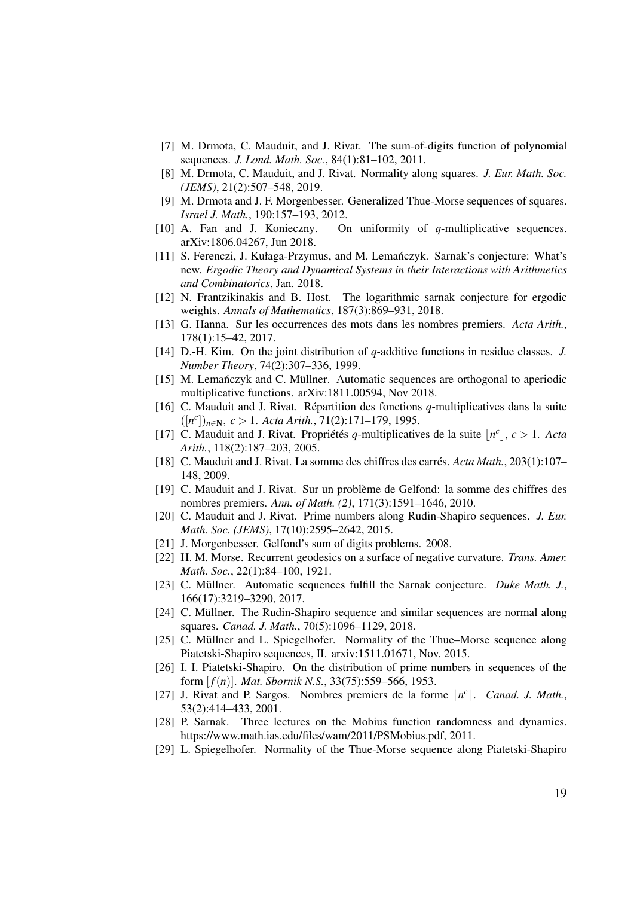[7] M. Drmota, C. Mauduit, and J. Rivat. The sum-of-digits function of polynomial sequences. *J. Lond. Math. Soc.*, 84(1):81–102, 2011.

[8] M. Drmota, C. Mauduit, and J. Rivat. Normality along squares. *J. Eur. Math. Soc. (JEMS)*, 21(2):507–548, 2019.

[9] M. Drmota and J. F. Morgenbesser. Generalized Thue-Morse sequences of squares. *Israel J. Math.*, 190:157–193, 2012.

[10] A. Fan and J. Konieczny. On uniformity of $q$-multiplicative sequences. arXiv:1806.04267, Jun 2018.

[11] S. Ferenczi, J. Kułaga-Przymus, and M. Lemańczyk. Sarnak's conjecture: What's new. *Ergodic Theory and Dynamical Systems in their Interactions with Arithmetics and Combinatorics*, Jan. 2018.

[12] N. Frantzikinakis and B. Host. The logarithmic sarnak conjecture for ergodic weights. *Annals of Mathematics*, 187(3):869–931, 2018.

[13] G. Hanna. Sur les occurrences des mots dans les nombres premiers. *Acta Arith.*, 178(1):15–42, 2017.

[14] D.-H. Kim. On the joint distribution of $q$-additive functions in residue classes. *J. Number Theory*, 74(2):307–336, 1999.

[15] M. Lemańczyk and C. Müllner. Automatic sequences are orthogonal to aperiodic multiplicative functions. arXiv:1811.00594, Nov 2018.

[16] C. Mauduit and J. Rivat. Répartition des fonctions $q$-multiplicatives dans la suite $([n^c])_{n\in\mathbf{N}}$, $c>1$. *Acta Arith.*, 71(2):171–179, 1995.

[17] C. Mauduit and J. Rivat. Propriétés $q$-multiplicatives de la suite $\lfloor n^c \rfloor$, $c>1$. *Acta Arith.*, 118(2):187–203, 2005.

[18] C. Mauduit and J. Rivat. La somme des chiffres des carrés. *Acta Math.*, 203(1):107–148, 2009.

[19] C. Mauduit and J. Rivat. Sur un problème de Gelfond: la somme des chiffres des nombres premiers. *Ann. of Math. (2)*, 171(3):1591–1646, 2010.

[20] C. Mauduit and J. Rivat. Prime numbers along Rudin-Shapiro sequences. *J. Eur. Math. Soc. (JEMS)*, 17(10):2595–2642, 2015.

[21] J. Morgenbesser. Gelfond's sum of digits problems. 2008.

[22] H. M. Morse. Recurrent geodesics on a surface of negative curvature. *Trans. Amer. Math. Soc.*, 22(1):84–100, 1921.

[23] C. Müllner. Automatic sequences fulfill the Sarnak conjecture. *Duke Math. J.*, 166(17):3219–3290, 2017.

[24] C. Müllner. The Rudin-Shapiro sequence and similar sequences are normal along squares. *Canad. J. Math.*, 70(5):1096–1129, 2018.

[25] C. Müllner and L. Spiegelhofer. Normality of the Thue–Morse sequence along Piatetski-Shapiro sequences, II. arxiv:1511.01671, Nov. 2015.

[26] I. I. Piatetski-Shapiro. On the distribution of prime numbers in sequences of the form $[f(n)]$. *Mat. Sbornik N.S.*, 33(75):559–566, 1953.

[27] J. Rivat and P. Sargos. Nombres premiers de la forme $\lfloor n^c \rfloor$. *Canad. J. Math.*, 53(2):414–433, 2001.

[28] P. Sarnak. Three lectures on the Mobius function randomness and dynamics. https://www.math.ias.edu/files/wam/2011/PSMobius.pdf, 2011.

[29] L. Spiegelhofer. Normality of the Thue-Morse sequence along Piatetski-Shapiro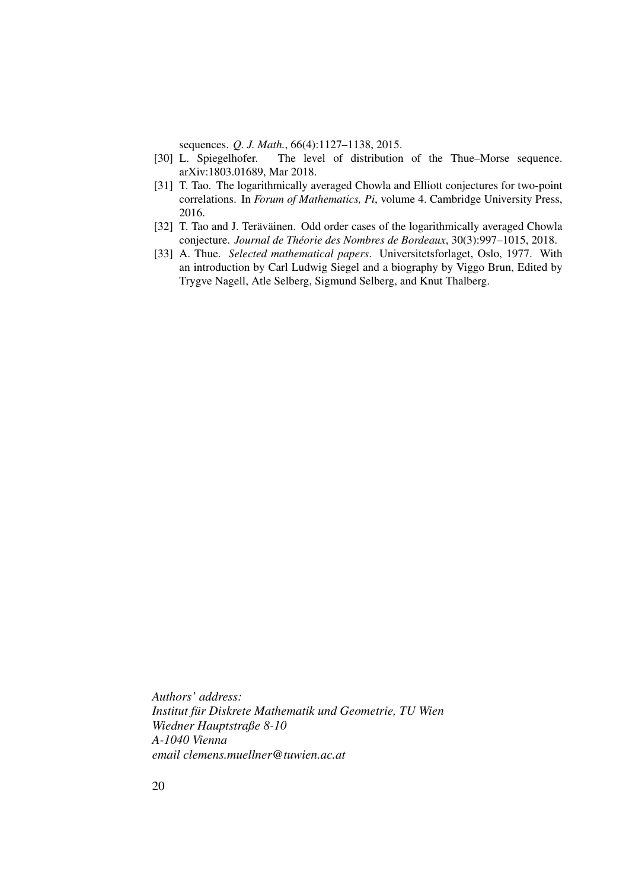sequences. *Q. J. Math.*, 66(4):1127–1138, 2015.

[30] L. Spiegelhofer. The level of distribution of the Thue–Morse sequence. arXiv:1803.01689, Mar 2018.

[31] T. Tao. The logarithmically averaged Chowla and Elliott conjectures for two-point correlations. In *Forum of Mathematics, Pi*, volume 4. Cambridge University Press, 2016.

[32] T. Tao and J. Teräväinen. Odd order cases of the logarithmically averaged Chowla conjecture. *Journal de Théorie des Nombres de Bordeaux*, 30(3):997–1015, 2018.

[33] A. Thue. *Selected mathematical papers*. Universitetsforlaget, Oslo, 1977. With an introduction by Carl Ludwig Siegel and a biography by Viggo Brun, Edited by Trygve Nagell, Atle Selberg, Sigmund Selberg, and Knut Thalberg.

*Authors' address:*
*Institut für Diskrete Mathematik und Geometrie, TU Wien*
*Wiedner Hauptstraße 8-10*
*A-1040 Vienna*
*email clemens.muellner@tuwien.ac.at*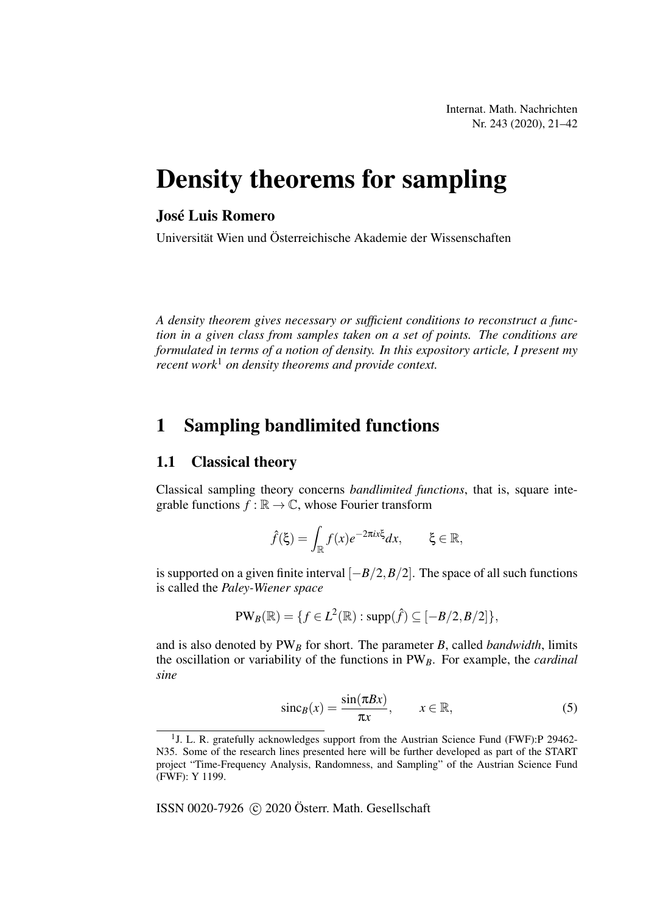# Density theorems for sampling

**José Luis Romero**

Universität Wien und Österreichische Akademie der Wissenschaften

*A density theorem gives necessary or sufficient conditions to reconstruct a function in a given class from samples taken on a set of points. The conditions are formulated in terms of a notion of density. In this expository article, I present my recent work*[1] *on density theorems and provide context.*

## 1 Sampling bandlimited functions

### 1.1 Classical theory

Classical sampling theory concerns *bandlimited functions*, that is, square integrable functions $f : \mathbb{R} \to \mathbb{C}$, whose Fourier transform

$$\hat{f}(\xi) = \int_{\mathbb{R}} f(x) e^{-2\pi i x \xi} dx, \qquad \xi \in \mathbb{R},$$

is supported on a given finite interval $[-B/2, B/2]$. The space of all such functions is called the *Paley-Wiener space*

$$\mathrm{PW}_B(\mathbb{R}) = \{f \in L^2(\mathbb{R}) : \mathrm{supp}(\hat{f}) \subseteq [-B/2, B/2]\},$$

and is also denoted by $\mathrm{PW}_B$ for short. The parameter $B$, called *bandwidth*, limits the oscillation or variability of the functions in $\mathrm{PW}_B$. For example, the *cardinal sine*

$$\mathrm{sinc}_B(x) = \frac{\sin(\pi B x)}{\pi x}, \qquad x \in \mathbb{R}, \tag{5}$$

[1] J. L. R. gratefully acknowledges support from the Austrian Science Fund (FWF):P 29462-N35. Some of the research lines presented here will be further developed as part of the START project "Time-Frequency Analysis, Randomness, and Sampling" of the Austrian Science Fund (FWF): Y 1199.

ISSN 0020-7926 © 2020 Österr. Math. Gesellschaft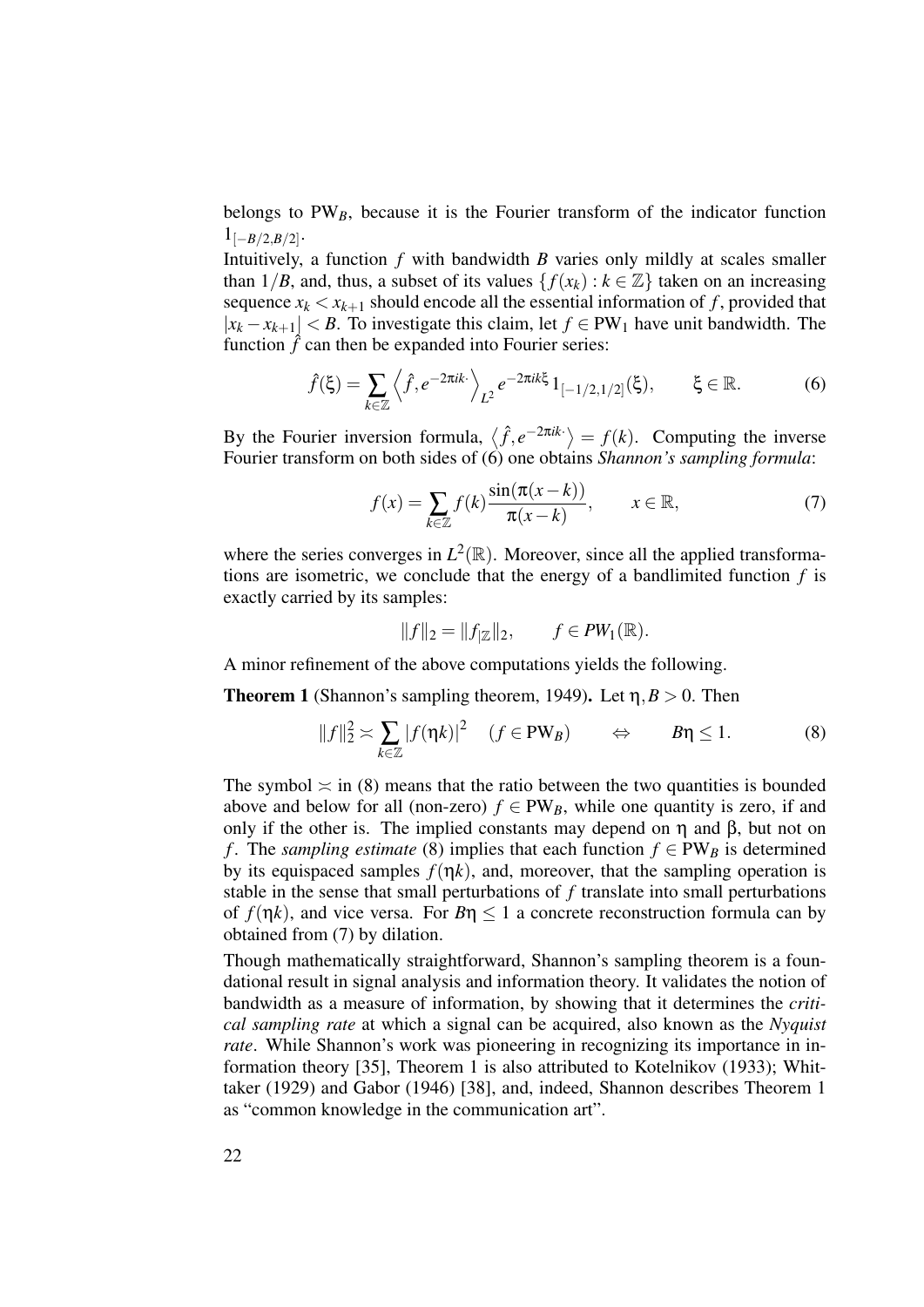belongs to $\mathrm{PW}_B$, because it is the Fourier transform of the indicator function $1_{[-B/2,B/2]}$.

Intuitively, a function $f$ with bandwidth $B$ varies only mildly at scales smaller than $1/B$, and, thus, a subset of its values $\{f(x_k) : k \in \mathbb{Z}\}$ taken on an increasing sequence $x_k < x_{k+1}$ should encode all the essential information of $f$, provided that $|x_k - x_{k+1}| < B$. To investigate this claim, let $f \in \mathrm{PW}_1$ have unit bandwidth. The function $\hat{f}$ can then be expanded into Fourier series:

$$\hat{f}(\xi) = \sum_{k \in \mathbb{Z}} \left\langle \hat{f}, e^{-2\pi i k \cdot} \right\rangle_{L^2} e^{-2\pi i k \xi} 1_{[-1/2,1/2]}(\xi), \qquad \xi \in \mathbb{R}. \tag{6}$$

By the Fourier inversion formula, $\left\langle \hat{f}, e^{-2\pi i k \cdot} \right\rangle = f(k)$. Computing the inverse Fourier transform on both sides of (6) one obtains *Shannon's sampling formula*:

$$f(x) = \sum_{k \in \mathbb{Z}} f(k) \frac{\sin(\pi(x-k))}{\pi(x-k)}, \qquad x \in \mathbb{R}, \tag{7}$$

where the series converges in $L^2(\mathbb{R})$. Moreover, since all the applied transformations are isometric, we conclude that the energy of a bandlimited function $f$ is exactly carried by its samples:

$$\|f\|_2 = \|f_{|\mathbb{Z}}\|_2, \qquad f \in PW_1(\mathbb{R}).$$

A minor refinement of the above computations yields the following.

**Theorem 1** (Shannon's sampling theorem, 1949)**.** Let $\eta, B > 0$. Then

$$\|f\|_2^2 \asymp \sum_{k \in \mathbb{Z}} |f(\eta k)|^2 \quad (f \in \mathrm{PW}_B) \qquad \Leftrightarrow \qquad B\eta \leq 1. \tag{8}$$

The symbol $\asymp$ in (8) means that the ratio between the two quantities is bounded above and below for all (non-zero) $f \in \mathrm{PW}_B$, while one quantity is zero, if and only if the other is. The implied constants may depend on $\eta$ and $\beta$, but not on $f$. The *sampling estimate* (8) implies that each function $f \in \mathrm{PW}_B$ is determined by its equispaced samples $f(\eta k)$, and, moreover, that the sampling operation is stable in the sense that small perturbations of $f$ translate into small perturbations of $f(\eta k)$, and vice versa. For $B\eta \leq 1$ a concrete reconstruction formula can by obtained from (7) by dilation.

Though mathematically straightforward, Shannon's sampling theorem is a foundational result in signal analysis and information theory. It validates the notion of bandwidth as a measure of information, by showing that it determines the *critical sampling rate* at which a signal can be acquired, also known as the *Nyquist rate*. While Shannon's work was pioneering in recognizing its importance in information theory [35], Theorem 1 is also attributed to Kotelnikov (1933); Whittaker (1929) and Gabor (1946) [38], and, indeed, Shannon describes Theorem 1 as "common knowledge in the communication art".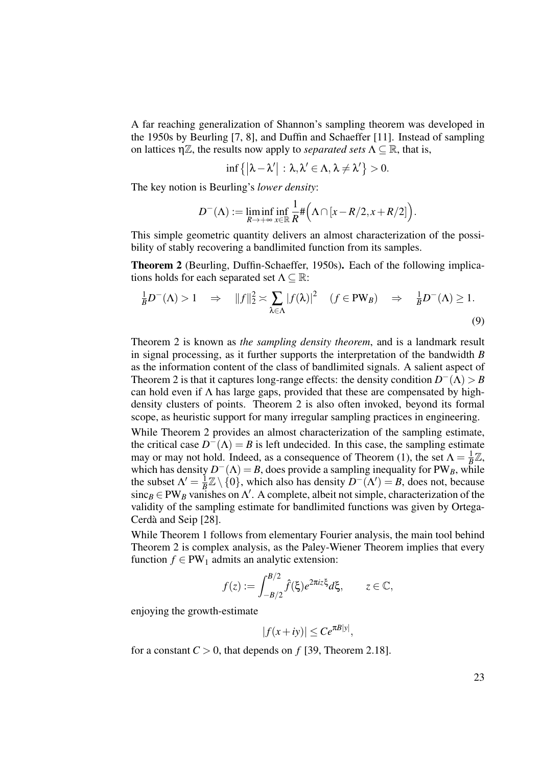A far reaching generalization of Shannon's sampling theorem was developed in the 1950s by Beurling [7, 8], and Duffin and Schaeffer [11]. Instead of sampling on lattices $\eta\mathbb{Z}$, the results now apply to *separated sets* $\Lambda \subseteq \mathbb{R}$, that is,

$$\inf\left\{\left|\lambda - \lambda'\right| : \lambda, \lambda' \in \Lambda, \lambda \neq \lambda'\right\} > 0.$$

The key notion is Beurling's *lower density*:

$$D^-(\Lambda) := \liminf_{R \to +\infty} \inf_{x \in \mathbb{R}} \frac{1}{R} \#\Big(\Lambda \cap [x - R/2, x + R/2]\Big).$$

This simple geometric quantity delivers an almost characterization of the possibility of stably recovering a bandlimited function from its samples.

**Theorem 2** (Beurling, Duffin-Schaeffer, 1950s)**.** Each of the following implications holds for each separated set $\Lambda \subseteq \mathbb{R}$:

$$\tfrac{1}{B} D^-(\Lambda) > 1 \quad \Rightarrow \quad \|f\|_2^2 \asymp \sum_{\lambda \in \Lambda} |f(\lambda)|^2 \quad (f \in \mathrm{PW}_B) \quad \Rightarrow \quad \tfrac{1}{B} D^-(\Lambda) \geq 1. \tag{9}$$

Theorem 2 is known as *the sampling density theorem*, and is a landmark result in signal processing, as it further supports the interpretation of the bandwidth $B$ as the information content of the class of bandlimited signals. A salient aspect of Theorem 2 is that it captures long-range effects: the density condition $D^-(\Lambda) > B$ can hold even if $\Lambda$ has large gaps, provided that these are compensated by high-density clusters of points. Theorem 2 is also often invoked, beyond its formal scope, as heuristic support for many irregular sampling practices in engineering.

While Theorem 2 provides an almost characterization of the sampling estimate, the critical case $D^-(\Lambda) = B$ is left undecided. In this case, the sampling estimate may or may not hold. Indeed, as a consequence of Theorem (1), the set $\Lambda = \frac{1}{B}\mathbb{Z}$, which has density $D^-(\Lambda) = B$, does provide a sampling inequality for $\mathrm{PW}_B$, while the subset $\Lambda' = \frac{1}{B}\mathbb{Z} \setminus \{0\}$, which also has density $D^-(\Lambda') = B$, does not, because $\mathrm{sinc}_B \in \mathrm{PW}_B$ vanishes on $\Lambda'$. A complete, albeit not simple, characterization of the validity of the sampling estimate for bandlimited functions was given by Ortega-Cerdà and Seip [28].

While Theorem 1 follows from elementary Fourier analysis, the main tool behind Theorem 2 is complex analysis, as the Paley-Wiener Theorem implies that every function $f \in \mathrm{PW}_1$ admits an analytic extension:

$$f(z) := \int_{-B/2}^{B/2} \hat{f}(\xi) e^{2\pi i z \xi} d\xi, \qquad z \in \mathbb{C},$$

enjoying the growth-estimate

$$|f(x+iy)| \leq C e^{\pi B |y|},$$

for a constant $C > 0$, that depends on $f$ [39, Theorem 2.18].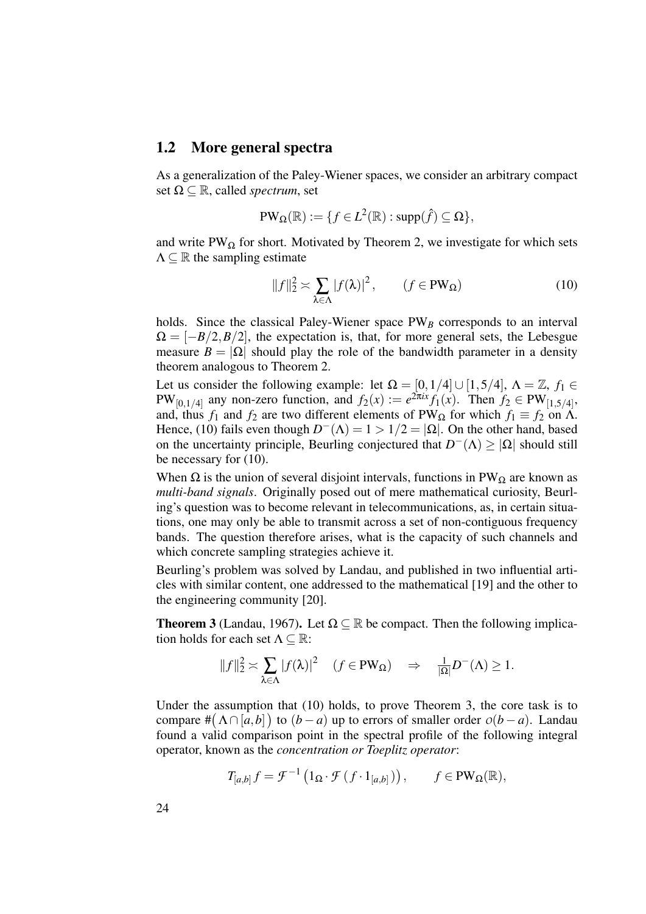## 1.2 More general spectra

As a generalization of the Paley-Wiener spaces, we consider an arbitrary compact set $\Omega \subseteq \mathbb{R}$, called *spectrum*, set

$$\mathrm{PW}_\Omega(\mathbb{R}) := \{f \in L^2(\mathbb{R}) : \mathrm{supp}(\hat{f}) \subseteq \Omega\},$$

and write $\mathrm{PW}_\Omega$ for short. Motivated by Theorem 2, we investigate for which sets $\Lambda \subseteq \mathbb{R}$ the sampling estimate

$$\|f\|_2^2 \asymp \sum_{\lambda \in \Lambda} |f(\lambda)|^2, \qquad (f \in \mathrm{PW}_\Omega) \tag{10}$$

holds. Since the classical Paley-Wiener space $\mathrm{PW}_B$ corresponds to an interval $\Omega = [-B/2, B/2]$, the expectation is, that, for more general sets, the Lebesgue measure $B = |\Omega|$ should play the role of the bandwidth parameter in a density theorem analogous to Theorem 2.

Let us consider the following example: let $\Omega = [0, 1/4] \cup [1, 5/4]$, $\Lambda = \mathbb{Z}$, $f_1 \in \mathrm{PW}_{[0,1/4]}$ any non-zero function, and $f_2(x) := e^{2\pi i x} f_1(x)$. Then $f_2 \in \mathrm{PW}_{[1,5/4]}$, and, thus $f_1$ and $f_2$ are two different elements of $\mathrm{PW}_\Omega$ for which $f_1 \equiv f_2$ on $\Lambda$. Hence, (10) fails even though $D^-(\Lambda) = 1 > 1/2 = |\Omega|$. On the other hand, based on the uncertainty principle, Beurling conjectured that $D^-(\Lambda) \geq |\Omega|$ should still be necessary for (10).

When $\Omega$ is the union of several disjoint intervals, functions in $\mathrm{PW}_\Omega$ are known as *multi-band signals*. Originally posed out of mere mathematical curiosity, Beurling's question was to become relevant in telecommunications, as, in certain situations, one may only be able to transmit across a set of non-contiguous frequency bands. The question therefore arises, what is the capacity of such channels and which concrete sampling strategies achieve it.

Beurling's problem was solved by Landau, and published in two influential articles with similar content, one addressed to the mathematical [19] and the other to the engineering community [20].

**Theorem 3** (Landau, 1967)**.** Let $\Omega \subseteq \mathbb{R}$ be compact. Then the following implication holds for each set $\Lambda \subseteq \mathbb{R}$:

$$\|f\|_2^2 \asymp \sum_{\lambda \in \Lambda} |f(\lambda)|^2 \quad (f \in \mathrm{PW}_\Omega) \quad \Rightarrow \quad \tfrac{1}{|\Omega|} D^-(\Lambda) \geq 1.$$

Under the assumption that (10) holds, to prove Theorem 3, the core task is to compare $\#\big(\Lambda \cap [a,b]\big)$ to $(b-a)$ up to errors of smaller order $o(b-a)$. Landau found a valid comparison point in the spectral profile of the following integral operator, known as the *concentration or Toeplitz operator*:

$$T_{[a,b]} f = \mathcal{F}^{-1}\left(1_\Omega \cdot \mathcal{F}\left(f \cdot 1_{[a,b]}\right)\right), \qquad f \in \mathrm{PW}_\Omega(\mathbb{R}),$$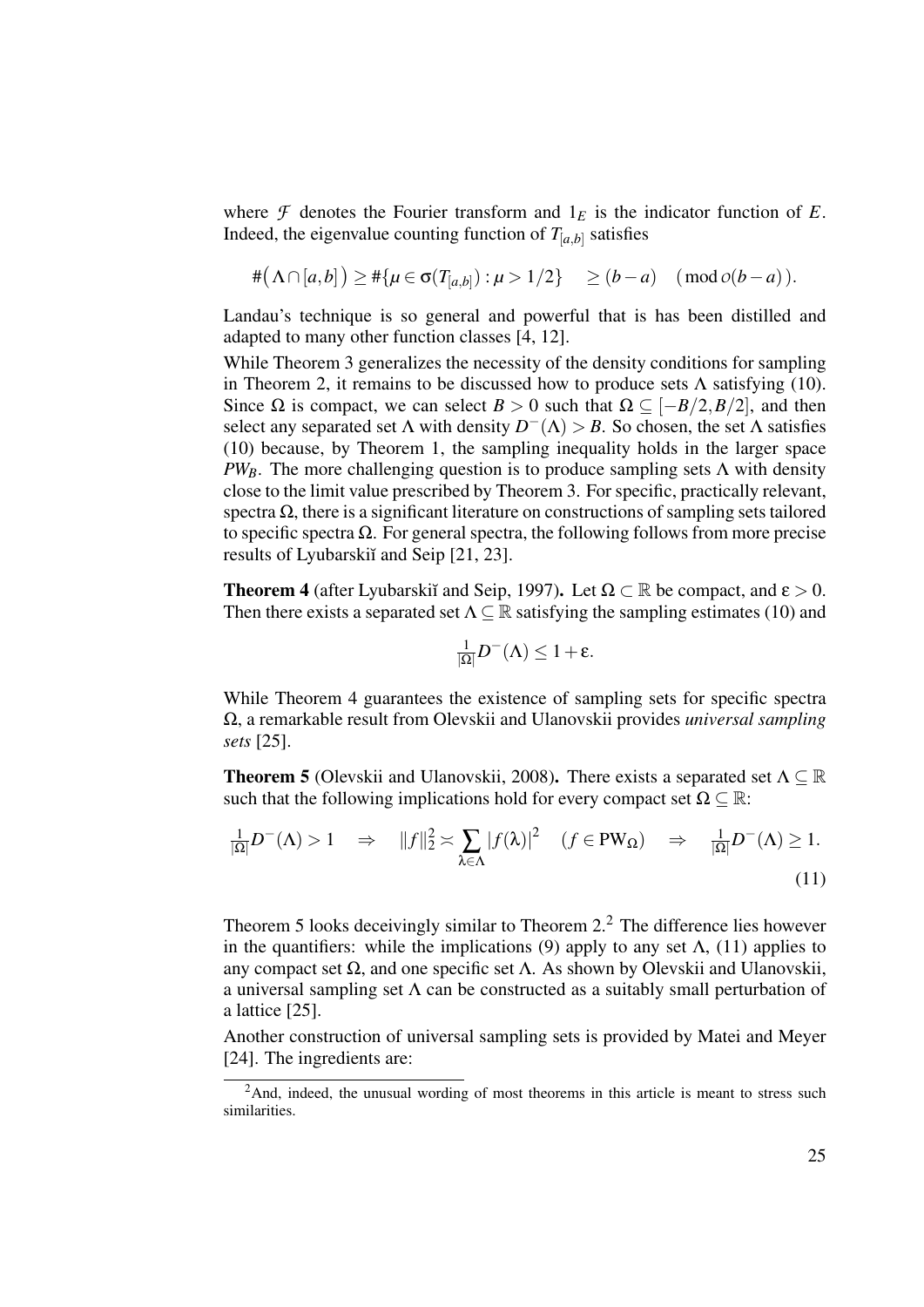where $\mathcal{F}$ denotes the Fourier transform and $1_E$ is the indicator function of $E$. Indeed, the eigenvalue counting function of $T_{[a,b]}$ satisfies

$$\#\big(\Lambda \cap [a,b]\big) \geq \#\{\mu \in \sigma(T_{[a,b]}) : \mu > 1/2\} \quad \geq (b-a) \quad (\operatorname{mod} o(b-a)).$$

Landau's technique is so general and powerful that is has been distilled and adapted to many other function classes [4, 12].

While Theorem 3 generalizes the necessity of the density conditions for sampling in Theorem 2, it remains to be discussed how to produce sets $\Lambda$ satisfying (10). Since $\Omega$ is compact, we can select $B > 0$ such that $\Omega \subseteq [-B/2, B/2]$, and then select any separated set $\Lambda$ with density $D^-(\Lambda) > B$. So chosen, the set $\Lambda$ satisfies (10) because, by Theorem 1, the sampling inequality holds in the larger space $PW_B$. The more challenging question is to produce sampling sets $\Lambda$ with density close to the limit value prescribed by Theorem 3. For specific, practically relevant, spectra $\Omega$, there is a significant literature on constructions of sampling sets tailored to specific spectra $\Omega$. For general spectra, the following follows from more precise results of Lyubarskiĭ and Seip [21, 23].

**Theorem 4** (after Lyubarskiĭ and Seip, 1997)**.** Let $\Omega \subset \mathbb{R}$ be compact, and $\varepsilon > 0$. Then there exists a separated set $\Lambda \subseteq \mathbb{R}$ satisfying the sampling estimates (10) and

$$\tfrac{1}{|\Omega|} D^-(\Lambda) \leq 1 + \varepsilon.$$

While Theorem 4 guarantees the existence of sampling sets for specific spectra $\Omega$, a remarkable result from Olevskii and Ulanovskii provides *universal sampling sets* [25].

**Theorem 5** (Olevskii and Ulanovskii, 2008)**.** There exists a separated set $\Lambda \subseteq \mathbb{R}$ such that the following implications hold for every compact set $\Omega \subseteq \mathbb{R}$:

$$\tfrac{1}{|\Omega|} D^-(\Lambda) > 1 \quad \Rightarrow \quad \|f\|_2^2 \asymp \sum_{\lambda \in \Lambda} |f(\lambda)|^2 \quad (f \in \mathrm{PW}_\Omega) \quad \Rightarrow \quad \tfrac{1}{|\Omega|} D^-(\Lambda) \geq 1. \tag{11}$$

Theorem 5 looks deceivingly similar to Theorem 2.[2] The difference lies however in the quantifiers: while the implications (9) apply to any set $\Lambda$, (11) applies to any compact set $\Omega$, and one specific set $\Lambda$. As shown by Olevskii and Ulanovskii, a universal sampling set $\Lambda$ can be constructed as a suitably small perturbation of a lattice [25].

Another construction of universal sampling sets is provided by Matei and Meyer [24]. The ingredients are:

[2] And, indeed, the unusual wording of most theorems in this article is meant to stress such similarities.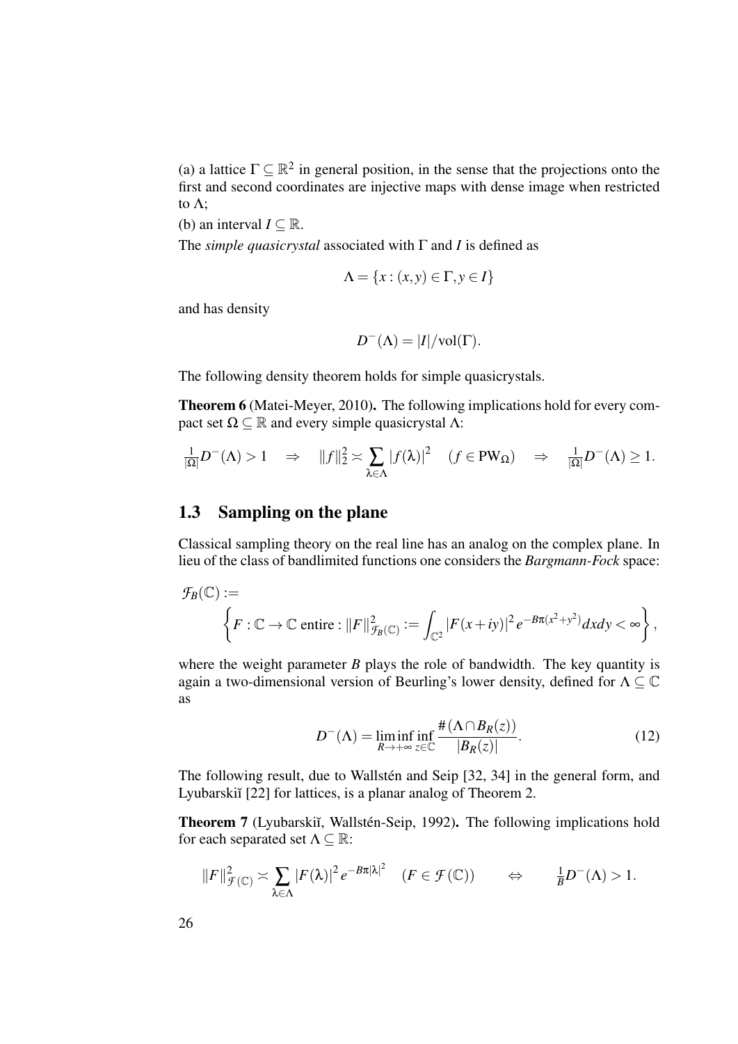(a) a lattice $\Gamma \subseteq \mathbb{R}^2$ in general position, in the sense that the projections onto the first and second coordinates are injective maps with dense image when restricted to $\Lambda$;

(b) an interval $I \subseteq \mathbb{R}$.

The *simple quasicrystal* associated with $\Gamma$ and $I$ is defined as

$$\Lambda = \{x : (x,y) \in \Gamma, y \in I\}$$

and has density

$$D^-(\Lambda) = |I|/\mathrm{vol}(\Gamma).$$

The following density theorem holds for simple quasicrystals.

**Theorem 6** (Matei-Meyer, 2010)**.** The following implications hold for every compact set $\Omega \subseteq \mathbb{R}$ and every simple quasicrystal $\Lambda$:

$$\tfrac{1}{|\Omega|}D^-(\Lambda) > 1 \quad \Rightarrow \quad \|f\|_2^2 \asymp \sum_{\lambda \in \Lambda} |f(\lambda)|^2 \quad (f \in \mathrm{PW}_\Omega) \quad \Rightarrow \quad \tfrac{1}{|\Omega|}D^-(\Lambda) \geq 1.$$

## 1.3 Sampling on the plane

Classical sampling theory on the real line has an analog on the complex plane. In lieu of the class of bandlimited functions one considers the *Bargmann-Fock* space:

$$\mathcal{F}_B(\mathbb{C}) := \left\{ F : \mathbb{C} \to \mathbb{C} \text{ entire} : \|F\|^2_{\mathcal{F}_B(\mathbb{C})} := \int_{\mathbb{C}^2} |F(x+iy)|^2 e^{-B\pi(x^2+y^2)} dxdy < \infty \right\},$$

where the weight parameter $B$ plays the role of bandwidth. The key quantity is again a two-dimensional version of Beurling's lower density, defined for $\Lambda \subseteq \mathbb{C}$ as

$$D^-(\Lambda) = \liminf_{R \to +\infty} \inf_{z \in \mathbb{C}} \frac{\#(\Lambda \cap B_R(z))}{|B_R(z)|}. \tag{12}$$

The following result, due to Wallstén and Seip [32, 34] in the general form, and Lyubarskiĭ [22] for lattices, is a planar analog of Theorem 2.

**Theorem 7** (Lyubarskiĭ, Wallstén-Seip, 1992)**.** The following implications hold for each separated set $\Lambda \subseteq \mathbb{R}$:

$$\|F\|^2_{\mathcal{F}(\mathbb{C})} \asymp \sum_{\lambda \in \Lambda} |F(\lambda)|^2 e^{-B\pi|\lambda|^2} \quad (F \in \mathcal{F}(\mathbb{C})) \qquad \Leftrightarrow \qquad \tfrac{1}{B}D^-(\Lambda) > 1.$$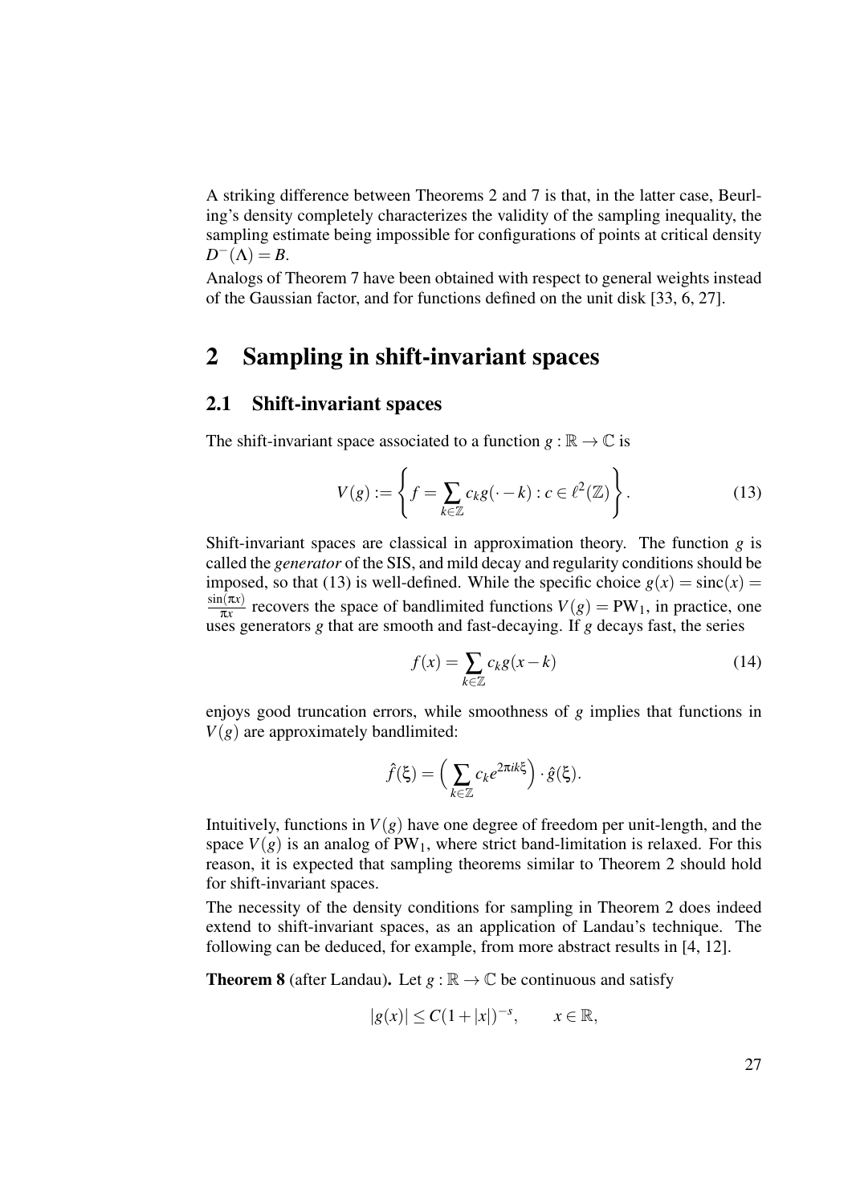A striking difference between Theorems 2 and 7 is that, in the latter case, Beurling's density completely characterizes the validity of the sampling inequality, the sampling estimate being impossible for configurations of points at critical density $D^-(\Lambda) = B$.

Analogs of Theorem 7 have been obtained with respect to general weights instead of the Gaussian factor, and for functions defined on the unit disk [33, 6, 27].

# 2 Sampling in shift-invariant spaces

## 2.1 Shift-invariant spaces

The shift-invariant space associated to a function $g : \mathbb{R} \to \mathbb{C}$ is

$$V(g) := \left\{ f = \sum_{k\in\mathbb{Z}} c_k g(\cdot - k) : c \in \ell^2(\mathbb{Z}) \right\}. \tag{13}$$

Shift-invariant spaces are classical in approximation theory. The function $g$ is called the *generator* of the SIS, and mild decay and regularity conditions should be imposed, so that (13) is well-defined. While the specific choice $g(x) = \operatorname{sinc}(x) = \frac{\sin(\pi x)}{\pi x}$ recovers the space of bandlimited functions $V(g) = \mathrm{PW}_1$, in practice, one uses generators $g$ that are smooth and fast-decaying. If $g$ decays fast, the series

$$f(x) = \sum_{k\in\mathbb{Z}} c_k g(x-k) \tag{14}$$

enjoys good truncation errors, while smoothness of $g$ implies that functions in $V(g)$ are approximately bandlimited:

$$\hat{f}(\xi) = \Big( \sum_{k\in\mathbb{Z}} c_k e^{2\pi i k \xi} \Big) \cdot \hat{g}(\xi).$$

Intuitively, functions in $V(g)$ have one degree of freedom per unit-length, and the space $V(g)$ is an analog of $\mathrm{PW}_1$, where strict band-limitation is relaxed. For this reason, it is expected that sampling theorems similar to Theorem 2 should hold for shift-invariant spaces.

The necessity of the density conditions for sampling in Theorem 2 does indeed extend to shift-invariant spaces, as an application of Landau's technique. The following can be deduced, for example, from more abstract results in [4, 12].

**Theorem 8** (after Landau). Let $g : \mathbb{R} \to \mathbb{C}$ be continuous and satisfy

$$|g(x)| \le C(1+|x|)^{-s}, \qquad x \in \mathbb{R},$$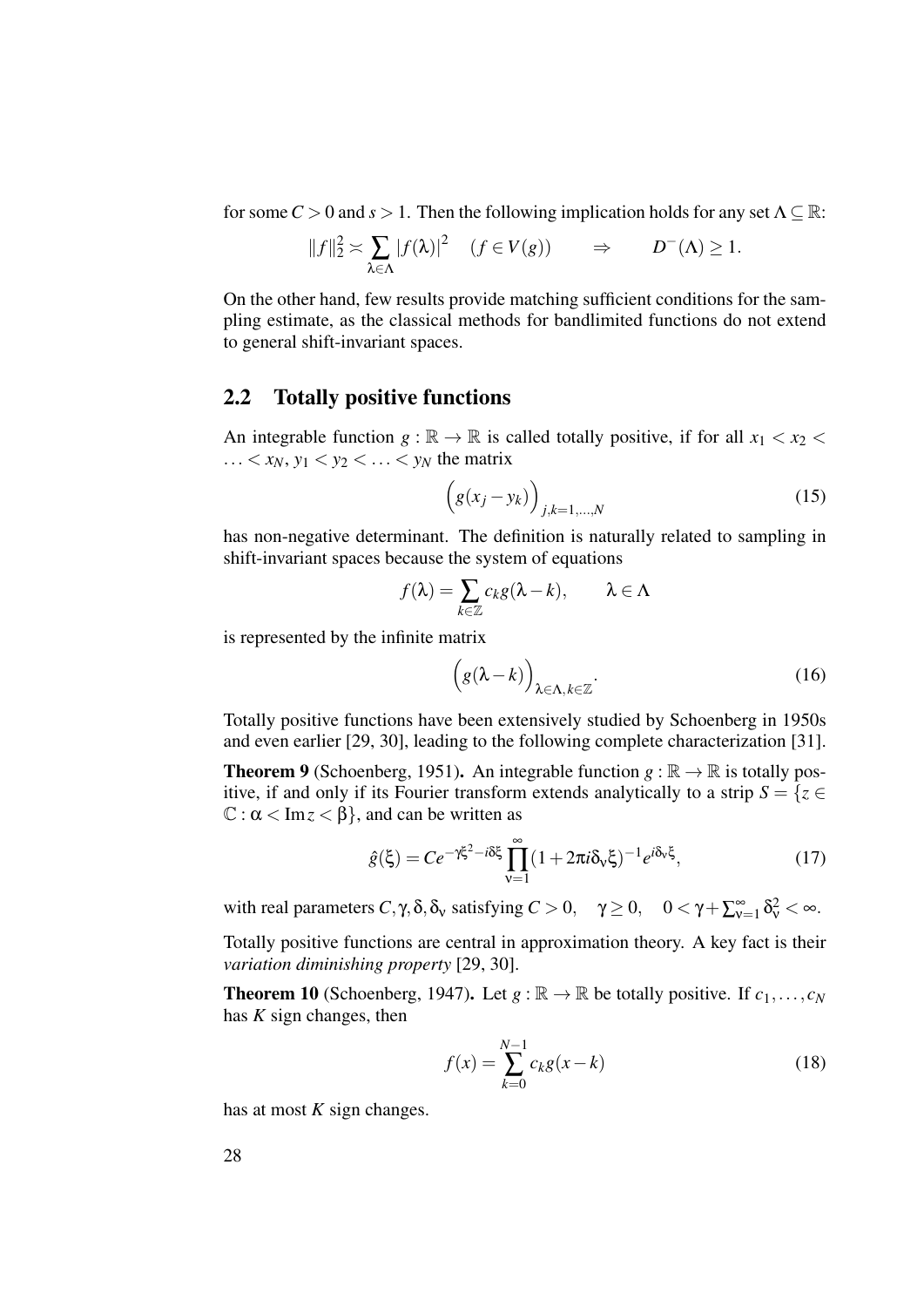for some $C > 0$ and $s > 1$. Then the following implication holds for any set $\Lambda \subseteq \mathbb{R}$:

$$\|f\|_2^2 \asymp \sum_{\lambda\in\Lambda} |f(\lambda)|^2 \quad (f \in V(g)) \qquad \Rightarrow \qquad D^-(\Lambda) \geq 1.$$

On the other hand, few results provide matching sufficient conditions for the sampling estimate, as the classical methods for bandlimited functions do not extend to general shift-invariant spaces.

## 2.2 Totally positive functions

An integrable function $g : \mathbb{R} \to \mathbb{R}$ is called totally positive, if for all $x_1 < x_2 < \ldots < x_N$, $y_1 < y_2 < \ldots < y_N$ the matrix

$$\Big(g(x_j - y_k)\Big)_{j,k=1,\ldots,N} \tag{15}$$

has non-negative determinant. The definition is naturally related to sampling in shift-invariant spaces because the system of equations

$$f(\lambda) = \sum_{k\in\mathbb{Z}} c_k g(\lambda - k), \qquad \lambda \in \Lambda$$

is represented by the infinite matrix

$$\Big(g(\lambda - k)\Big)_{\lambda\in\Lambda, k\in\mathbb{Z}}. \tag{16}$$

Totally positive functions have been extensively studied by Schoenberg in 1950s and even earlier [29, 30], leading to the following complete characterization [31].

**Theorem 9** (Schoenberg, 1951)**.** An integrable function $g : \mathbb{R} \to \mathbb{R}$ is totally positive, if and only if its Fourier transform extends analytically to a strip $S = \{z \in \mathbb{C} : \alpha < \operatorname{Im} z < \beta\}$, and can be written as

$$\hat{g}(\xi) = Ce^{-\gamma\xi^2 - i\delta\xi} \prod_{\nu=1}^{\infty} (1 + 2\pi i \delta_\nu \xi)^{-1} e^{i\delta_\nu \xi}, \tag{17}$$

with real parameters $C, \gamma, \delta, \delta_\nu$ satisfying $C > 0, \quad \gamma \geq 0, \quad 0 < \gamma + \sum_{\nu=1}^{\infty} \delta_\nu^2 < \infty$.

Totally positive functions are central in approximation theory. A key fact is their *variation diminishing property* [29, 30].

**Theorem 10** (Schoenberg, 1947)**.** Let $g : \mathbb{R} \to \mathbb{R}$ be totally positive. If $c_1, \ldots, c_N$ has $K$ sign changes, then

$$f(x) = \sum_{k=0}^{N-1} c_k g(x - k) \tag{18}$$

has at most $K$ sign changes.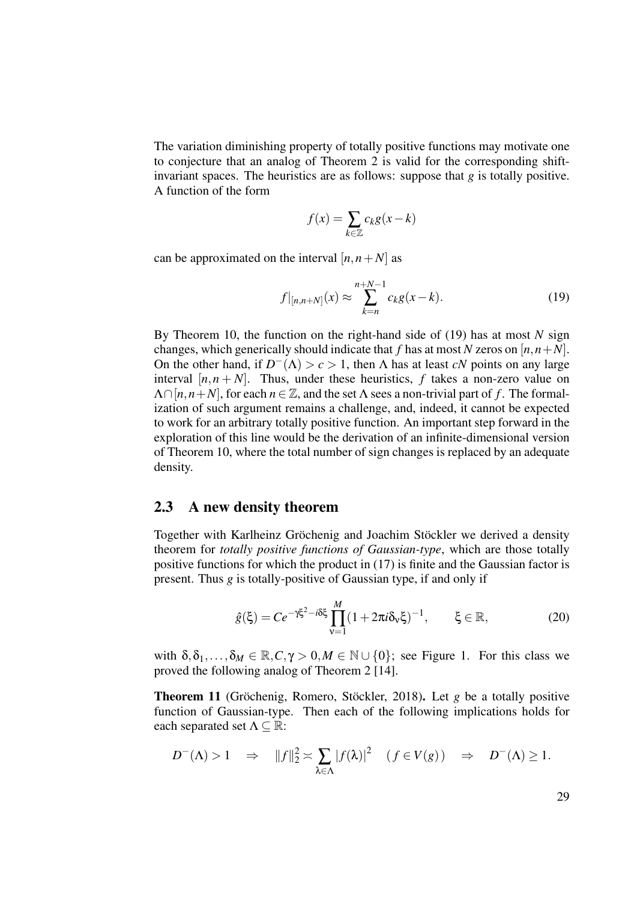The variation diminishing property of totally positive functions may motivate one to conjecture that an analog of Theorem 2 is valid for the corresponding shift-invariant spaces. The heuristics are as follows: suppose that $g$ is totally positive. A function of the form

$$f(x) = \sum_{k \in \mathbb{Z}} c_k g(x-k)$$

can be approximated on the interval $[n, n+N]$ as

$$f|_{[n,n+N]}(x) \approx \sum_{k=n}^{n+N-1} c_k g(x-k). \tag{19}$$

By Theorem 10, the function on the right-hand side of (19) has at most $N$ sign changes, which generically should indicate that $f$ has at most $N$ zeros on $[n, n+N]$. On the other hand, if $D^-(\Lambda) > c > 1$, then $\Lambda$ has at least $cN$ points on any large interval $[n, n+N]$. Thus, under these heuristics, $f$ takes a non-zero value on $\Lambda \cap [n, n+N]$, for each $n \in \mathbb{Z}$, and the set $\Lambda$ sees a non-trivial part of $f$. The formalization of such argument remains a challenge, and, indeed, it cannot be expected to work for an arbitrary totally positive function. An important step forward in the exploration of this line would be the derivation of an infinite-dimensional version of Theorem 10, where the total number of sign changes is replaced by an adequate density.

## 2.3 A new density theorem

Together with Karlheinz Gröchenig and Joachim Stöckler we derived a density theorem for *totally positive functions of Gaussian-type*, which are those totally positive functions for which the product in (17) is finite and the Gaussian factor is present. Thus $g$ is totally-positive of Gaussian type, if and only if

$$\hat{g}(\xi) = Ce^{-\gamma\xi^2 - i\delta\xi} \prod_{\nu=1}^{M} (1 + 2\pi i \delta_\nu \xi)^{-1}, \qquad \xi \in \mathbb{R}, \tag{20}$$

with $\delta, \delta_1, \dots, \delta_M \in \mathbb{R}, C, \gamma > 0, M \in \mathbb{N} \cup \{0\}$; see Figure 1. For this class we proved the following analog of Theorem 2 [14].

**Theorem 11** (Gröchenig, Romero, Stöckler, 2018). Let $g$ be a totally positive function of Gaussian-type. Then each of the following implications holds for each separated set $\Lambda \subseteq \mathbb{R}$:

$$D^-(\Lambda) > 1 \quad \Rightarrow \quad \|f\|_2^2 \asymp \sum_{\lambda \in \Lambda} |f(\lambda)|^2 \quad (f \in V(g)) \quad \Rightarrow \quad D^-(\Lambda) \geq 1.$$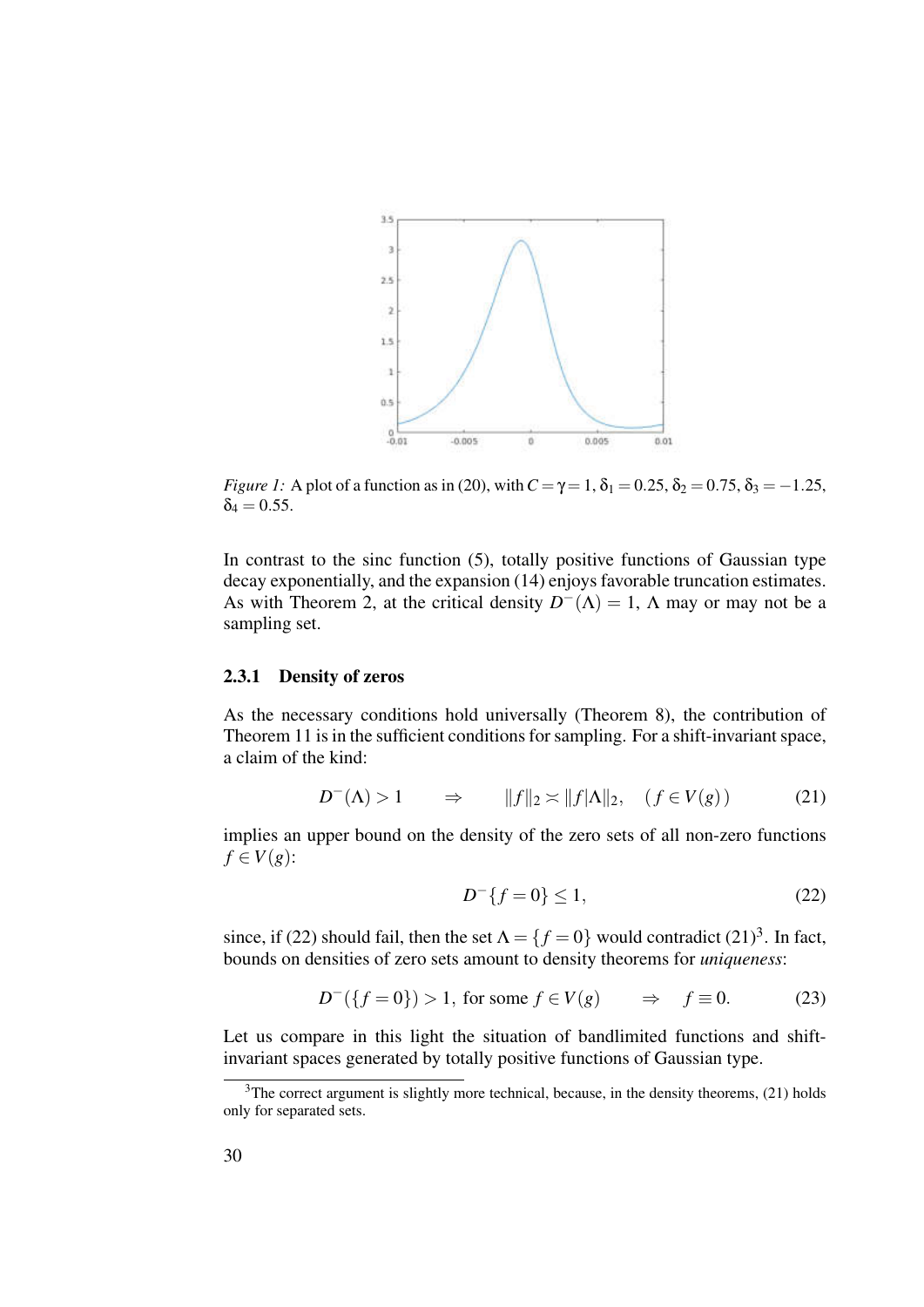*Figure 1:* A plot of a function as in (20), with $C = \gamma = 1$, $\delta_1 = 0.25$, $\delta_2 = 0.75$, $\delta_3 = -1.25$, $\delta_4 = 0.55$.

In contrast to the sinc function (5), totally positive functions of Gaussian type decay exponentially, and the expansion (14) enjoys favorable truncation estimates. As with Theorem 2, at the critical density $D^-(\Lambda) = 1$, $\Lambda$ may or may not be a sampling set.

### 2.3.1 Density of zeros

As the necessary conditions hold universally (Theorem 8), the contribution of Theorem 11 is in the sufficient conditions for sampling. For a shift-invariant space, a claim of the kind:

$$D^-(\Lambda) > 1 \qquad \Rightarrow \qquad \|f\|_2 \asymp \|f|\Lambda\|_2, \quad (f \in V(g)) \tag{21}$$

implies an upper bound on the density of the zero sets of all non-zero functions $f \in V(g)$:

$$D^-\{f = 0\} \leq 1, \tag{22}$$

since, if (22) should fail, then the set $\Lambda = \{f = 0\}$ would contradict (21)[3]. In fact, bounds on densities of zero sets amount to density theorems for *uniqueness*:

$$D^-(\{f = 0\}) > 1, \text{ for some } f \in V(g) \qquad \Rightarrow \qquad f \equiv 0. \tag{23}$$

Let us compare in this light the situation of bandlimited functions and shift-invariant spaces generated by totally positive functions of Gaussian type.

[3]The correct argument is slightly more technical, because, in the density theorems, (21) holds only for separated sets.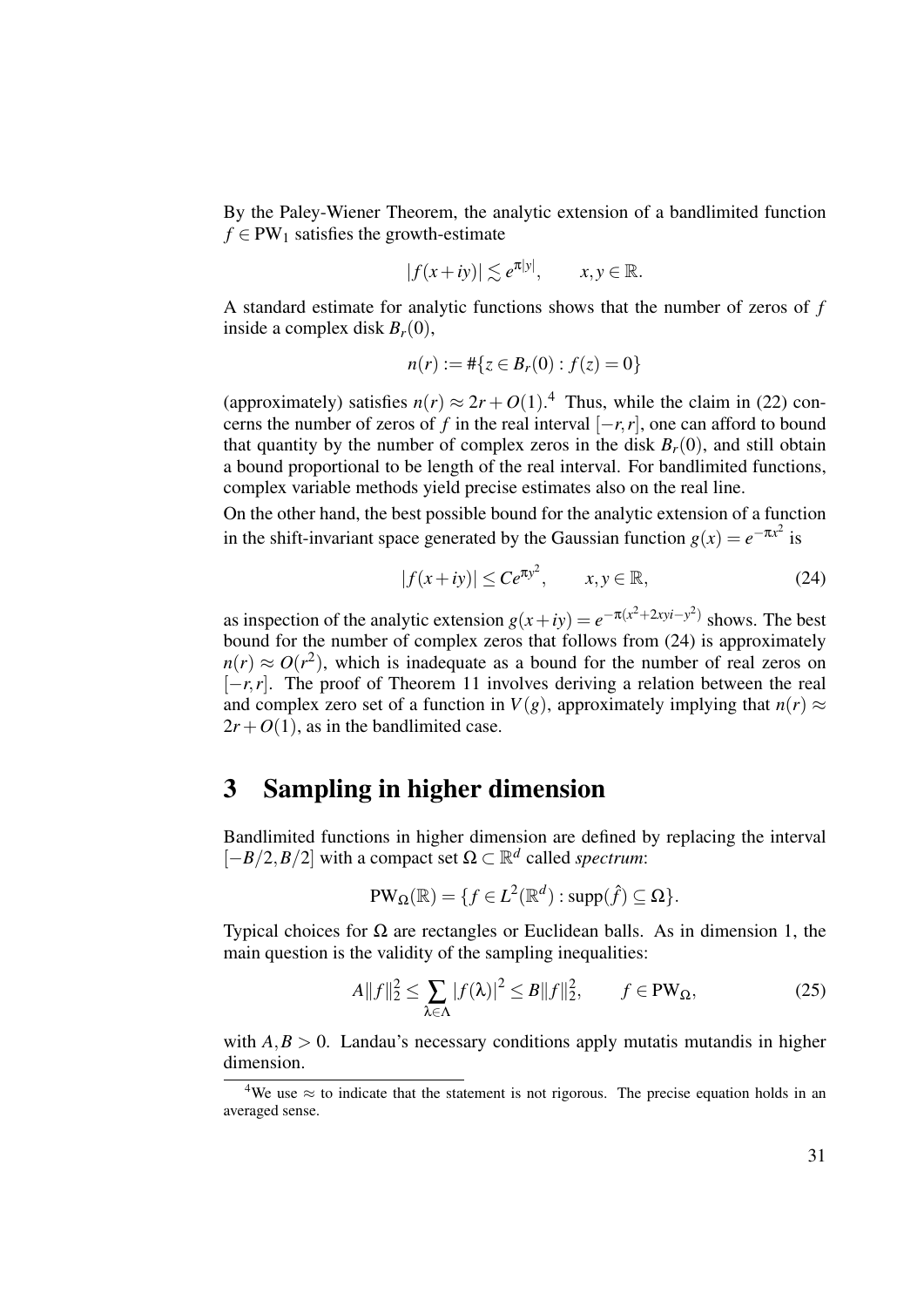By the Paley-Wiener Theorem, the analytic extension of a bandlimited function $f \in \mathrm{PW}_1$ satisfies the growth-estimate

$$|f(x+iy)| \lesssim e^{\pi|y|}, \qquad x,y \in \mathbb{R}.$$

A standard estimate for analytic functions shows that the number of zeros of $f$ inside a complex disk $B_r(0)$,

$$n(r) := \#\{z \in B_r(0) : f(z) = 0\}$$

(approximately) satisfies $n(r) \approx 2r + O(1)$.[4] Thus, while the claim in (22) concerns the number of zeros of $f$ in the real interval $[-r,r]$, one can afford to bound that quantity by the number of complex zeros in the disk $B_r(0)$, and still obtain a bound proportional to be length of the real interval. For bandlimited functions, complex variable methods yield precise estimates also on the real line.

On the other hand, the best possible bound for the analytic extension of a function in the shift-invariant space generated by the Gaussian function $g(x) = e^{-\pi x^2}$ is

$$|f(x+iy)| \leq Ce^{\pi y^2}, \qquad x,y \in \mathbb{R}, \tag{24}$$

as inspection of the analytic extension $g(x+iy) = e^{-\pi(x^2+2xyi-y^2)}$ shows. The best bound for the number of complex zeros that follows from (24) is approximately $n(r) \approx O(r^2)$, which is inadequate as a bound for the number of real zeros on $[-r,r]$. The proof of Theorem 11 involves deriving a relation between the real and complex zero set of a function in $V(g)$, approximately implying that $n(r) \approx 2r + O(1)$, as in the bandlimited case.

# 3 Sampling in higher dimension

Bandlimited functions in higher dimension are defined by replacing the interval $[-B/2, B/2]$ with a compact set $\Omega \subset \mathbb{R}^d$ called *spectrum*:

$$\mathrm{PW}_\Omega(\mathbb{R}) = \{f \in L^2(\mathbb{R}^d) : \mathrm{supp}(\hat{f}) \subseteq \Omega\}.$$

Typical choices for $\Omega$ are rectangles or Euclidean balls. As in dimension 1, the main question is the validity of the sampling inequalities:

$$A\|f\|_2^2 \leq \sum_{\lambda \in \Lambda} |f(\lambda)|^2 \leq B\|f\|_2^2, \qquad f \in \mathrm{PW}_\Omega, \tag{25}$$

with $A, B > 0$. Landau's necessary conditions apply mutatis mutandis in higher dimension.

[4] We use $\approx$ to indicate that the statement is not rigorous. The precise equation holds in an averaged sense.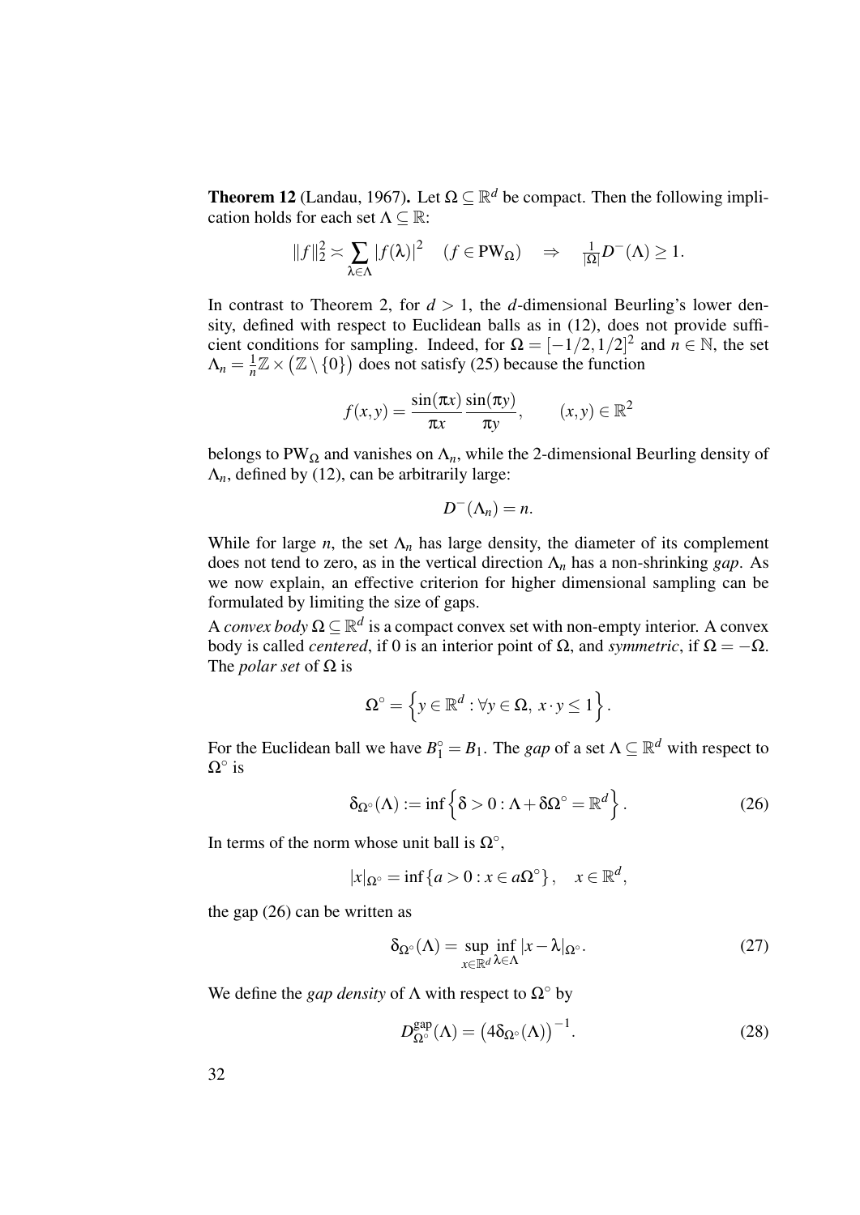**Theorem 12** (Landau, 1967)**.** Let $\Omega \subseteq \mathbb{R}^d$ be compact. Then the following implication holds for each set $\Lambda \subseteq \mathbb{R}$:

$$\|f\|_2^2 \asymp \sum_{\lambda \in \Lambda} |f(\lambda)|^2 \quad (f \in \mathrm{PW}_\Omega) \quad \Rightarrow \quad \tfrac{1}{|\Omega|} D^-(\Lambda) \geq 1.$$

In contrast to Theorem 2, for $d > 1$, the $d$-dimensional Beurling's lower density, defined with respect to Euclidean balls as in (12), does not provide sufficient conditions for sampling. Indeed, for $\Omega = [-1/2, 1/2]^2$ and $n \in \mathbb{N}$, the set $\Lambda_n = \frac{1}{n}\mathbb{Z} \times (\mathbb{Z} \setminus \{0\})$ does not satisfy (25) because the function

$$f(x,y) = \frac{\sin(\pi x)}{\pi x} \frac{\sin(\pi y)}{\pi y}, \qquad (x,y) \in \mathbb{R}^2$$

belongs to $\mathrm{PW}_\Omega$ and vanishes on $\Lambda_n$, while the 2-dimensional Beurling density of $\Lambda_n$, defined by (12), can be arbitrarily large:

$$D^-(\Lambda_n) = n.$$

While for large $n$, the set $\Lambda_n$ has large density, the diameter of its complement does not tend to zero, as in the vertical direction $\Lambda_n$ has a non-shrinking *gap*. As we now explain, an effective criterion for higher dimensional sampling can be formulated by limiting the size of gaps.

A *convex body* $\Omega \subseteq \mathbb{R}^d$ is a compact convex set with non-empty interior. A convex body is called *centered*, if 0 is an interior point of $\Omega$, and *symmetric*, if $\Omega = -\Omega$. The *polar set* of $\Omega$ is

$$\Omega^\circ = \left\{ y \in \mathbb{R}^d : \forall y \in \Omega,\ x \cdot y \leq 1 \right\}.$$

For the Euclidean ball we have $B_1^\circ = B_1$. The *gap* of a set $\Lambda \subseteq \mathbb{R}^d$ with respect to $\Omega^\circ$ is

$$\delta_{\Omega^\circ}(\Lambda) := \inf \left\{ \delta > 0 : \Lambda + \delta \Omega^\circ = \mathbb{R}^d \right\}. \tag{26}$$

In terms of the norm whose unit ball is $\Omega^\circ$,

$$|x|_{\Omega^\circ} = \inf \{ a > 0 : x \in a\Omega^\circ \}, \quad x \in \mathbb{R}^d,$$

the gap (26) can be written as

$$\delta_{\Omega^\circ}(\Lambda) = \sup_{x \in \mathbb{R}^d} \inf_{\lambda \in \Lambda} |x - \lambda|_{\Omega^\circ}. \tag{27}$$

We define the *gap density* of $\Lambda$ with respect to $\Omega^\circ$ by

$$D_{\Omega^\circ}^{\mathrm{gap}}(\Lambda) = \left( 4\delta_{\Omega^\circ}(\Lambda) \right)^{-1}. \tag{28}$$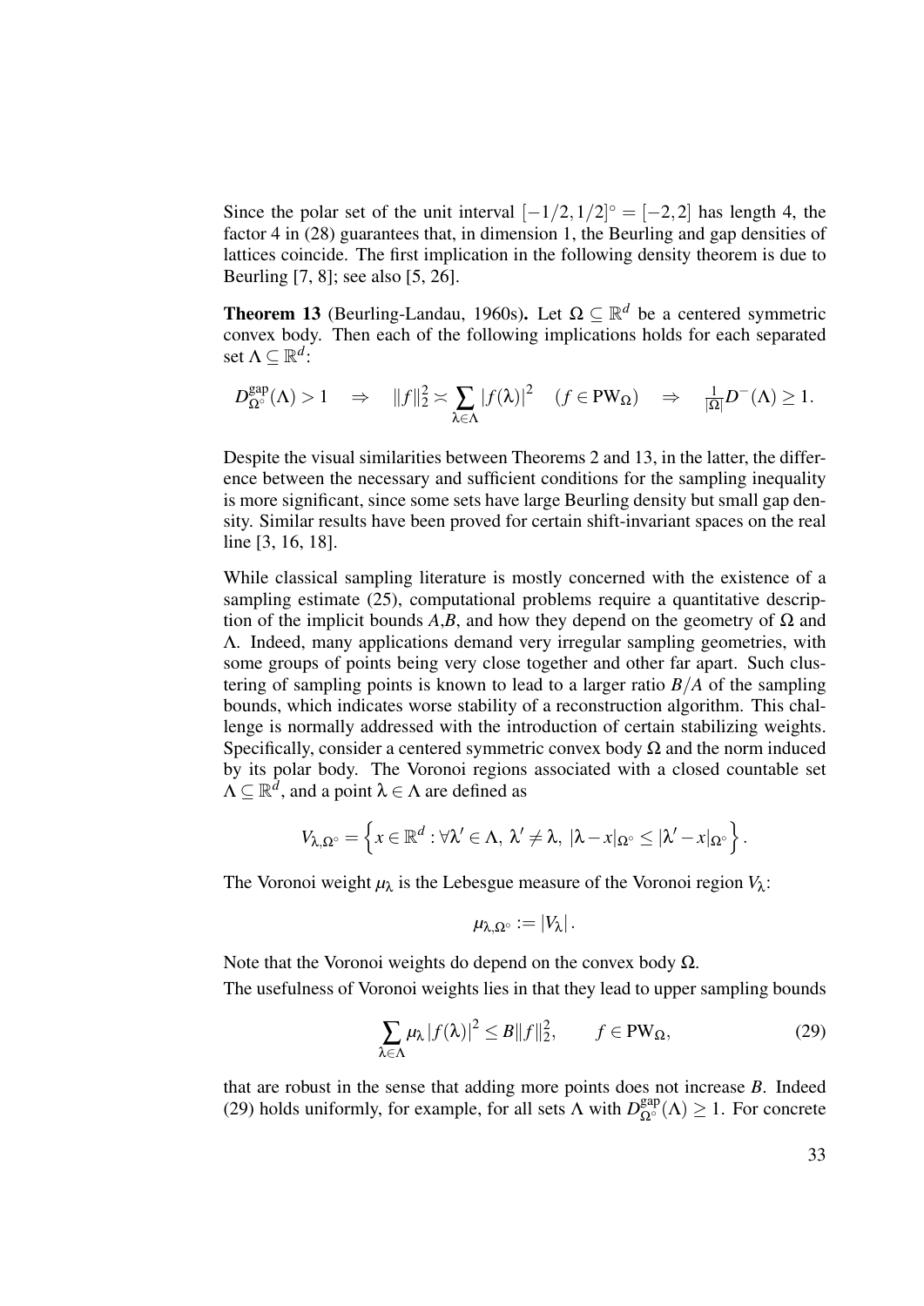Since the polar set of the unit interval $[-1/2,1/2]^\circ = [-2,2]$ has length 4, the factor 4 in (28) guarantees that, in dimension 1, the Beurling and gap densities of lattices coincide. The first implication in the following density theorem is due to Beurling [7, 8]; see also [5, 26].

**Theorem 13** (Beurling-Landau, 1960s)**.** Let $\Omega \subseteq \mathbb{R}^d$ be a centered symmetric convex body. Then each of the following implications holds for each separated set $\Lambda \subseteq \mathbb{R}^d$:

$$D^{\mathrm{gap}}_{\Omega^\circ}(\Lambda) > 1 \quad \Rightarrow \quad \|f\|_2^2 \asymp \sum_{\lambda\in\Lambda} |f(\lambda)|^2 \quad (f \in \mathrm{PW}_\Omega) \quad \Rightarrow \quad \tfrac{1}{|\Omega|} D^-(\Lambda) \geq 1.$$

Despite the visual similarities between Theorems 2 and 13, in the latter, the difference between the necessary and sufficient conditions for the sampling inequality is more significant, since some sets have large Beurling density but small gap density. Similar results have been proved for certain shift-invariant spaces on the real line [3, 16, 18].

While classical sampling literature is mostly concerned with the existence of a sampling estimate (25), computational problems require a quantitative description of the implicit bounds $A$,$B$, and how they depend on the geometry of $\Omega$ and $\Lambda$. Indeed, many applications demand very irregular sampling geometries, with some groups of points being very close together and other far apart. Such clustering of sampling points is known to lead to a larger ratio $B/A$ of the sampling bounds, which indicates worse stability of a reconstruction algorithm. This challenge is normally addressed with the introduction of certain stabilizing weights. Specifically, consider a centered symmetric convex body $\Omega$ and the norm induced by its polar body. The Voronoi regions associated with a closed countable set $\Lambda \subseteq \mathbb{R}^d$, and a point $\lambda \in \Lambda$ are defined as

$$V_{\lambda,\Omega^\circ} = \left\{ x \in \mathbb{R}^d : \forall \lambda' \in \Lambda,\ \lambda' \neq \lambda,\ |\lambda - x|_{\Omega^\circ} \leq |\lambda' - x|_{\Omega^\circ} \right\}.$$

The Voronoi weight $\mu_\lambda$ is the Lebesgue measure of the Voronoi region $V_\lambda$:

$$\mu_{\lambda,\Omega^\circ} := |V_\lambda|.$$

Note that the Voronoi weights do depend on the convex body $\Omega$.

The usefulness of Voronoi weights lies in that they lead to upper sampling bounds

$$\sum_{\lambda\in\Lambda} \mu_\lambda |f(\lambda)|^2 \leq B\|f\|_2^2, \qquad f \in \mathrm{PW}_\Omega, \tag{29}$$

that are robust in the sense that adding more points does not increase $B$. Indeed (29) holds uniformly, for example, for all sets $\Lambda$ with $D^{\mathrm{gap}}_{\Omega^\circ}(\Lambda) \geq 1$. For concrete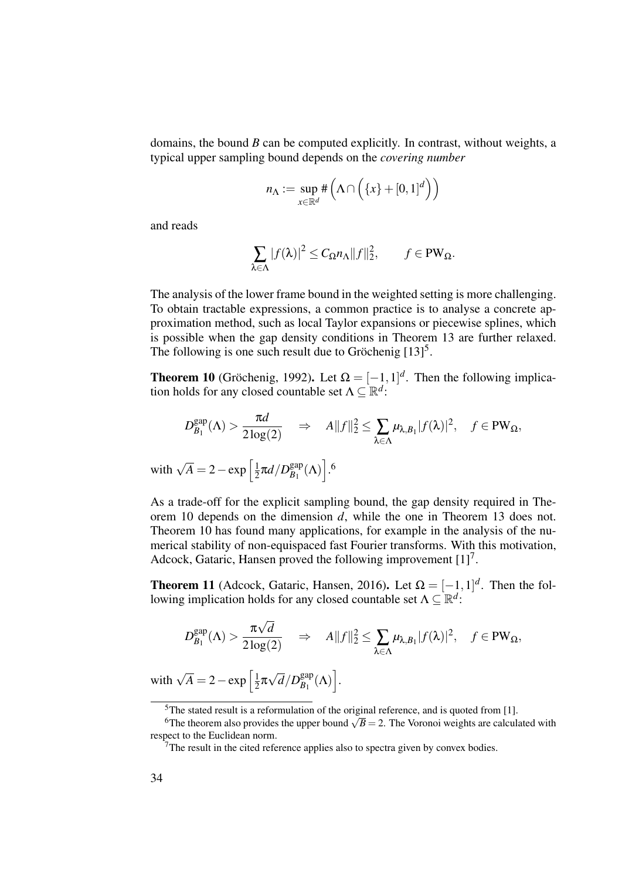domains, the bound $B$ can be computed explicitly. In contrast, without weights, a typical upper sampling bound depends on the *covering number*

$$n_\Lambda := \sup_{x\in\mathbb{R}^d} \#\left(\Lambda \cap \left(\{x\} + [0,1]^d\right)\right)$$

and reads

$$\sum_{\lambda\in\Lambda} |f(\lambda)|^2 \leq C_\Omega n_\Lambda \|f\|_2^2, \qquad f \in \mathrm{PW}_\Omega.$$

The analysis of the lower frame bound in the weighted setting is more challenging. To obtain tractable expressions, a common practice is to analyse a concrete approximation method, such as local Taylor expansions or piecewise splines, which is possible when the gap density conditions in Theorem 13 are further relaxed. The following is one such result due to Gröchenig [13][5].

**Theorem 10** (Gröchenig, 1992)**.** Let $\Omega = [-1,1]^d$. Then the following implication holds for any closed countable set $\Lambda \subseteq \mathbb{R}^d$:

$$D_{B_1}^{\mathrm{gap}}(\Lambda) > \frac{\pi d}{2\log(2)} \quad \Rightarrow \quad A\|f\|_2^2 \leq \sum_{\lambda\in\Lambda} \mu_{\lambda,B_1}|f(\lambda)|^2, \quad f \in \mathrm{PW}_\Omega,$$

with $\sqrt{A} = 2 - \exp\left[\frac{1}{2}\pi d / D_{B_1}^{\mathrm{gap}}(\Lambda)\right]$.[6]

As a trade-off for the explicit sampling bound, the gap density required in Theorem 10 depends on the dimension $d$, while the one in Theorem 13 does not. Theorem 10 has found many applications, for example in the analysis of the numerical stability of non-equispaced fast Fourier transforms. With this motivation, Adcock, Gataric, Hansen proved the following improvement [1][7].

**Theorem 11** (Adcock, Gataric, Hansen, 2016)**.** Let $\Omega = [-1,1]^d$. Then the following implication holds for any closed countable set $\Lambda \subseteq \mathbb{R}^d$:

$$D_{B_1}^{\mathrm{gap}}(\Lambda) > \frac{\pi\sqrt{d}}{2\log(2)} \quad \Rightarrow \quad A\|f\|_2^2 \leq \sum_{\lambda\in\Lambda} \mu_{\lambda,B_1}|f(\lambda)|^2, \quad f \in \mathrm{PW}_\Omega,$$

with $\sqrt{A} = 2 - \exp\left[\frac{1}{2}\pi\sqrt{d} / D_{B_1}^{\mathrm{gap}}(\Lambda)\right]$.

---

[5] The stated result is a reformulation of the original reference, and is quoted from [1].

[6] The theorem also provides the upper bound $\sqrt{B} = 2$. The Voronoi weights are calculated with respect to the Euclidean norm.

[7] The result in the cited reference applies also to spectra given by convex bodies.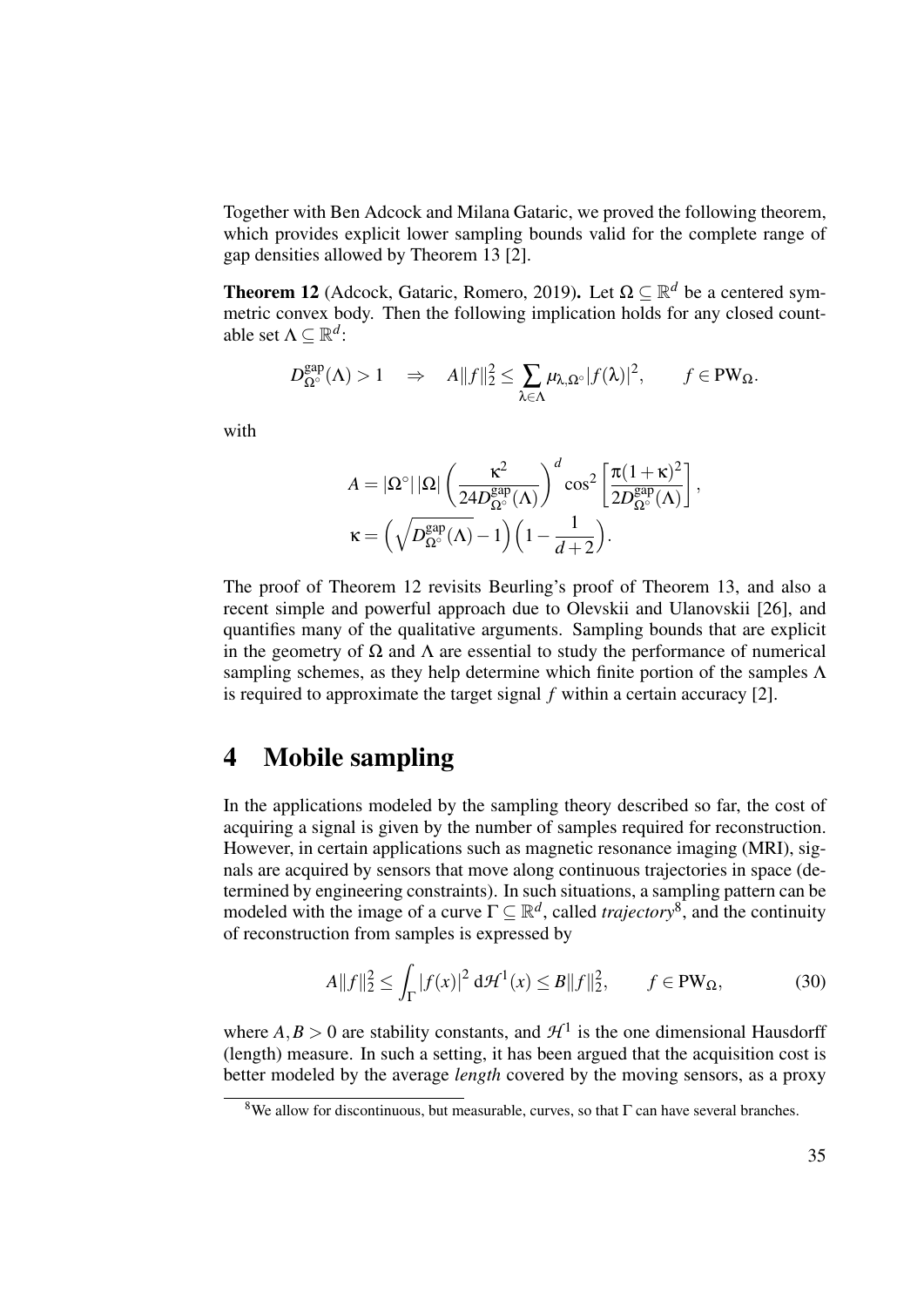Together with Ben Adcock and Milana Gataric, we proved the following theorem, which provides explicit lower sampling bounds valid for the complete range of gap densities allowed by Theorem 13 [2].

**Theorem 12** (Adcock, Gataric, Romero, 2019)**.** Let $\Omega \subseteq \mathbb{R}^d$ be a centered symmetric convex body. Then the following implication holds for any closed countable set $\Lambda \subseteq \mathbb{R}^d$:

$$D^{\mathrm{gap}}_{\Omega^\circ}(\Lambda) > 1 \quad \Rightarrow \quad A\|f\|_2^2 \leq \sum_{\lambda \in \Lambda} \mu_{\lambda,\Omega^\circ} |f(\lambda)|^2, \qquad f \in \mathrm{PW}_\Omega.$$

with

$$A = |\Omega^\circ|\,|\Omega| \left( \frac{\kappa^2}{24 D^{\mathrm{gap}}_{\Omega^\circ}(\Lambda)} \right)^d \cos^2\left[ \frac{\pi(1+\kappa)^2}{2 D^{\mathrm{gap}}_{\Omega^\circ}(\Lambda)} \right],$$
$$\kappa = \left( \sqrt{D^{\mathrm{gap}}_{\Omega^\circ}(\Lambda)} - 1 \right)\left(1 - \frac{1}{d+2}\right).$$

The proof of Theorem 12 revisits Beurling's proof of Theorem 13, and also a recent simple and powerful approach due to Olevskii and Ulanovskii [26], and quantifies many of the qualitative arguments. Sampling bounds that are explicit in the geometry of $\Omega$ and $\Lambda$ are essential to study the performance of numerical sampling schemes, as they help determine which finite portion of the samples $\Lambda$ is required to approximate the target signal $f$ within a certain accuracy [2].

# 4 Mobile sampling

In the applications modeled by the sampling theory described so far, the cost of acquiring a signal is given by the number of samples required for reconstruction. However, in certain applications such as magnetic resonance imaging (MRI), signals are acquired by sensors that move along continuous trajectories in space (determined by engineering constraints). In such situations, a sampling pattern can be modeled with the image of a curve $\Gamma \subseteq \mathbb{R}^d$, called *trajectory*[8], and the continuity of reconstruction from samples is expressed by

$$A\|f\|_2^2 \leq \int_\Gamma |f(x)|^2 \, \mathrm{d}\mathcal{H}^1(x) \leq B\|f\|_2^2, \qquad f \in \mathrm{PW}_\Omega, \tag{30}$$

where $A, B > 0$ are stability constants, and $\mathcal{H}^1$ is the one dimensional Hausdorff (length) measure. In such a setting, it has been argued that the acquisition cost is better modeled by the average *length* covered by the moving sensors, as a proxy

[8] We allow for discontinuous, but measurable, curves, so that $\Gamma$ can have several branches.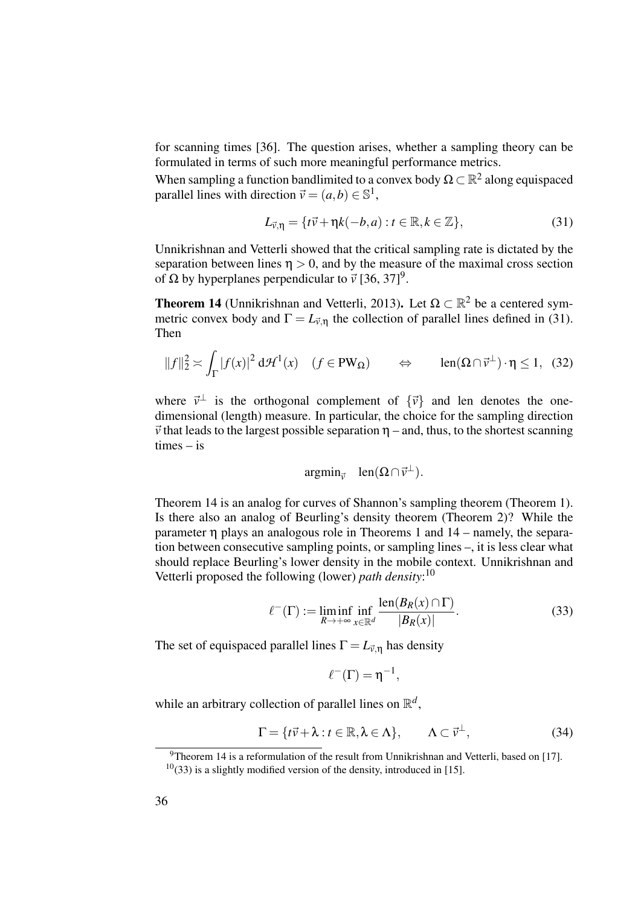for scanning times [36]. The question arises, whether a sampling theory can be formulated in terms of such more meaningful performance metrics.

When sampling a function bandlimited to a convex body $\Omega \subset \mathbb{R}^2$ along equispaced parallel lines with direction $\vec{v} = (a,b) \in \mathbb{S}^1$,

$$L_{\vec{v},\eta} = \{t\vec{v} + \eta k(-b,a) : t \in \mathbb{R}, k \in \mathbb{Z}\}, \tag{31}$$

Unnikrishnan and Vetterli showed that the critical sampling rate is dictated by the separation between lines $\eta > 0$, and by the measure of the maximal cross section of $\Omega$ by hyperplanes perpendicular to $\vec{v}$ [36, 37][9].

**Theorem 14** (Unnikrishnan and Vetterli, 2013)**.** Let $\Omega \subset \mathbb{R}^2$ be a centered symmetric convex body and $\Gamma = L_{\vec{v},\eta}$ the collection of parallel lines defined in (31). Then

$$\|f\|_2^2 \asymp \int_\Gamma |f(x)|^2 \, d\mathcal{H}^1(x) \quad (f \in \mathrm{PW}_\Omega) \qquad \Leftrightarrow \qquad \mathrm{len}(\Omega \cap \vec{v}^\perp) \cdot \eta \leq 1, \tag{32}$$

where $\vec{v}^\perp$ is the orthogonal complement of $\{\vec{v}\}$ and len denotes the one-dimensional (length) measure. In particular, the choice for the sampling direction $\vec{v}$ that leads to the largest possible separation $\eta$ – and, thus, to the shortest scanning times – is

$$\mathrm{argmin}_{\vec{v}} \quad \mathrm{len}(\Omega \cap \vec{v}^\perp).$$

Theorem 14 is an analog for curves of Shannon's sampling theorem (Theorem 1). Is there also an analog of Beurling's density theorem (Theorem 2)? While the parameter $\eta$ plays an analogous role in Theorems 1 and 14 – namely, the separation between consecutive sampling points, or sampling lines –, it is less clear what should replace Beurling's lower density in the mobile context. Unnikrishnan and Vetterli proposed the following (lower) *path density*:[10]

$$\ell^-(\Gamma) := \liminf_{R \to +\infty} \inf_{x \in \mathbb{R}^d} \frac{\mathrm{len}(B_R(x) \cap \Gamma)}{|B_R(x)|}. \tag{33}$$

The set of equispaced parallel lines $\Gamma = L_{\vec{v},\eta}$ has density

$$\ell^-(\Gamma) = \eta^{-1},$$

while an arbitrary collection of parallel lines on $\mathbb{R}^d$,

$$\Gamma = \{t\vec{v} + \lambda : t \in \mathbb{R}, \lambda \in \Lambda\}, \qquad \Lambda \subset \vec{v}^\perp, \tag{34}$$

---

[9] Theorem 14 is a reformulation of the result from Unnikrishnan and Vetterli, based on [17].

[10] (33) is a slightly modified version of the density, introduced in [15].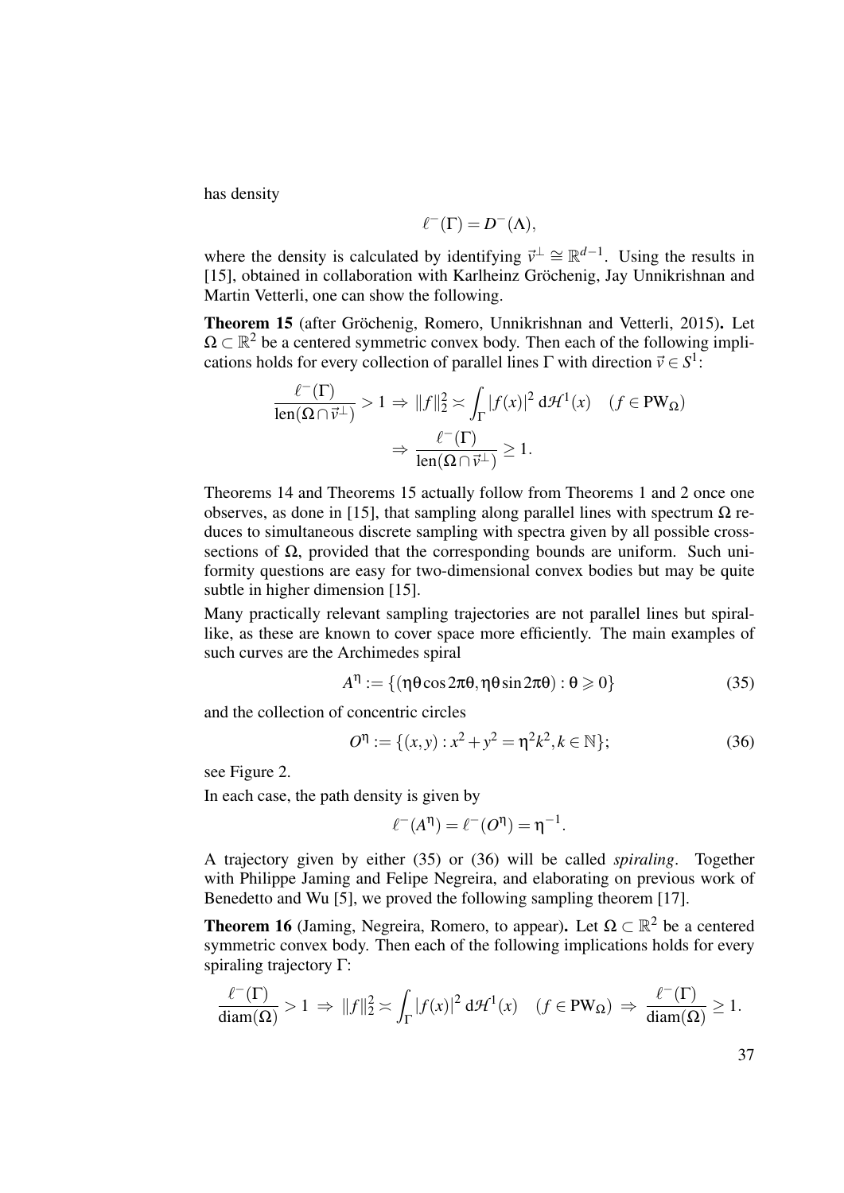has density

$$\ell^-(\Gamma) = D^-(\Lambda),$$

where the density is calculated by identifying $\vec{v}^\perp \cong \mathbb{R}^{d-1}$. Using the results in [15], obtained in collaboration with Karlheinz Gröchenig, Jay Unnikrishnan and Martin Vetterli, one can show the following.

**Theorem 15** (after Gröchenig, Romero, Unnikrishnan and Vetterli, 2015)**.** Let $\Omega \subset \mathbb{R}^2$ be a centered symmetric convex body. Then each of the following implications holds for every collection of parallel lines $\Gamma$ with direction $\vec{v} \in S^1$:

$$\frac{\ell^-(\Gamma)}{\operatorname{len}(\Omega \cap \vec{v}^\perp)} > 1 \Rightarrow \|f\|_2^2 \asymp \int_\Gamma |f(x)|^2 \, d\mathcal{H}^1(x) \quad (f \in \mathrm{PW}_\Omega)$$
$$\Rightarrow \frac{\ell^-(\Gamma)}{\operatorname{len}(\Omega \cap \vec{v}^\perp)} \geq 1.$$

Theorems 14 and Theorems 15 actually follow from Theorems 1 and 2 once one observes, as done in [15], that sampling along parallel lines with spectrum $\Omega$ reduces to simultaneous discrete sampling with spectra given by all possible cross-sections of $\Omega$, provided that the corresponding bounds are uniform. Such uniformity questions are easy for two-dimensional convex bodies but may be quite subtle in higher dimension [15].

Many practically relevant sampling trajectories are not parallel lines but spiral-like, as these are known to cover space more efficiently. The main examples of such curves are the Archimedes spiral

$$A^\eta := \{(\eta\theta \cos 2\pi\theta, \eta\theta \sin 2\pi\theta) : \theta \geqslant 0\} \tag{35}$$

and the collection of concentric circles

$$O^\eta := \{(x,y) : x^2 + y^2 = \eta^2 k^2, k \in \mathbb{N}\}; \tag{36}$$

see Figure 2.

In each case, the path density is given by

$$\ell^-(A^\eta) = \ell^-(O^\eta) = \eta^{-1}.$$

A trajectory given by either (35) or (36) will be called *spiraling*. Together with Philippe Jaming and Felipe Negreira, and elaborating on previous work of Benedetto and Wu [5], we proved the following sampling theorem [17].

**Theorem 16** (Jaming, Negreira, Romero, to appear)**.** Let $\Omega \subset \mathbb{R}^2$ be a centered symmetric convex body. Then each of the following implications holds for every spiraling trajectory $\Gamma$:

$$\frac{\ell^-(\Gamma)}{\operatorname{diam}(\Omega)} > 1 \Rightarrow \|f\|_2^2 \asymp \int_\Gamma |f(x)|^2 \, d\mathcal{H}^1(x) \quad (f \in \mathrm{PW}_\Omega) \Rightarrow \frac{\ell^-(\Gamma)}{\operatorname{diam}(\Omega)} \geq 1.$$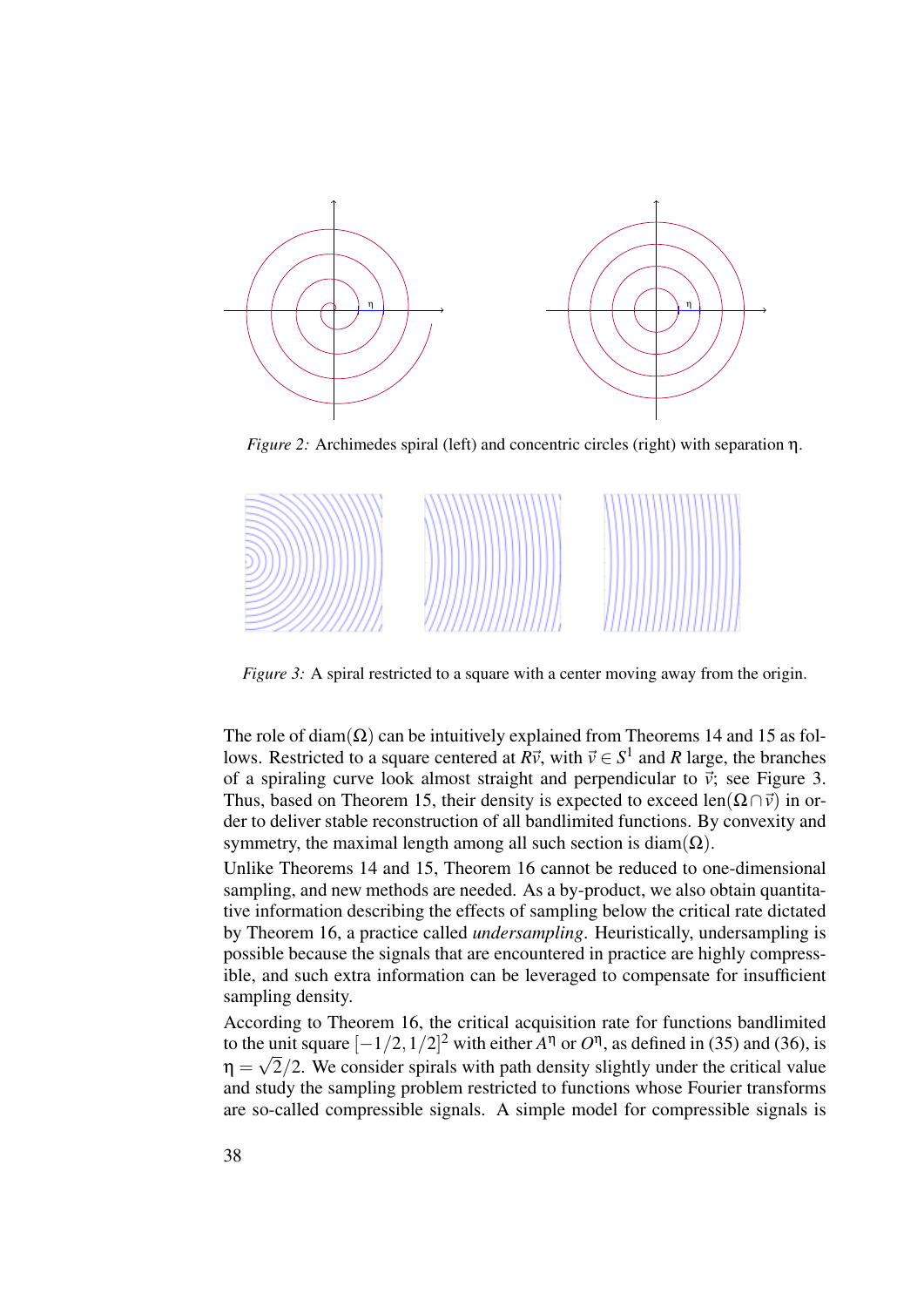*Figure 2:* Archimedes spiral (left) and concentric circles (right) with separation $\eta$.

*Figure 3:* A spiral restricted to a square with a center moving away from the origin.

The role of $\mathrm{diam}(\Omega)$ can be intuitively explained from Theorems 14 and 15 as follows. Restricted to a square centered at $R\vec{v}$, with $\vec{v} \in S^1$ and $R$ large, the branches of a spiraling curve look almost straight and perpendicular to $\vec{v}$; see Figure 3. Thus, based on Theorem 15, their density is expected to exceed $\mathrm{len}(\Omega \cap \vec{v})$ in order to deliver stable reconstruction of all bandlimited functions. By convexity and symmetry, the maximal length among all such section is $\mathrm{diam}(\Omega)$.

Unlike Theorems 14 and 15, Theorem 16 cannot be reduced to one-dimensional sampling, and new methods are needed. As a by-product, we also obtain quantitative information describing the effects of sampling below the critical rate dictated by Theorem 16, a practice called *undersampling*. Heuristically, undersampling is possible because the signals that are encountered in practice are highly compressible, and such extra information can be leveraged to compensate for insufficient sampling density.

According to Theorem 16, the critical acquisition rate for functions bandlimited to the unit square $[-1/2, 1/2]^2$ with either $A^\eta$ or $O^\eta$, as defined in (35) and (36), is $\eta = \sqrt{2}/2$. We consider spirals with path density slightly under the critical value and study the sampling problem restricted to functions whose Fourier transforms are so-called compressible signals. A simple model for compressible signals is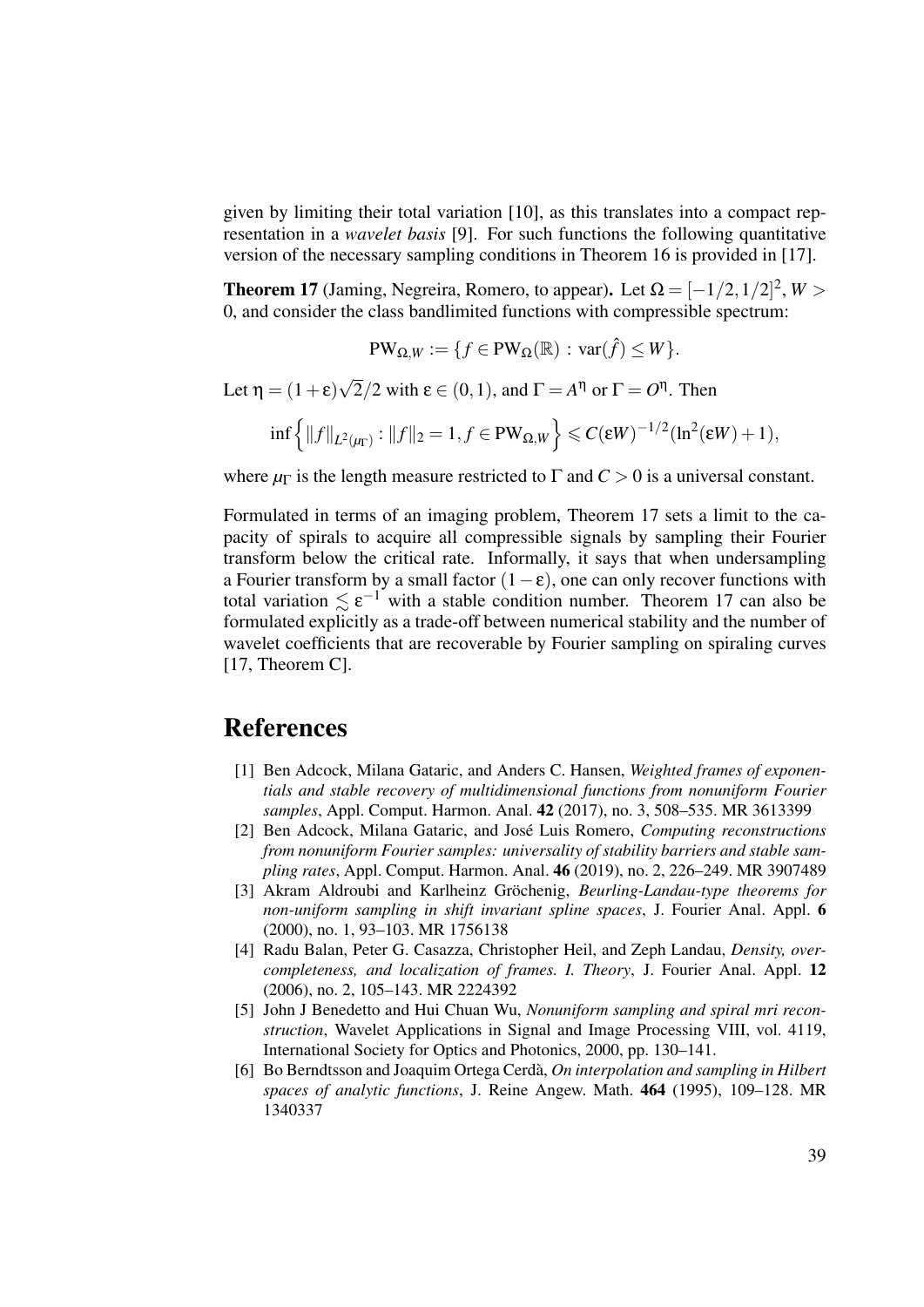given by limiting their total variation [10], as this translates into a compact representation in a *wavelet basis* [9]. For such functions the following quantitative version of the necessary sampling conditions in Theorem 16 is provided in [17].

**Theorem 17** (Jaming, Negreira, Romero, to appear)**.** Let $\Omega = [-1/2, 1/2]^2$, $W > 0$, and consider the class bandlimited functions with compressible spectrum:

$$\mathrm{PW}_{\Omega,W} := \{f \in \mathrm{PW}_{\Omega}(\mathbb{R}) : \mathrm{var}(\hat{f}) \leq W\}.$$

Let $\eta = (1+\varepsilon)\sqrt{2}/2$ with $\varepsilon \in (0,1)$, and $\Gamma = A^{\eta}$ or $\Gamma = O^{\eta}$. Then

$$\inf\left\{ \|f\|_{L^2(\mu_\Gamma)} : \|f\|_2 = 1, f \in \mathrm{PW}_{\Omega,W} \right\} \leqslant C(\varepsilon W)^{-1/2}(\ln^2(\varepsilon W) + 1),$$

where $\mu_\Gamma$ is the length measure restricted to $\Gamma$ and $C > 0$ is a universal constant.

Formulated in terms of an imaging problem, Theorem 17 sets a limit to the capacity of spirals to acquire all compressible signals by sampling their Fourier transform below the critical rate. Informally, it says that when undersampling a Fourier transform by a small factor $(1-\varepsilon)$, one can only recover functions with total variation $\lesssim \varepsilon^{-1}$ with a stable condition number. Theorem 17 can also be formulated explicitly as a trade-off between numerical stability and the number of wavelet coefficients that are recoverable by Fourier sampling on spiraling curves [17, Theorem C].

# References

[1] Ben Adcock, Milana Gataric, and Anders C. Hansen, *Weighted frames of exponentials and stable recovery of multidimensional functions from nonuniform Fourier samples*, Appl. Comput. Harmon. Anal. **42** (2017), no. 3, 508–535. MR 3613399

[2] Ben Adcock, Milana Gataric, and José Luis Romero, *Computing reconstructions from nonuniform Fourier samples: universality of stability barriers and stable sampling rates*, Appl. Comput. Harmon. Anal. **46** (2019), no. 2, 226–249. MR 3907489

[3] Akram Aldroubi and Karlheinz Gröchenig, *Beurling-Landau-type theorems for non-uniform sampling in shift invariant spline spaces*, J. Fourier Anal. Appl. **6** (2000), no. 1, 93–103. MR 1756138

[4] Radu Balan, Peter G. Casazza, Christopher Heil, and Zeph Landau, *Density, overcompleteness, and localization of frames. I. Theory*, J. Fourier Anal. Appl. **12** (2006), no. 2, 105–143. MR 2224392

[5] John J Benedetto and Hui Chuan Wu, *Nonuniform sampling and spiral mri reconstruction*, Wavelet Applications in Signal and Image Processing VIII, vol. 4119, International Society for Optics and Photonics, 2000, pp. 130–141.

[6] Bo Berndtsson and Joaquim Ortega Cerdà, *On interpolation and sampling in Hilbert spaces of analytic functions*, J. Reine Angew. Math. **464** (1995), 109–128. MR 1340337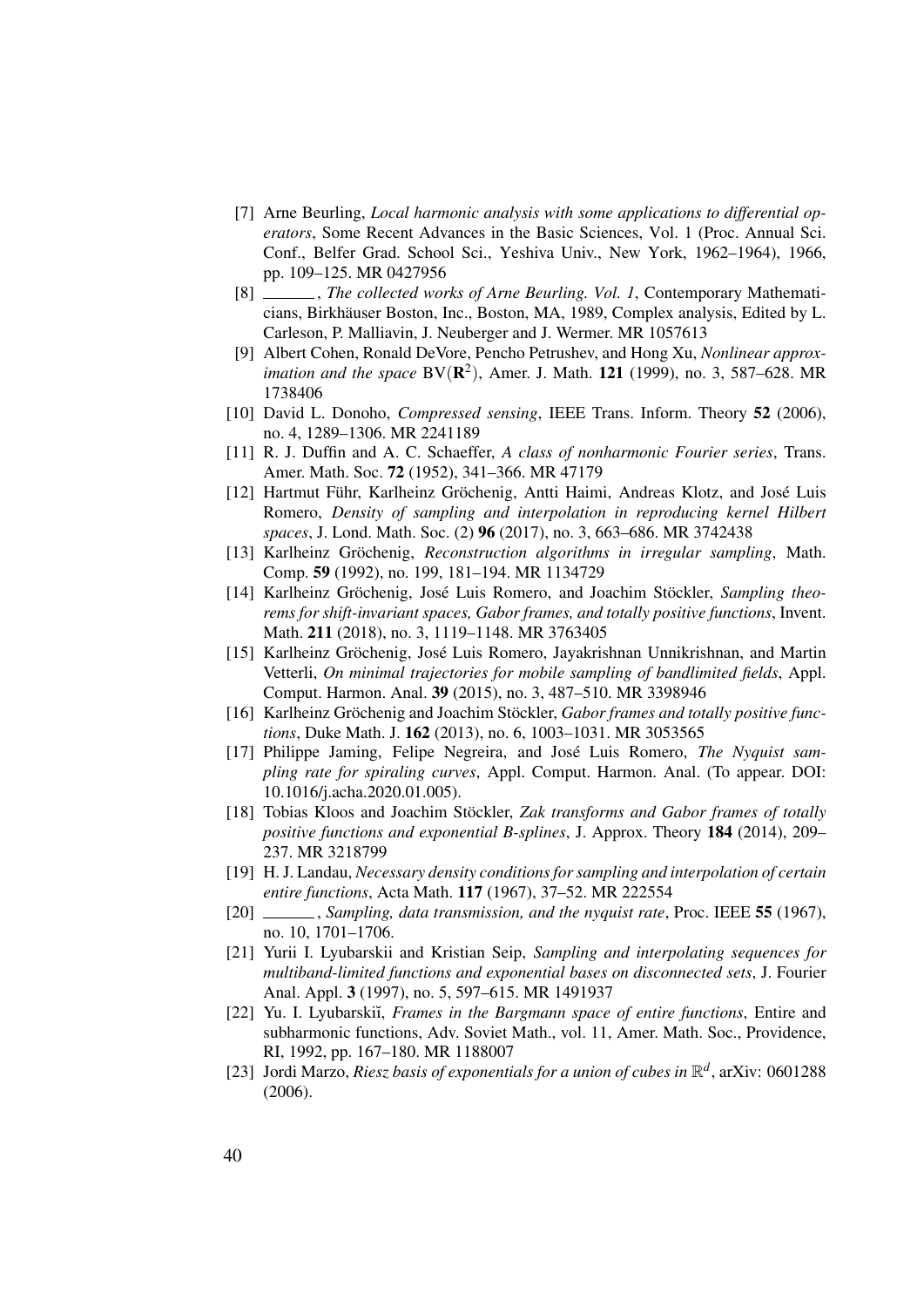[7] Arne Beurling, *Local harmonic analysis with some applications to differential operators*, Some Recent Advances in the Basic Sciences, Vol. 1 (Proc. Annual Sci. Conf., Belfer Grad. School Sci., Yeshiva Univ., New York, 1962–1964), 1966, pp. 109–125. MR 0427956

[8] ______, *The collected works of Arne Beurling. Vol. 1*, Contemporary Mathematicians, Birkhäuser Boston, Inc., Boston, MA, 1989, Complex analysis, Edited by L. Carleson, P. Malliavin, J. Neuberger and J. Wermer. MR 1057613

[9] Albert Cohen, Ronald DeVore, Pencho Petrushev, and Hong Xu, *Nonlinear approximation and the space* $\mathrm{BV}(\mathbf{R}^2)$, Amer. J. Math. **121** (1999), no. 3, 587–628. MR 1738406

[10] David L. Donoho, *Compressed sensing*, IEEE Trans. Inform. Theory **52** (2006), no. 4, 1289–1306. MR 2241189

[11] R. J. Duffin and A. C. Schaeffer, *A class of nonharmonic Fourier series*, Trans. Amer. Math. Soc. **72** (1952), 341–366. MR 47179

[12] Hartmut Führ, Karlheinz Gröchenig, Antti Haimi, Andreas Klotz, and José Luis Romero, *Density of sampling and interpolation in reproducing kernel Hilbert spaces*, J. Lond. Math. Soc. (2) **96** (2017), no. 3, 663–686. MR 3742438

[13] Karlheinz Gröchenig, *Reconstruction algorithms in irregular sampling*, Math. Comp. **59** (1992), no. 199, 181–194. MR 1134729

[14] Karlheinz Gröchenig, José Luis Romero, and Joachim Stöckler, *Sampling theorems for shift-invariant spaces, Gabor frames, and totally positive functions*, Invent. Math. **211** (2018), no. 3, 1119–1148. MR 3763405

[15] Karlheinz Gröchenig, José Luis Romero, Jayakrishnan Unnikrishnan, and Martin Vetterli, *On minimal trajectories for mobile sampling of bandlimited fields*, Appl. Comput. Harmon. Anal. **39** (2015), no. 3, 487–510. MR 3398946

[16] Karlheinz Gröchenig and Joachim Stöckler, *Gabor frames and totally positive functions*, Duke Math. J. **162** (2013), no. 6, 1003–1031. MR 3053565

[17] Philippe Jaming, Felipe Negreira, and José Luis Romero, *The Nyquist sampling rate for spiraling curves*, Appl. Comput. Harmon. Anal. (To appear. DOI: 10.1016/j.acha.2020.01.005).

[18] Tobias Kloos and Joachim Stöckler, *Zak transforms and Gabor frames of totally positive functions and exponential B-splines*, J. Approx. Theory **184** (2014), 209–237. MR 3218799

[19] H. J. Landau, *Necessary density conditions for sampling and interpolation of certain entire functions*, Acta Math. **117** (1967), 37–52. MR 222554

[20] ______, *Sampling, data transmission, and the nyquist rate*, Proc. IEEE **55** (1967), no. 10, 1701–1706.

[21] Yurii I. Lyubarskii and Kristian Seip, *Sampling and interpolating sequences for multiband-limited functions and exponential bases on disconnected sets*, J. Fourier Anal. Appl. **3** (1997), no. 5, 597–615. MR 1491937

[22] Yu. I. Lyubarskiĭ, *Frames in the Bargmann space of entire functions*, Entire and subharmonic functions, Adv. Soviet Math., vol. 11, Amer. Math. Soc., Providence, RI, 1992, pp. 167–180. MR 1188007

[23] Jordi Marzo, *Riesz basis of exponentials for a union of cubes in* $\mathbb{R}^d$, arXiv: 0601288 (2006).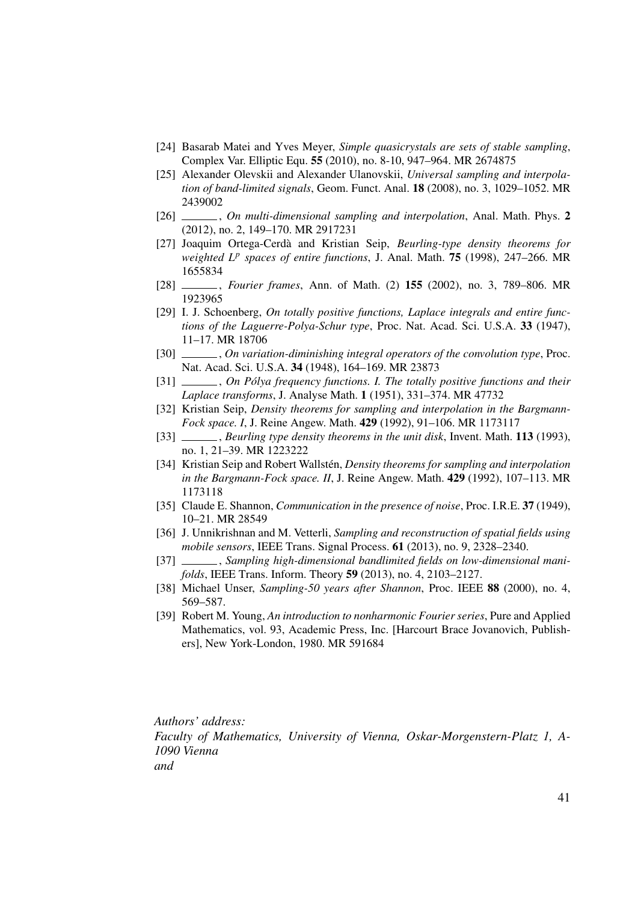[24] Basarab Matei and Yves Meyer, *Simple quasicrystals are sets of stable sampling*, Complex Var. Elliptic Equ. **55** (2010), no. 8-10, 947–964. MR 2674875

[25] Alexander Olevskii and Alexander Ulanovskii, *Universal sampling and interpolation of band-limited signals*, Geom. Funct. Anal. **18** (2008), no. 3, 1029–1052. MR 2439002

[26] ______, *On multi-dimensional sampling and interpolation*, Anal. Math. Phys. **2** (2012), no. 2, 149–170. MR 2917231

[27] Joaquim Ortega-Cerdà and Kristian Seip, *Beurling-type density theorems for weighted $L^p$ spaces of entire functions*, J. Anal. Math. **75** (1998), 247–266. MR 1655834

[28] ______, *Fourier frames*, Ann. of Math. (2) **155** (2002), no. 3, 789–806. MR 1923965

[29] I. J. Schoenberg, *On totally positive functions, Laplace integrals and entire functions of the Laguerre-Polya-Schur type*, Proc. Nat. Acad. Sci. U.S.A. **33** (1947), 11–17. MR 18706

[30] ______, *On variation-diminishing integral operators of the convolution type*, Proc. Nat. Acad. Sci. U.S.A. **34** (1948), 164–169. MR 23873

[31] ______, *On Pólya frequency functions. I. The totally positive functions and their Laplace transforms*, J. Analyse Math. **1** (1951), 331–374. MR 47732

[32] Kristian Seip, *Density theorems for sampling and interpolation in the Bargmann-Fock space. I*, J. Reine Angew. Math. **429** (1992), 91–106. MR 1173117

[33] ______, *Beurling type density theorems in the unit disk*, Invent. Math. **113** (1993), no. 1, 21–39. MR 1223222

[34] Kristian Seip and Robert Wallstén, *Density theorems for sampling and interpolation in the Bargmann-Fock space. II*, J. Reine Angew. Math. **429** (1992), 107–113. MR 1173118

[35] Claude E. Shannon, *Communication in the presence of noise*, Proc. I.R.E. **37** (1949), 10–21. MR 28549

[36] J. Unnikrishnan and M. Vetterli, *Sampling and reconstruction of spatial fields using mobile sensors*, IEEE Trans. Signal Process. **61** (2013), no. 9, 2328–2340.

[37] ______, *Sampling high-dimensional bandlimited fields on low-dimensional manifolds*, IEEE Trans. Inform. Theory **59** (2013), no. 4, 2103–2127.

[38] Michael Unser, *Sampling-50 years after Shannon*, Proc. IEEE **88** (2000), no. 4, 569–587.

[39] Robert M. Young, *An introduction to nonharmonic Fourier series*, Pure and Applied Mathematics, vol. 93, Academic Press, Inc. [Harcourt Brace Jovanovich, Publishers], New York-London, 1980. MR 591684

*Authors' address:*
*Faculty of Mathematics, University of Vienna, Oskar-Morgenstern-Platz 1, A-1090 Vienna*
*and*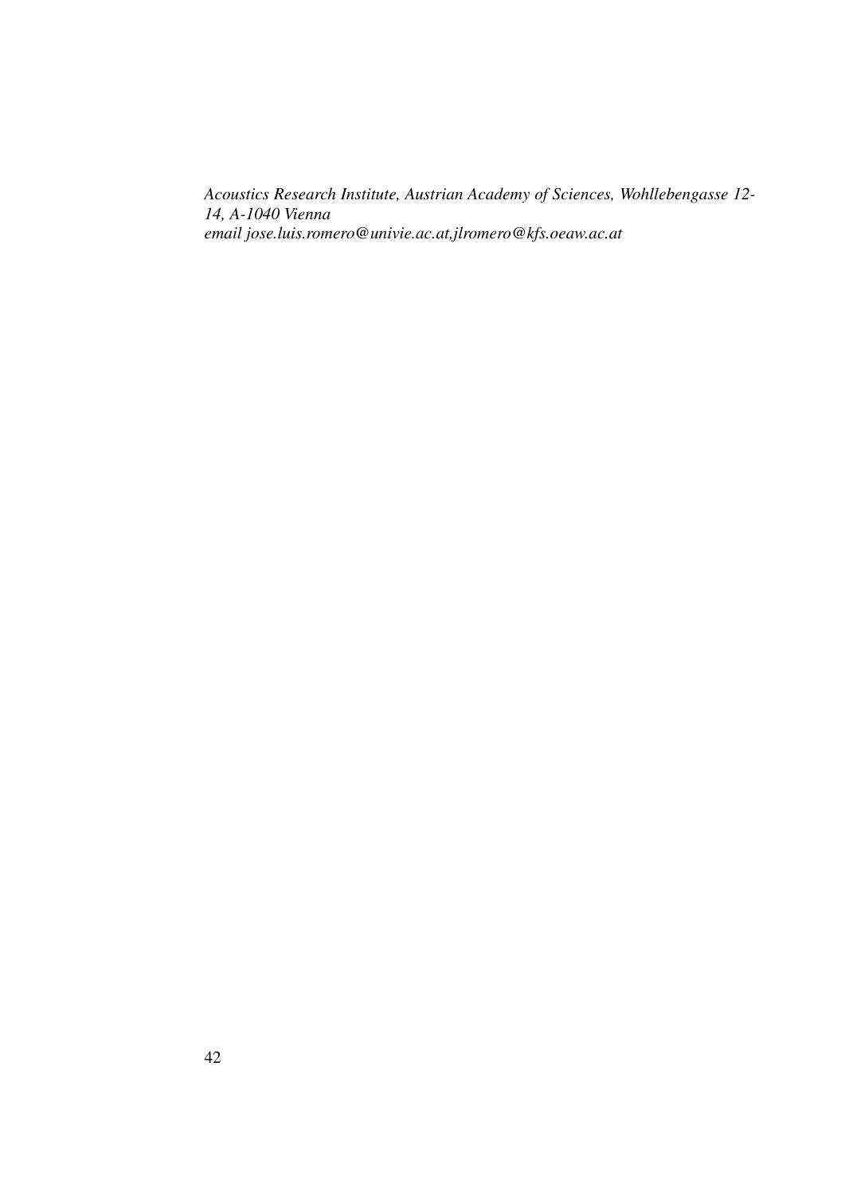*Acoustics Research Institute, Austrian Academy of Sciences, Wohllebengasse 12-14, A-1040 Vienna*
*email jose.luis.romero@univie.ac.at,jlromero@kfs.oeaw.ac.at*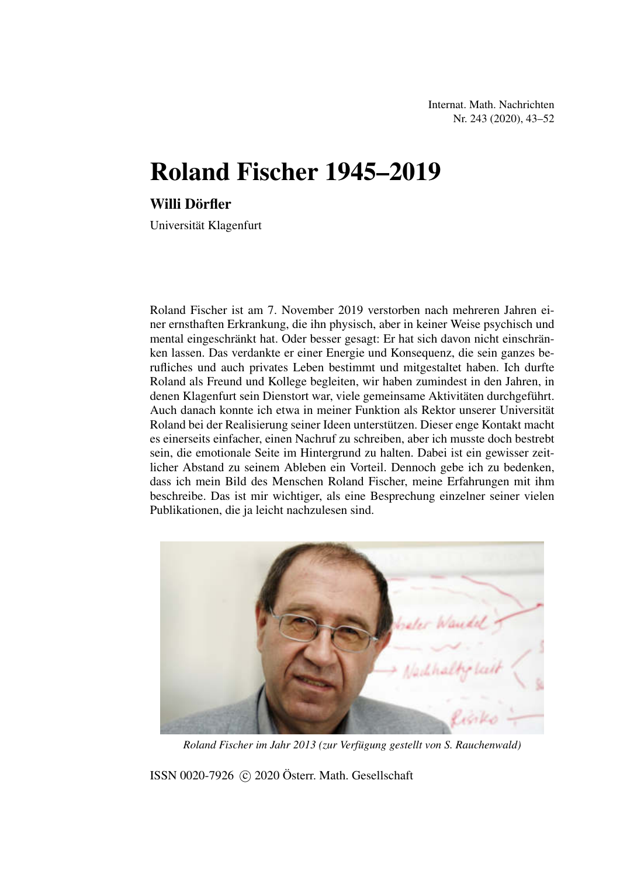# Roland Fischer 1945–2019

**Willi Dörfler**

Universität Klagenfurt

Roland Fischer ist am 7. November 2019 verstorben nach mehreren Jahren einer ernsthaften Erkrankung, die ihn physisch, aber in keiner Weise psychisch und mental eingeschränkt hat. Oder besser gesagt: Er hat sich davon nicht einschränken lassen. Das verdankte er einer Energie und Konsequenz, die sein ganzes berufliches und auch privates Leben bestimmt und mitgestaltet haben. Ich durfte Roland als Freund und Kollege begleiten, wir haben zumindest in den Jahren, in denen Klagenfurt sein Dienstort war, viele gemeinsame Aktivitäten durchgeführt. Auch danach konnte ich etwa in meiner Funktion als Rektor unserer Universität Roland bei der Realisierung seiner Ideen unterstützen. Dieser enge Kontakt macht es einerseits einfacher, einen Nachruf zu schreiben, aber ich musste doch bestrebt sein, die emotionale Seite im Hintergrund zu halten. Dabei ist ein gewisser zeitlicher Abstand zu seinem Ableben ein Vorteil. Dennoch gebe ich zu bedenken, dass ich mein Bild des Menschen Roland Fischer, meine Erfahrungen mit ihm beschreibe. Das ist mir wichtiger, als eine Besprechung einzelner seiner vielen Publikationen, die ja leicht nachzulesen sind.

*Roland Fischer im Jahr 2013 (zur Verfügung gestellt von S. Rauchenwald)*

ISSN 0020-7926 © 2020 Österr. Math. Gesellschaft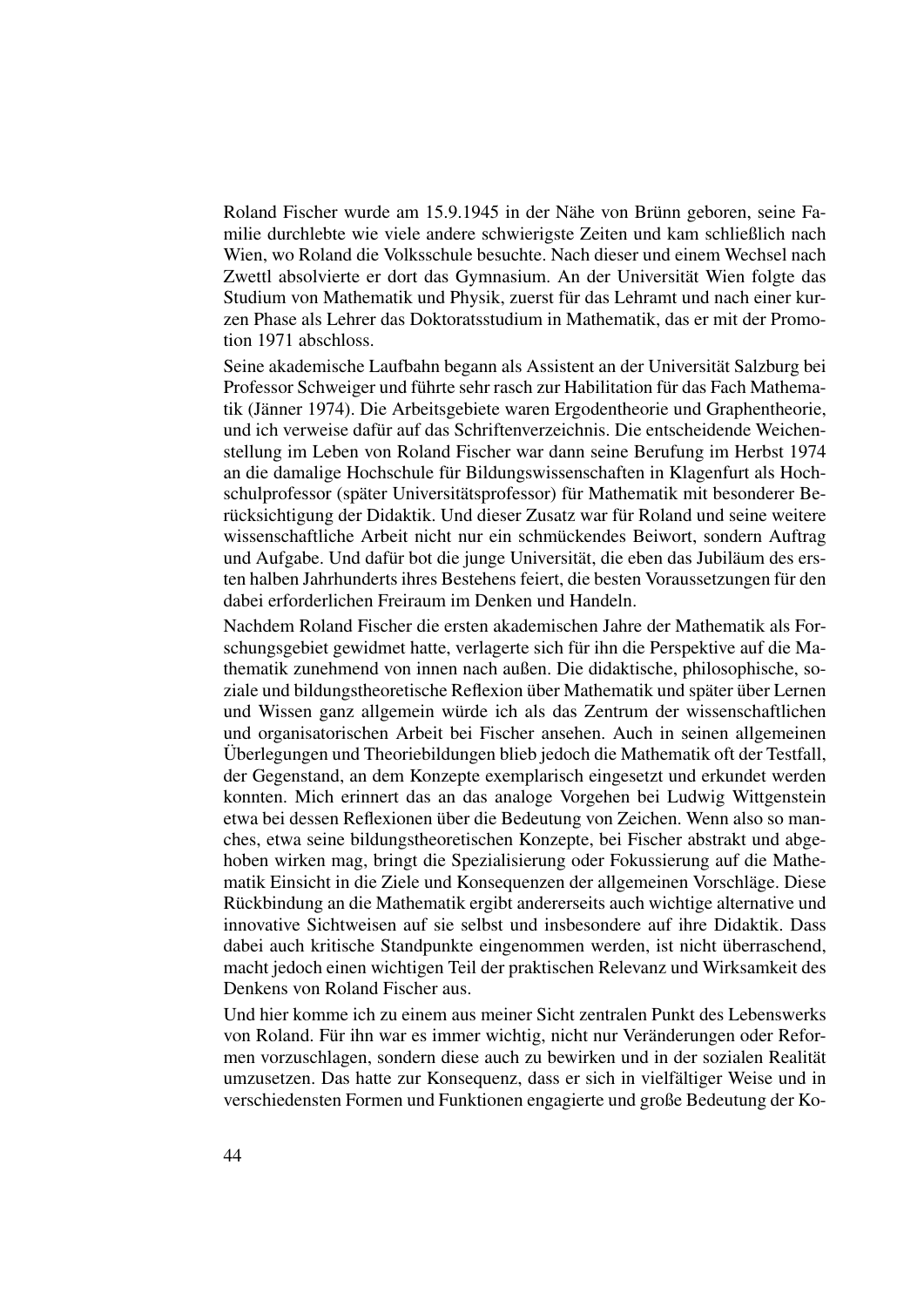Roland Fischer wurde am 15.9.1945 in der Nähe von Brünn geboren, seine Familie durchlebte wie viele andere schwierigste Zeiten und kam schließlich nach Wien, wo Roland die Volksschule besuchte. Nach dieser und einem Wechsel nach Zwettl absolvierte er dort das Gymnasium. An der Universität Wien folgte das Studium von Mathematik und Physik, zuerst für das Lehramt und nach einer kurzen Phase als Lehrer das Doktoratsstudium in Mathematik, das er mit der Promotion 1971 abschloss.

Seine akademische Laufbahn begann als Assistent an der Universität Salzburg bei Professor Schweiger und führte sehr rasch zur Habilitation für das Fach Mathematik (Jänner 1974). Die Arbeitsgebiete waren Ergodentheorie und Graphentheorie, und ich verweise dafür auf das Schriftenverzeichnis. Die entscheidende Weichenstellung im Leben von Roland Fischer war dann seine Berufung im Herbst 1974 an die damalige Hochschule für Bildungswissenschaften in Klagenfurt als Hochschulprofessor (später Universitätsprofessor) für Mathematik mit besonderer Berücksichtigung der Didaktik. Und dieser Zusatz war für Roland und seine weitere wissenschaftliche Arbeit nicht nur ein schmückendes Beiwort, sondern Auftrag und Aufgabe. Und dafür bot die junge Universität, die eben das Jubiläum des ersten halben Jahrhunderts ihres Bestehens feiert, die besten Voraussetzungen für den dabei erforderlichen Freiraum im Denken und Handeln.

Nachdem Roland Fischer die ersten akademischen Jahre der Mathematik als Forschungsgebiet gewidmet hatte, verlagerte sich für ihn die Perspektive auf die Mathematik zunehmend von innen nach außen. Die didaktische, philosophische, soziale und bildungstheoretische Reflexion über Mathematik und später über Lernen und Wissen ganz allgemein würde ich als das Zentrum der wissenschaftlichen und organisatorischen Arbeit bei Fischer ansehen. Auch in seinen allgemeinen Überlegungen und Theoriebildungen blieb jedoch die Mathematik oft der Testfall, der Gegenstand, an dem Konzepte exemplarisch eingesetzt und erkundet werden konnten. Mich erinnert das an das analoge Vorgehen bei Ludwig Wittgenstein etwa bei dessen Reflexionen über die Bedeutung von Zeichen. Wenn also so manches, etwa seine bildungstheoretischen Konzepte, bei Fischer abstrakt und abgehoben wirken mag, bringt die Spezialisierung oder Fokussierung auf die Mathematik Einsicht in die Ziele und Konsequenzen der allgemeinen Vorschläge. Diese Rückbindung an die Mathematik ergibt andererseits auch wichtige alternative und innovative Sichtweisen auf sie selbst und insbesondere auf ihre Didaktik. Dass dabei auch kritische Standpunkte eingenommen werden, ist nicht überraschend, macht jedoch einen wichtigen Teil der praktischen Relevanz und Wirksamkeit des Denkens von Roland Fischer aus.

Und hier komme ich zu einem aus meiner Sicht zentralen Punkt des Lebenswerks von Roland. Für ihn war es immer wichtig, nicht nur Veränderungen oder Reformen vorzuschlagen, sondern diese auch zu bewirken und in der sozialen Realität umzusetzen. Das hatte zur Konsequenz, dass er sich in vielfältiger Weise und in verschiedensten Formen und Funktionen engagierte und große Bedeutung der Ko-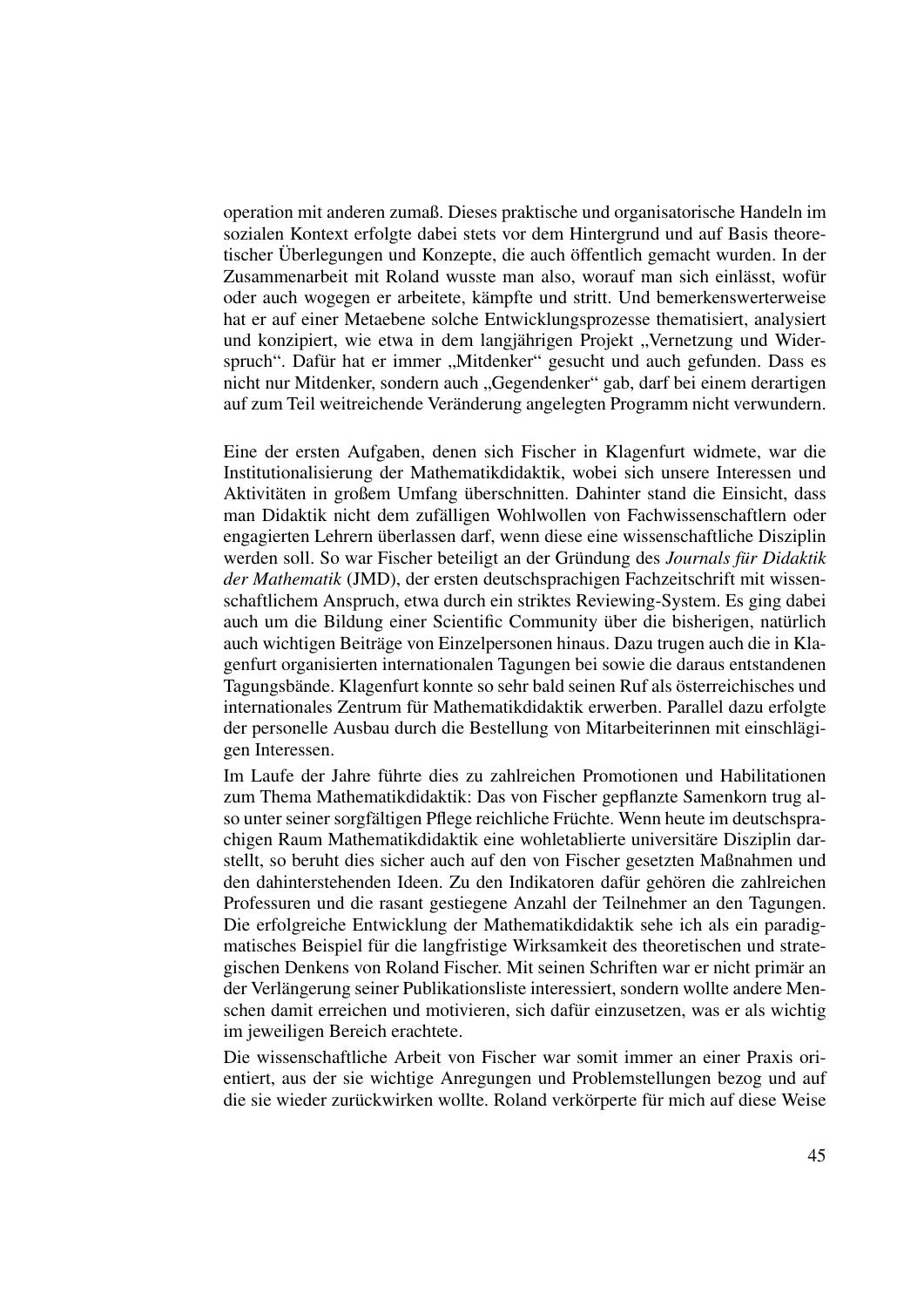operation mit anderen zumaß. Dieses praktische und organisatorische Handeln im sozialen Kontext erfolgte dabei stets vor dem Hintergrund und auf Basis theoretischer Überlegungen und Konzepte, die auch öffentlich gemacht wurden. In der Zusammenarbeit mit Roland wusste man also, worauf man sich einlässt, wofür oder auch wogegen er arbeitete, kämpfte und stritt. Und bemerkenswerterweise hat er auf einer Metaebene solche Entwicklungsprozesse thematisiert, analysiert und konzipiert, wie etwa in dem langjährigen Projekt „Vernetzung und Widerspruch“. Dafür hat er immer „Mitdenker“ gesucht und auch gefunden. Dass es nicht nur Mitdenker, sondern auch „Gegendenker“ gab, darf bei einem derartigen auf zum Teil weitreichende Veränderung angelegten Programm nicht verwundern.

Eine der ersten Aufgaben, denen sich Fischer in Klagenfurt widmete, war die Institutionalisierung der Mathematikdidaktik, wobei sich unsere Interessen und Aktivitäten in großem Umfang überschnitten. Dahinter stand die Einsicht, dass man Didaktik nicht dem zufälligen Wohlwollen von Fachwissenschaftlern oder engagierten Lehrern überlassen darf, wenn diese eine wissenschaftliche Disziplin werden soll. So war Fischer beteiligt an der Gründung des *Journals für Didaktik der Mathematik* (JMD), der ersten deutschsprachigen Fachzeitschrift mit wissenschaftlichem Anspruch, etwa durch ein striktes Reviewing-System. Es ging dabei auch um die Bildung einer Scientific Community über die bisherigen, natürlich auch wichtigen Beiträge von Einzelpersonen hinaus. Dazu trugen auch die in Klagenfurt organisierten internationalen Tagungen bei sowie die daraus entstandenen Tagungsbände. Klagenfurt konnte so sehr bald seinen Ruf als österreichisches und internationales Zentrum für Mathematikdidaktik erwerben. Parallel dazu erfolgte der personelle Ausbau durch die Bestellung von Mitarbeiterinnen mit einschlägigen Interessen.

Im Laufe der Jahre führte dies zu zahlreichen Promotionen und Habilitationen zum Thema Mathematikdidaktik: Das von Fischer gepflanzte Samenkorn trug also unter seiner sorgfältigen Pflege reichliche Früchte. Wenn heute im deutschsprachigen Raum Mathematikdidaktik eine wohletablierte universitäre Disziplin darstellt, so beruht dies sicher auch auf den von Fischer gesetzten Maßnahmen und den dahinterstehenden Ideen. Zu den Indikatoren dafür gehören die zahlreichen Professuren und die rasant gestiegene Anzahl der Teilnehmer an den Tagungen. Die erfolgreiche Entwicklung der Mathematikdidaktik sehe ich als ein paradigmatisches Beispiel für die langfristige Wirksamkeit des theoretischen und strategischen Denkens von Roland Fischer. Mit seinen Schriften war er nicht primär an der Verlängerung seiner Publikationsliste interessiert, sondern wollte andere Menschen damit erreichen und motivieren, sich dafür einzusetzen, was er als wichtig im jeweiligen Bereich erachtete.

Die wissenschaftliche Arbeit von Fischer war somit immer an einer Praxis orientiert, aus der sie wichtige Anregungen und Problemstellungen bezog und auf die sie wieder zurückwirken wollte. Roland verkörperte für mich auf diese Weise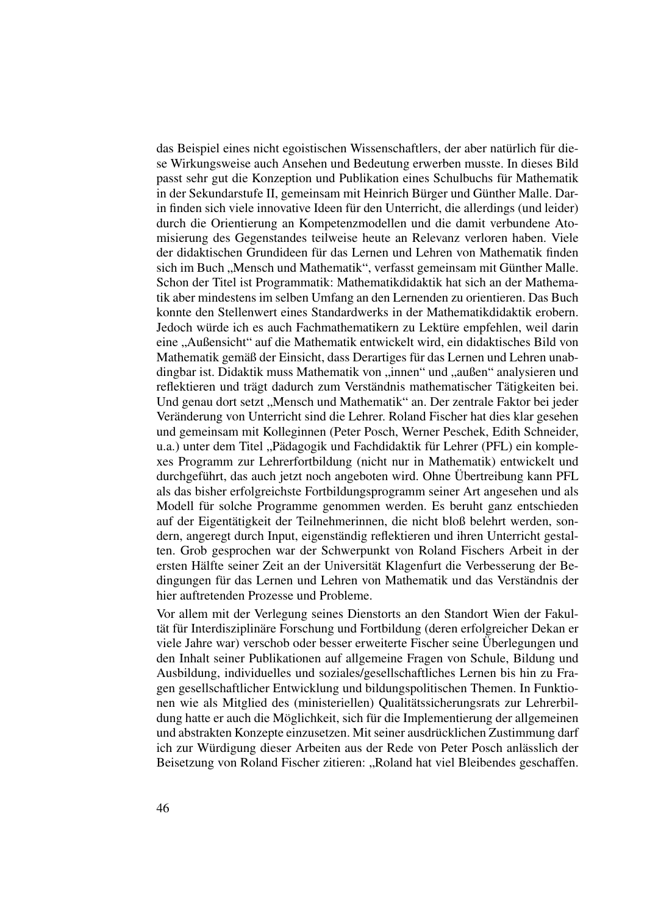das Beispiel eines nicht egoistischen Wissenschaftlers, der aber natürlich für diese Wirkungsweise auch Ansehen und Bedeutung erwerben musste. In dieses Bild passt sehr gut die Konzeption und Publikation eines Schulbuchs für Mathematik in der Sekundarstufe II, gemeinsam mit Heinrich Bürger und Günther Malle. Darin finden sich viele innovative Ideen für den Unterricht, die allerdings (und leider) durch die Orientierung an Kompetenzmodellen und die damit verbundene Atomisierung des Gegenstandes teilweise heute an Relevanz verloren haben. Viele der didaktischen Grundideen für das Lernen und Lehren von Mathematik finden sich im Buch „Mensch und Mathematik", verfasst gemeinsam mit Günther Malle. Schon der Titel ist Programmatik: Mathematikdidaktik hat sich an der Mathematik aber mindestens im selben Umfang an den Lernenden zu orientieren. Das Buch konnte den Stellenwert eines Standardwerks in der Mathematikdidaktik erobern. Jedoch würde ich es auch Fachmathematikern zu Lektüre empfehlen, weil darin eine „Außensicht" auf die Mathematik entwickelt wird, ein didaktisches Bild von Mathematik gemäß der Einsicht, dass Derartiges für das Lernen und Lehren unabdingbar ist. Didaktik muss Mathematik von „innen" und „außen" analysieren und reflektieren und trägt dadurch zum Verständnis mathematischer Tätigkeiten bei. Und genau dort setzt „Mensch und Mathematik" an. Der zentrale Faktor bei jeder Veränderung von Unterricht sind die Lehrer. Roland Fischer hat dies klar gesehen und gemeinsam mit Kolleginnen (Peter Posch, Werner Peschek, Edith Schneider, u.a.) unter dem Titel „Pädagogik und Fachdidaktik für Lehrer (PFL) ein komplexes Programm zur Lehrerfortbildung (nicht nur in Mathematik) entwickelt und durchgeführt, das auch jetzt noch angeboten wird. Ohne Übertreibung kann PFL als das bisher erfolgreichste Fortbildungsprogramm seiner Art angesehen und als Modell für solche Programme genommen werden. Es beruht ganz entschieden auf der Eigentätigkeit der Teilnehmerinnen, die nicht bloß belehrt werden, sondern, angeregt durch Input, eigenständig reflektieren und ihren Unterricht gestalten. Grob gesprochen war der Schwerpunkt von Roland Fischers Arbeit in der ersten Hälfte seiner Zeit an der Universität Klagenfurt die Verbesserung der Bedingungen für das Lernen und Lehren von Mathematik und das Verständnis der hier auftretenden Prozesse und Probleme.

Vor allem mit der Verlegung seines Dienstorts an den Standort Wien der Fakultät für Interdisziplinäre Forschung und Fortbildung (deren erfolgreicher Dekan er viele Jahre war) verschob oder besser erweiterte Fischer seine Überlegungen und den Inhalt seiner Publikationen auf allgemeine Fragen von Schule, Bildung und Ausbildung, individuelles und soziales/gesellschaftliches Lernen bis hin zu Fragen gesellschaftlicher Entwicklung und bildungspolitischen Themen. In Funktionen wie als Mitglied des (ministeriellen) Qualitätssicherungsrats zur Lehrerbildung hatte er auch die Möglichkeit, sich für die Implementierung der allgemeinen und abstrakten Konzepte einzusetzen. Mit seiner ausdrücklichen Zustimmung darf ich zur Würdigung dieser Arbeiten aus der Rede von Peter Posch anlässlich der Beisetzung von Roland Fischer zitieren: „Roland hat viel Bleibendes geschaffen.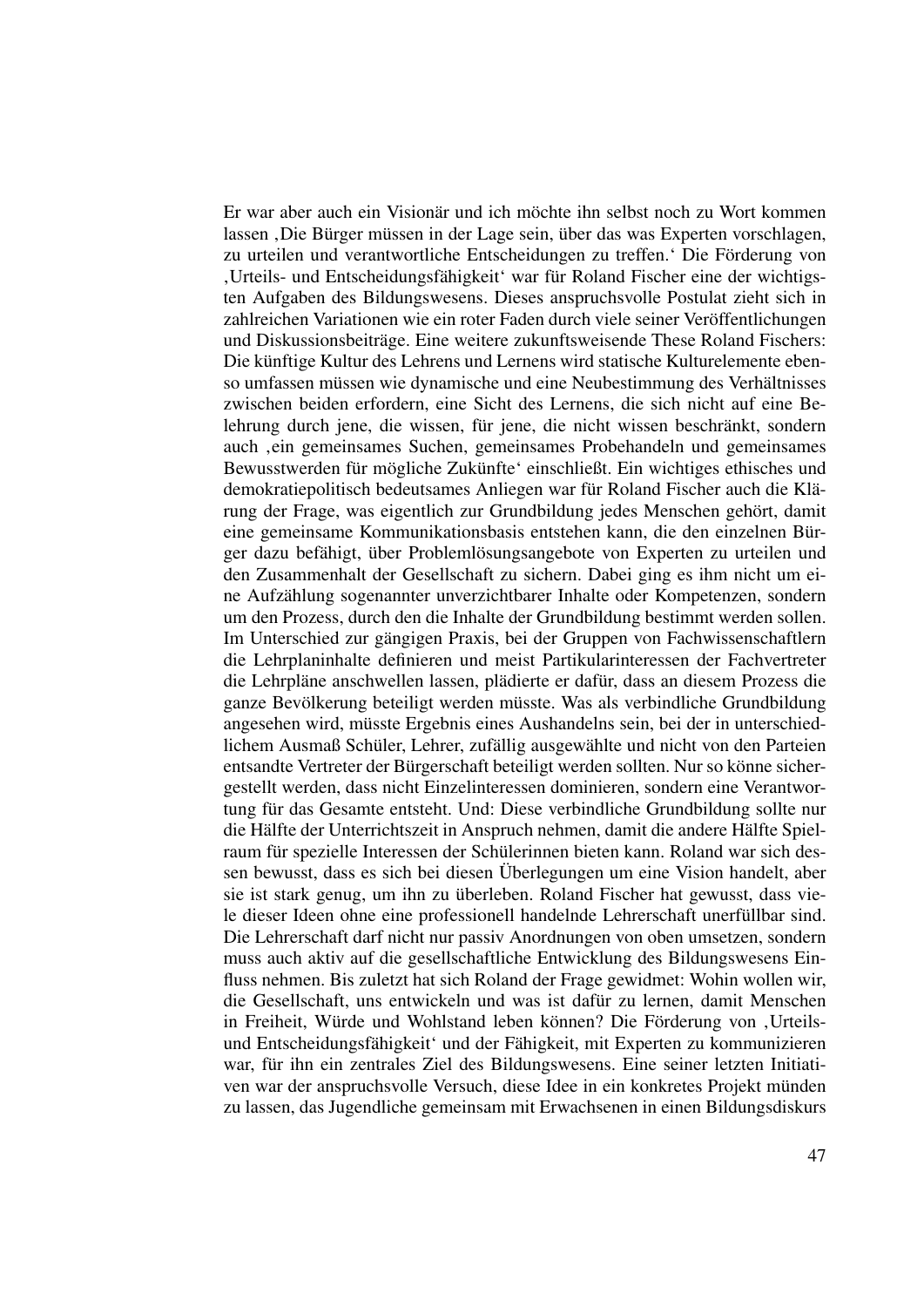Er war aber auch ein Visionär und ich möchte ihn selbst noch zu Wort kommen lassen ‚Die Bürger müssen in der Lage sein, über das was Experten vorschlagen, zu urteilen und verantwortliche Entscheidungen zu treffen.‘ Die Förderung von ‚Urteils- und Entscheidungsfähigkeit‘ war für Roland Fischer eine der wichtigsten Aufgaben des Bildungswesens. Dieses anspruchsvolle Postulat zieht sich in zahlreichen Variationen wie ein roter Faden durch viele seiner Veröffentlichungen und Diskussionsbeiträge. Eine weitere zukunftsweisende These Roland Fischers: Die künftige Kultur des Lehrens und Lernens wird statische Kulturelemente ebenso umfassen müssen wie dynamische und eine Neubestimmung des Verhältnisses zwischen beiden erfordern, eine Sicht des Lernens, die sich nicht auf eine Belehrung durch jene, die wissen, für jene, die nicht wissen beschränkt, sondern auch ‚ein gemeinsames Suchen, gemeinsames Probehandeln und gemeinsames Bewusstwerden für mögliche Zukünfte‘ einschließt. Ein wichtiges ethisches und demokratiepolitisch bedeutsames Anliegen war für Roland Fischer auch die Klärung der Frage, was eigentlich zur Grundbildung jedes Menschen gehört, damit eine gemeinsame Kommunikationsbasis entstehen kann, die den einzelnen Bürger dazu befähigt, über Problemlösungsangebote von Experten zu urteilen und den Zusammenhalt der Gesellschaft zu sichern. Dabei ging es ihm nicht um eine Aufzählung sogenannter unverzichtbarer Inhalte oder Kompetenzen, sondern um den Prozess, durch den die Inhalte der Grundbildung bestimmt werden sollen. Im Unterschied zur gängigen Praxis, bei der Gruppen von Fachwissenschaftlern die Lehrplaninhalte definieren und meist Partikularinteressen der Fachvertreter die Lehrpläne anschwellen lassen, plädierte er dafür, dass an diesem Prozess die ganze Bevölkerung beteiligt werden müsste. Was als verbindliche Grundbildung angesehen wird, müsste Ergebnis eines Aushandelns sein, bei der in unterschiedlichem Ausmaß Schüler, Lehrer, zufällig ausgewählte und nicht von den Parteien entsandte Vertreter der Bürgerschaft beteiligt werden sollten. Nur so könne sichergestellt werden, dass nicht Einzelinteressen dominieren, sondern eine Verantwortung für das Gesamte entsteht. Und: Diese verbindliche Grundbildung sollte nur die Hälfte der Unterrichtszeit in Anspruch nehmen, damit die andere Hälfte Spielraum für spezielle Interessen der Schülerinnen bieten kann. Roland war sich dessen bewusst, dass es sich bei diesen Überlegungen um eine Vision handelt, aber sie ist stark genug, um ihn zu überleben. Roland Fischer hat gewusst, dass viele dieser Ideen ohne eine professionell handelnde Lehrerschaft unerfüllbar sind. Die Lehrerschaft darf nicht nur passiv Anordnungen von oben umsetzen, sondern muss auch aktiv auf die gesellschaftliche Entwicklung des Bildungswesens Einfluss nehmen. Bis zuletzt hat sich Roland der Frage gewidmet: Wohin wollen wir, die Gesellschaft, uns entwickeln und was ist dafür zu lernen, damit Menschen in Freiheit, Würde und Wohlstand leben können? Die Förderung von ‚Urteils- und Entscheidungsfähigkeit‘ und der Fähigkeit, mit Experten zu kommunizieren war, für ihn ein zentrales Ziel des Bildungswesens. Eine seiner letzten Initiativen war der anspruchsvolle Versuch, diese Idee in ein konkretes Projekt münden zu lassen, das Jugendliche gemeinsam mit Erwachsenen in einen Bildungsdiskurs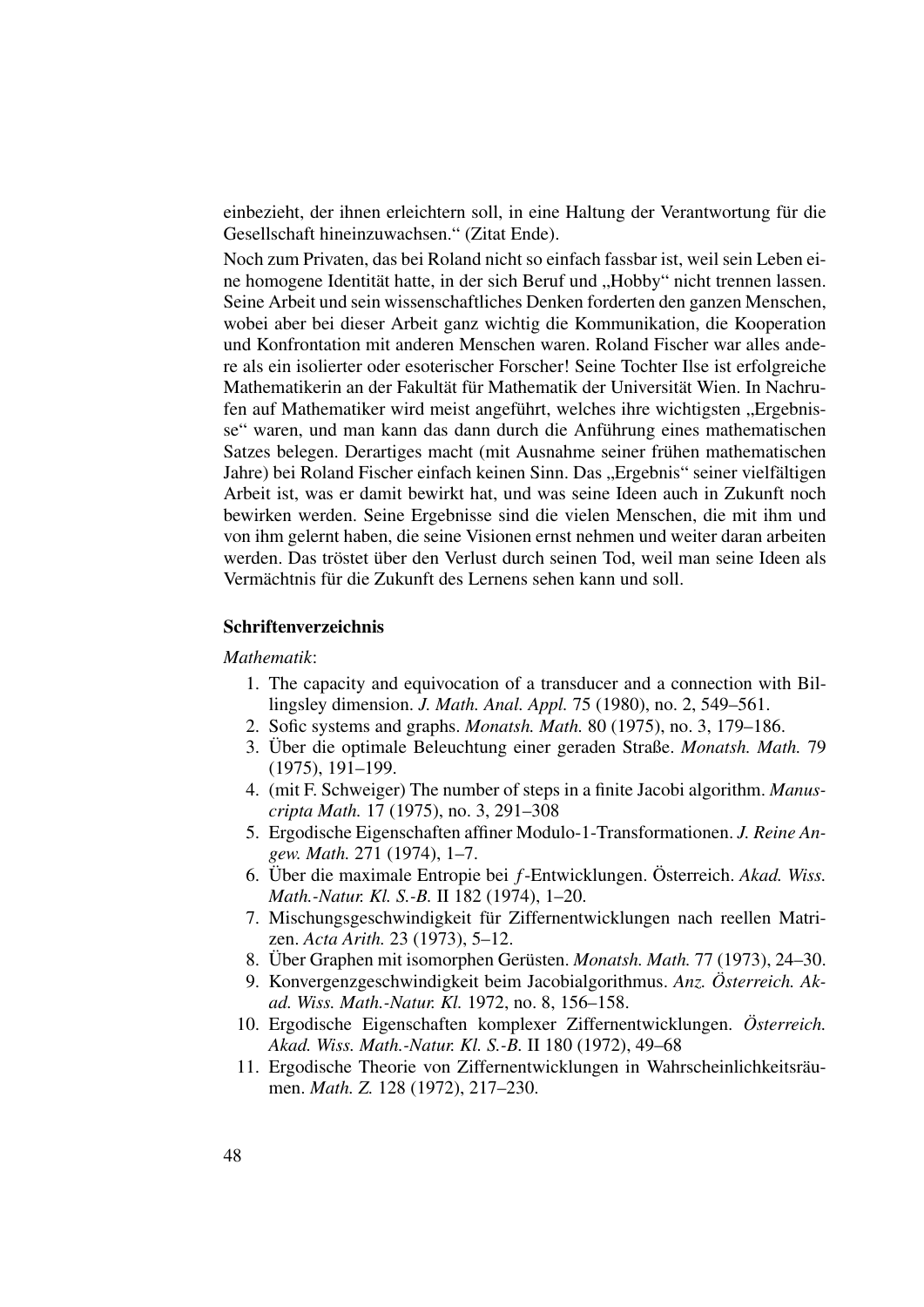einbezieht, der ihnen erleichtern soll, in eine Haltung der Verantwortung für die Gesellschaft hineinzuwachsen.“ (Zitat Ende).

Noch zum Privaten, das bei Roland nicht so einfach fassbar ist, weil sein Leben eine homogene Identität hatte, in der sich Beruf und „Hobby“ nicht trennen lassen. Seine Arbeit und sein wissenschaftliches Denken forderten den ganzen Menschen, wobei aber bei dieser Arbeit ganz wichtig die Kommunikation, die Kooperation und Konfrontation mit anderen Menschen waren. Roland Fischer war alles andere als ein isolierter oder esoterischer Forscher! Seine Tochter Ilse ist erfolgreiche Mathematikerin an der Fakultät für Mathematik der Universität Wien. In Nachrufen auf Mathematiker wird meist angeführt, welches ihre wichtigsten „Ergebnisse“ waren, und man kann das dann durch die Anführung eines mathematischen Satzes belegen. Derartiges macht (mit Ausnahme seiner frühen mathematischen Jahre) bei Roland Fischer einfach keinen Sinn. Das „Ergebnis“ seiner vielfältigen Arbeit ist, was er damit bewirkt hat, und was seine Ideen auch in Zukunft noch bewirken werden. Seine Ergebnisse sind die vielen Menschen, die mit ihm und von ihm gelernt haben, die seine Visionen ernst nehmen und weiter daran arbeiten werden. Das tröstet über den Verlust durch seinen Tod, weil man seine Ideen als Vermächtnis für die Zukunft des Lernens sehen kann und soll.

### Schriftenverzeichnis

*Mathematik*:

1. The capacity and equivocation of a transducer and a connection with Billingsley dimension. *J. Math. Anal. Appl.* 75 (1980), no. 2, 549–561.
2. Sofic systems and graphs. *Monatsh. Math.* 80 (1975), no. 3, 179–186.
3. Über die optimale Beleuchtung einer geraden Straße. *Monatsh. Math.* 79 (1975), 191–199.
4. (mit F. Schweiger) The number of steps in a finite Jacobi algorithm. *Manuscripta Math.* 17 (1975), no. 3, 291–308
5. Ergodische Eigenschaften affiner Modulo-1-Transformationen. *J. Reine Angew. Math.* 271 (1974), 1–7.
6. Über die maximale Entropie bei $f$-Entwicklungen. Österreich. *Akad. Wiss. Math.-Natur. Kl. S.-B.* II 182 (1974), 1–20.
7. Mischungsgeschwindigkeit für Ziffernentwicklungen nach reellen Matrizen. *Acta Arith.* 23 (1973), 5–12.
8. Über Graphen mit isomorphen Gerüsten. *Monatsh. Math.* 77 (1973), 24–30.
9. Konvergenzgeschwindigkeit beim Jacobialgorithmus. *Anz. Österreich. Akad. Wiss. Math.-Natur. Kl.* 1972, no. 8, 156–158.
10. Ergodische Eigenschaften komplexer Ziffernentwicklungen. *Österreich. Akad. Wiss. Math.-Natur. Kl. S.-B.* II 180 (1972), 49–68
11. Ergodische Theorie von Ziffernentwicklungen in Wahrscheinlichkeitsräumen. *Math. Z.* 128 (1972), 217–230.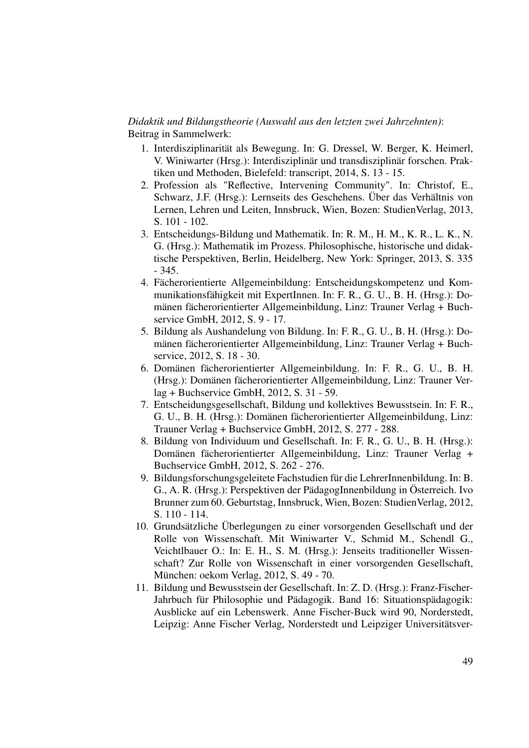*Didaktik und Bildungstheorie (Auswahl aus den letzten zwei Jahrzehnten)*:
Beitrag in Sammelwerk:

1. Interdisziplinarität als Bewegung. In: G. Dressel, W. Berger, K. Heimerl, V. Winiwarter (Hrsg.): Interdisziplinär und transdisziplinär forschen. Praktiken und Methoden, Bielefeld: transcript, 2014, S. 13 - 15.
2. Profession als "Reflective, Intervening Community". In: Christof, E., Schwarz, J.F. (Hrsg.): Lernseits des Geschehens. Über das Verhältnis von Lernen, Lehren und Leiten, Innsbruck, Wien, Bozen: StudienVerlag, 2013, S. 101 - 102.
3. Entscheidungs-Bildung und Mathematik. In: R. M., H. M., K. R., L. K., N. G. (Hrsg.): Mathematik im Prozess. Philosophische, historische und didaktische Perspektiven, Berlin, Heidelberg, New York: Springer, 2013, S. 335 - 345.
4. Fächerorientierte Allgemeinbildung: Entscheidungskompetenz und Kommunikationsfähigkeit mit ExpertInnen. In: F. R., G. U., B. H. (Hrsg.): Domänen fächerorientierter Allgemeinbildung, Linz: Trauner Verlag + Buchservice GmbH, 2012, S. 9 - 17.
5. Bildung als Aushandelung von Bildung. In: F. R., G. U., B. H. (Hrsg.): Domänen fächerorientierter Allgemeinbildung, Linz: Trauner Verlag + Buchservice, 2012, S. 18 - 30.
6. Domänen fächerorientierter Allgemeinbildung. In: F. R., G. U., B. H. (Hrsg.): Domänen fächerorientierter Allgemeinbildung, Linz: Trauner Verlag + Buchservice GmbH, 2012, S. 31 - 59.
7. Entscheidungsgesellschaft, Bildung und kollektives Bewusstsein. In: F. R., G. U., B. H. (Hrsg.): Domänen fächerorientierter Allgemeinbildung, Linz: Trauner Verlag + Buchservice GmbH, 2012, S. 277 - 288.
8. Bildung von Individuum und Gesellschaft. In: F. R., G. U., B. H. (Hrsg.): Domänen fächerorientierter Allgemeinbildung, Linz: Trauner Verlag + Buchservice GmbH, 2012, S. 262 - 276.
9. Bildungsforschungsgeleitete Fachstudien für die LehrerInnenbildung. In: B. G., A. R. (Hrsg.): Perspektiven der PädagogInnenbildung in Österreich. Ivo Brunner zum 60. Geburtstag, Innsbruck, Wien, Bozen: StudienVerlag, 2012, S. 110 - 114.
10. Grundsätzliche Überlegungen zu einer vorsorgenden Gesellschaft und der Rolle von Wissenschaft. Mit Winiwarter V., Schmid M., Schendl G., Veichtlbauer O.: In: E. H., S. M. (Hrsg.): Jenseits traditioneller Wissenschaft? Zur Rolle von Wissenschaft in einer vorsorgenden Gesellschaft, München: oekom Verlag, 2012, S. 49 - 70.
11. Bildung und Bewusstsein der Gesellschaft. In: Z. D. (Hrsg.): Franz-Fischer-Jahrbuch für Philosophie und Pädagogik. Band 16: Situationspädagogik: Ausblicke auf ein Lebenswerk. Anne Fischer-Buck wird 90, Norderstedt, Leipzig: Anne Fischer Verlag, Norderstedt und Leipziger Universitätsver-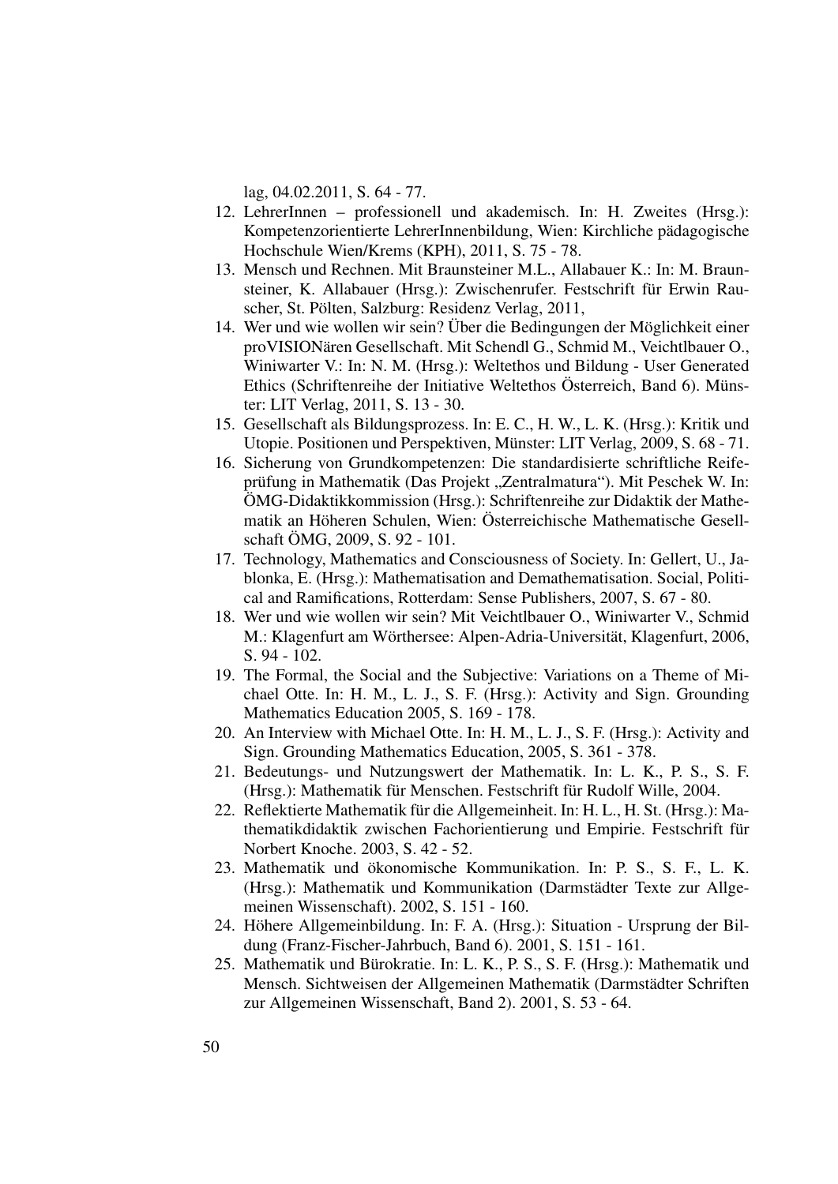lag, 04.02.2011, S. 64 - 77.

12. LehrerInnen – professionell und akademisch. In: H. Zweites (Hrsg.): Kompetenzorientierte LehrerInnenbildung, Wien: Kirchliche pädagogische Hochschule Wien/Krems (KPH), 2011, S. 75 - 78.
13. Mensch und Rechnen. Mit Braunsteiner M.L., Allabauer K.: In: M. Braunsteiner, K. Allabauer (Hrsg.): Zwischenrufer. Festschrift für Erwin Rauscher, St. Pölten, Salzburg: Residenz Verlag, 2011,
14. Wer und wie wollen wir sein? Über die Bedingungen der Möglichkeit einer proVISIONären Gesellschaft. Mit Schendl G., Schmid M., Veichtlbauer O., Winiwarter V.: In: N. M. (Hrsg.): Weltethos und Bildung - User Generated Ethics (Schriftenreihe der Initiative Weltethos Österreich, Band 6). Münster: LIT Verlag, 2011, S. 13 - 30.
15. Gesellschaft als Bildungsprozess. In: E. C., H. W., L. K. (Hrsg.): Kritik und Utopie. Positionen und Perspektiven, Münster: LIT Verlag, 2009, S. 68 - 71.
16. Sicherung von Grundkompetenzen: Die standardisierte schriftliche Reifeprüfung in Mathematik (Das Projekt „Zentralmatura"). Mit Peschek W. In: ÖMG-Didaktikkommission (Hrsg.): Schriftenreihe zur Didaktik der Mathematik an Höheren Schulen, Wien: Österreichische Mathematische Gesellschaft ÖMG, 2009, S. 92 - 101.
17. Technology, Mathematics and Consciousness of Society. In: Gellert, U., Jablonka, E. (Hrsg.): Mathematisation and Demathematisation. Social, Political and Ramifications, Rotterdam: Sense Publishers, 2007, S. 67 - 80.
18. Wer und wie wollen wir sein? Mit Veichtlbauer O., Winiwarter V., Schmid M.: Klagenfurt am Wörthersee: Alpen-Adria-Universität, Klagenfurt, 2006, S. 94 - 102.
19. The Formal, the Social and the Subjective: Variations on a Theme of Michael Otte. In: H. M., L. J., S. F. (Hrsg.): Activity and Sign. Grounding Mathematics Education 2005, S. 169 - 178.
20. An Interview with Michael Otte. In: H. M., L. J., S. F. (Hrsg.): Activity and Sign. Grounding Mathematics Education, 2005, S. 361 - 378.
21. Bedeutungs- und Nutzungswert der Mathematik. In: L. K., P. S., S. F. (Hrsg.): Mathematik für Menschen. Festschrift für Rudolf Wille, 2004.
22. Reflektierte Mathematik für die Allgemeinheit. In: H. L., H. St. (Hrsg.): Mathematikdidaktik zwischen Fachorientierung und Empirie. Festschrift für Norbert Knoche. 2003, S. 42 - 52.
23. Mathematik und ökonomische Kommunikation. In: P. S., S. F., L. K. (Hrsg.): Mathematik und Kommunikation (Darmstädter Texte zur Allgemeinen Wissenschaft). 2002, S. 151 - 160.
24. Höhere Allgemeinbildung. In: F. A. (Hrsg.): Situation - Ursprung der Bildung (Franz-Fischer-Jahrbuch, Band 6). 2001, S. 151 - 161.
25. Mathematik und Bürokratie. In: L. K., P. S., S. F. (Hrsg.): Mathematik und Mensch. Sichtweisen der Allgemeinen Mathematik (Darmstädter Schriften zur Allgemeinen Wissenschaft, Band 2). 2001, S. 53 - 64.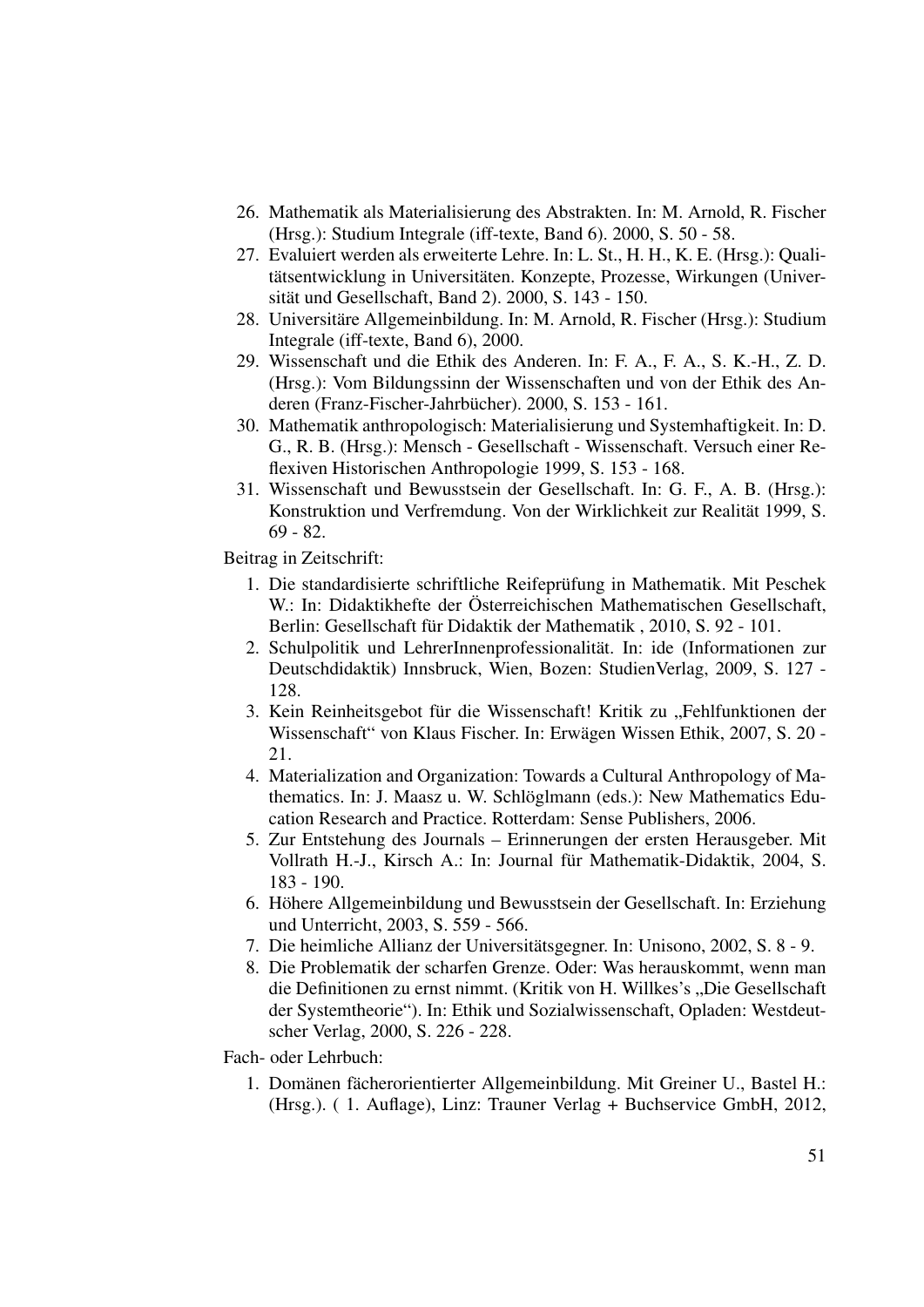26. Mathematik als Materialisierung des Abstrakten. In: M. Arnold, R. Fischer (Hrsg.): Studium Integrale (iff-texte, Band 6). 2000, S. 50 - 58.
27. Evaluiert werden als erweiterte Lehre. In: L. St., H. H., K. E. (Hrsg.): Qualitätsentwicklung in Universitäten. Konzepte, Prozesse, Wirkungen (Universität und Gesellschaft, Band 2). 2000, S. 143 - 150.
28. Universitäre Allgemeinbildung. In: M. Arnold, R. Fischer (Hrsg.): Studium Integrale (iff-texte, Band 6), 2000.
29. Wissenschaft und die Ethik des Anderen. In: F. A., F. A., S. K.-H., Z. D. (Hrsg.): Vom Bildungssinn der Wissenschaften und von der Ethik des Anderen (Franz-Fischer-Jahrbücher). 2000, S. 153 - 161.
30. Mathematik anthropologisch: Materialisierung und Systemhaftigkeit. In: D. G., R. B. (Hrsg.): Mensch - Gesellschaft - Wissenschaft. Versuch einer Reflexiven Historischen Anthropologie 1999, S. 153 - 168.
31. Wissenschaft und Bewusstsein der Gesellschaft. In: G. F., A. B. (Hrsg.): Konstruktion und Verfremdung. Von der Wirklichkeit zur Realität 1999, S. 69 - 82.

Beitrag in Zeitschrift:

1. Die standardisierte schriftliche Reifeprüfung in Mathematik. Mit Peschek W.: In: Didaktikhefte der Österreichischen Mathematischen Gesellschaft, Berlin: Gesellschaft für Didaktik der Mathematik , 2010, S. 92 - 101.
2. Schulpolitik und LehrerInnenprofessionalität. In: ide (Informationen zur Deutschdidaktik) Innsbruck, Wien, Bozen: StudienVerlag, 2009, S. 127 - 128.
3. Kein Reinheitsgebot für die Wissenschaft! Kritik zu „Fehlfunktionen der Wissenschaft“ von Klaus Fischer. In: Erwägen Wissen Ethik, 2007, S. 20 - 21.
4. Materialization and Organization: Towards a Cultural Anthropology of Mathematics. In: J. Maasz u. W. Schlöglmann (eds.): New Mathematics Education Research and Practice. Rotterdam: Sense Publishers, 2006.
5. Zur Entstehung des Journals – Erinnerungen der ersten Herausgeber. Mit Vollrath H.-J., Kirsch A.: In: Journal für Mathematik-Didaktik, 2004, S. 183 - 190.
6. Höhere Allgemeinbildung und Bewusstsein der Gesellschaft. In: Erziehung und Unterricht, 2003, S. 559 - 566.
7. Die heimliche Allianz der Universitätsgegner. In: Unisono, 2002, S. 8 - 9.
8. Die Problematik der scharfen Grenze. Oder: Was herauskommt, wenn man die Definitionen zu ernst nimmt. (Kritik von H. Willkes's „Die Gesellschaft der Systemtheorie“). In: Ethik und Sozialwissenschaft, Opladen: Westdeutscher Verlag, 2000, S. 226 - 228.

Fach- oder Lehrbuch:

1. Domänen fächerorientierter Allgemeinbildung. Mit Greiner U., Bastel H.: (Hrsg.). ( 1. Auflage), Linz: Trauner Verlag + Buchservice GmbH, 2012,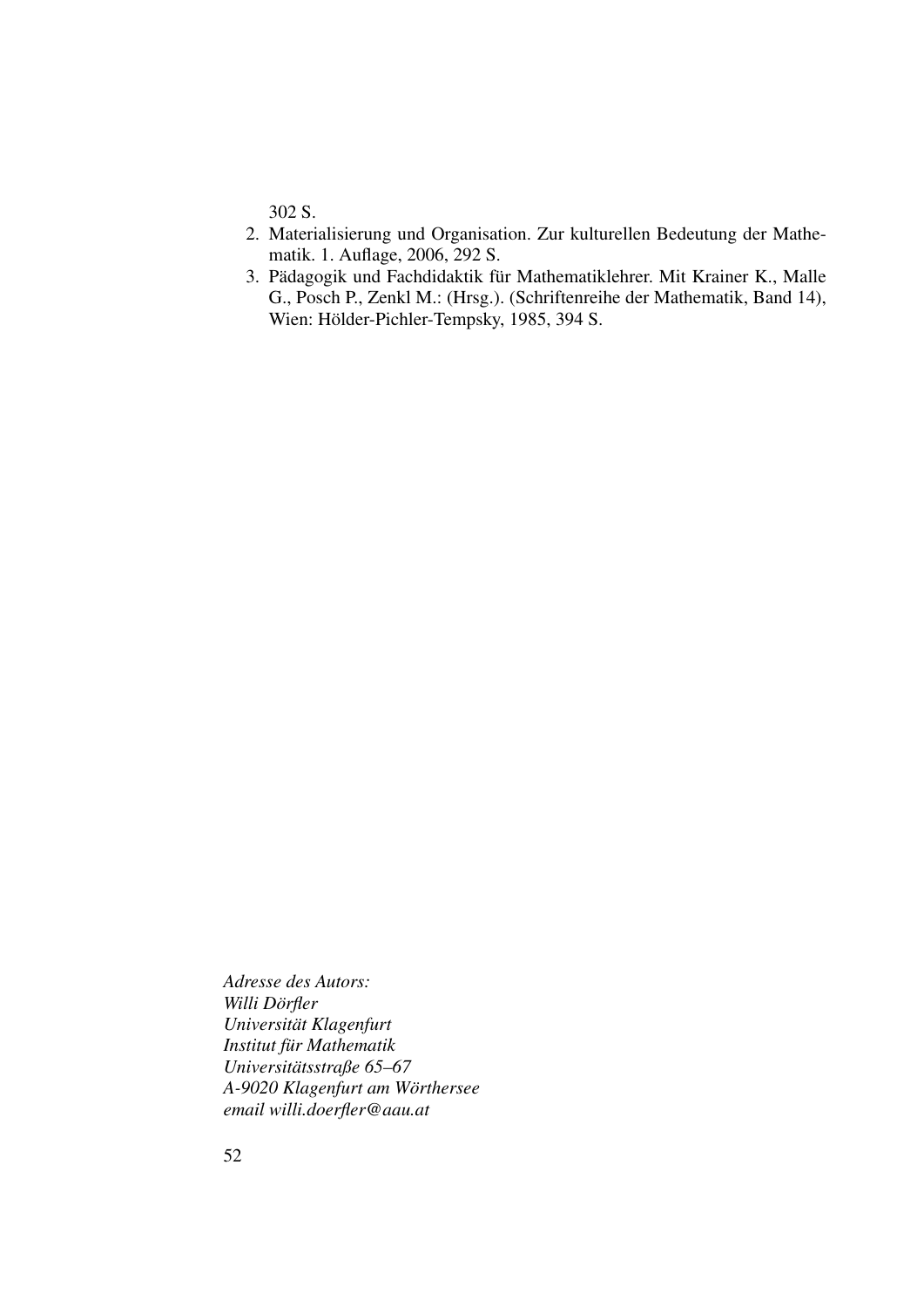302 S.

2. Materialisierung und Organisation. Zur kulturellen Bedeutung der Mathematik. 1. Auflage, 2006, 292 S.
3. Pädagogik und Fachdidaktik für Mathematiklehrer. Mit Krainer K., Malle G., Posch P., Zenkl M.: (Hrsg.). (Schriftenreihe der Mathematik, Band 14), Wien: Hölder-Pichler-Tempsky, 1985, 394 S.

*Adresse des Autors:*
*Willi Dörfler*
*Universität Klagenfurt*
*Institut für Mathematik*
*Universitätsstraße 65–67*
*A-9020 Klagenfurt am Wörthersee*
*email willi.doerfler@aau.at*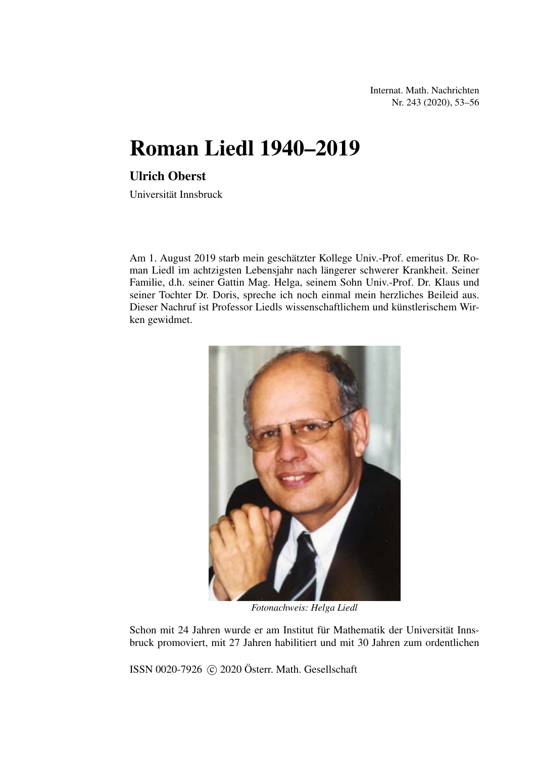# Roman Liedl 1940–2019

**Ulrich Oberst**

Universität Innsbruck

Am 1. August 2019 starb mein geschätzter Kollege Univ.-Prof. emeritus Dr. Roman Liedl im achtzigsten Lebensjahr nach längerer schwerer Krankheit. Seiner Familie, d.h. seiner Gattin Mag. Helga, seinem Sohn Univ.-Prof. Dr. Klaus und seiner Tochter Dr. Doris, spreche ich noch einmal mein herzliches Beileid aus. Dieser Nachruf ist Professor Liedls wissenschaftlichem und künstlerischem Wirken gewidmet.

*Fotonachweis: Helga Liedl*

Schon mit 24 Jahren wurde er am Institut für Mathematik der Universität Innsbruck promoviert, mit 27 Jahren habilitiert und mit 30 Jahren zum ordentlichen

ISSN 0020-7926 © 2020 Österr. Math. Gesellschaft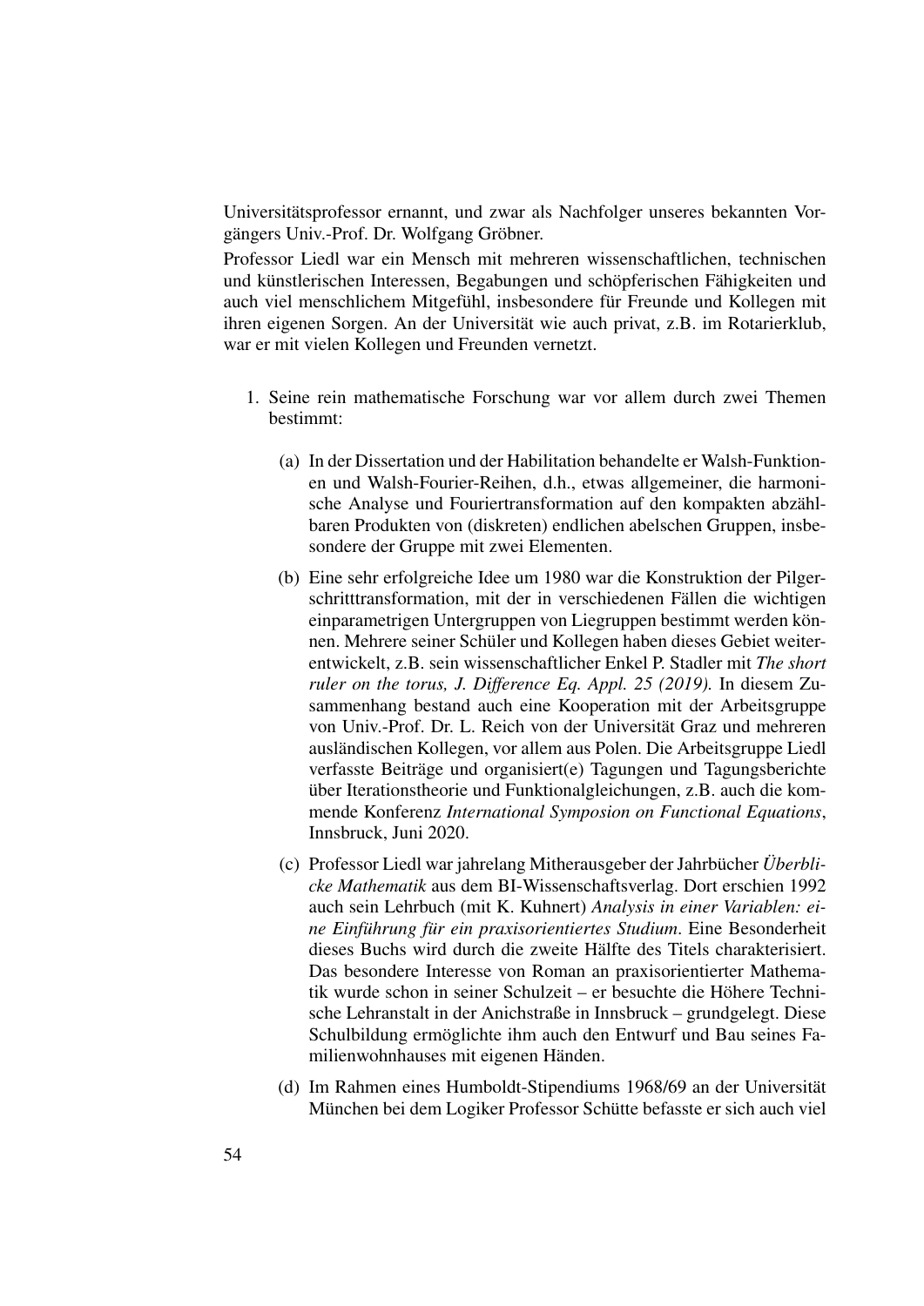Universitätsprofessor ernannt, und zwar als Nachfolger unseres bekannten Vorgängers Univ.-Prof. Dr. Wolfgang Gröbner.

Professor Liedl war ein Mensch mit mehreren wissenschaftlichen, technischen und künstlerischen Interessen, Begabungen und schöpferischen Fähigkeiten und auch viel menschlichem Mitgefühl, insbesondere für Freunde und Kollegen mit ihren eigenen Sorgen. An der Universität wie auch privat, z.B. im Rotarierklub, war er mit vielen Kollegen und Freunden vernetzt.

1. Seine rein mathematische Forschung war vor allem durch zwei Themen bestimmt:

   (a) In der Dissertation und der Habilitation behandelte er Walsh-Funktionen und Walsh-Fourier-Reihen, d.h., etwas allgemeiner, die harmonische Analyse und Fouriertransformation auf den kompakten abzählbaren Produkten von (diskreten) endlichen abelschen Gruppen, insbesondere der Gruppe mit zwei Elementen.

   (b) Eine sehr erfolgreiche Idee um 1980 war die Konstruktion der Pilgerschritttransformation, mit der in verschiedenen Fällen die wichtigen einparametrigen Untergruppen von Liegruppen bestimmt werden können. Mehrere seiner Schüler und Kollegen haben dieses Gebiet weiterentwickelt, z.B. sein wissenschaftlicher Enkel P. Stadler mit *The short ruler on the torus, J. Difference Eq. Appl. 25 (2019).* In diesem Zusammenhang bestand auch eine Kooperation mit der Arbeitsgruppe von Univ.-Prof. Dr. L. Reich von der Universität Graz und mehreren ausländischen Kollegen, vor allem aus Polen. Die Arbeitsgruppe Liedl verfasste Beiträge und organisiert(e) Tagungen und Tagungsberichte über Iterationstheorie und Funktionalgleichungen, z.B. auch die kommende Konferenz *International Symposion on Functional Equations*, Innsbruck, Juni 2020.

   (c) Professor Liedl war jahrelang Mitherausgeber der Jahrbücher *Überblicke Mathematik* aus dem BI-Wissenschaftsverlag. Dort erschien 1992 auch sein Lehrbuch (mit K. Kuhnert) *Analysis in einer Variablen: eine Einführung für ein praxisorientiertes Studium*. Eine Besonderheit dieses Buchs wird durch die zweite Hälfte des Titels charakterisiert. Das besondere Interesse von Roman an praxisorientierter Mathematik wurde schon in seiner Schulzeit – er besuchte die Höhere Technische Lehranstalt in der Anichstraße in Innsbruck – grundgelegt. Diese Schulbildung ermöglichte ihm auch den Entwurf und Bau seines Familienwohnhauses mit eigenen Händen.

   (d) Im Rahmen eines Humboldt-Stipendiums 1968/69 an der Universität München bei dem Logiker Professor Schütte befasste er sich auch viel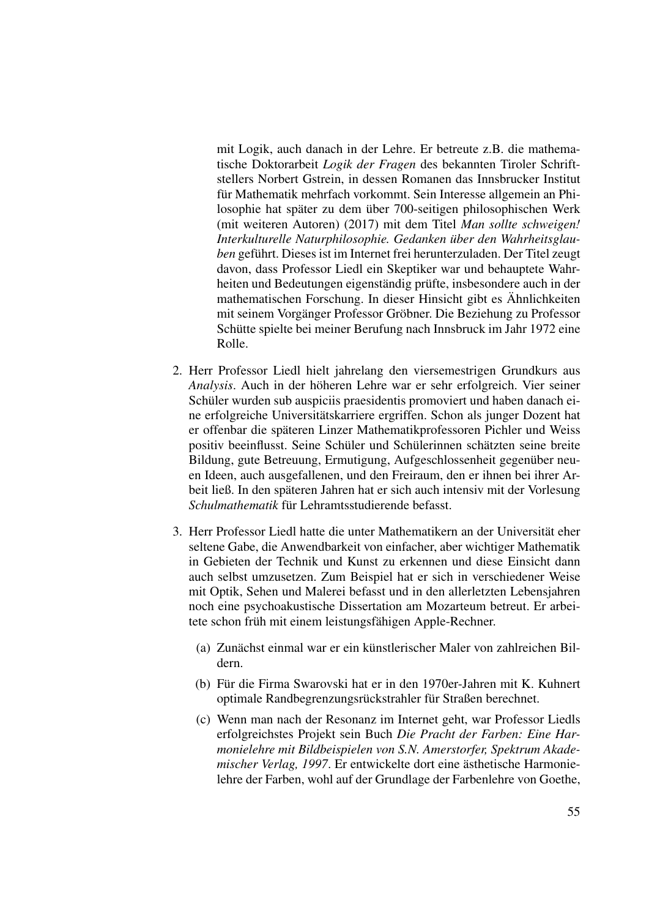mit Logik, auch danach in der Lehre. Er betreute z.B. die mathematische Doktorarbeit *Logik der Fragen* des bekannten Tiroler Schriftstellers Norbert Gstrein, in dessen Romanen das Innsbrucker Institut für Mathematik mehrfach vorkommt. Sein Interesse allgemein an Philosophie hat später zu dem über 700-seitigen philosophischen Werk (mit weiteren Autoren) (2017) mit dem Titel *Man sollte schweigen! Interkulturelle Naturphilosophie. Gedanken über den Wahrheitsglauben* geführt. Dieses ist im Internet frei herunterzuladen. Der Titel zeugt davon, dass Professor Liedl ein Skeptiker war und behauptete Wahrheiten und Bedeutungen eigenständig prüfte, insbesondere auch in der mathematischen Forschung. In dieser Hinsicht gibt es Ähnlichkeiten mit seinem Vorgänger Professor Gröbner. Die Beziehung zu Professor Schütte spielte bei meiner Berufung nach Innsbruck im Jahr 1972 eine Rolle.

2. Herr Professor Liedl hielt jahrelang den viersemestrigen Grundkurs aus *Analysis*. Auch in der höheren Lehre war er sehr erfolgreich. Vier seiner Schüler wurden sub auspiciis praesidentis promoviert und haben danach eine erfolgreiche Universitätskarriere ergriffen. Schon als junger Dozent hat er offenbar die späteren Linzer Mathematikprofessoren Pichler und Weiss positiv beeinflusst. Seine Schüler und Schülerinnen schätzten seine breite Bildung, gute Betreuung, Ermutigung, Aufgeschlossenheit gegenüber neuen Ideen, auch ausgefallenen, und den Freiraum, den er ihnen bei ihrer Arbeit ließ. In den späteren Jahren hat er sich auch intensiv mit der Vorlesung *Schulmathematik* für Lehramtsstudierende befasst.

3. Herr Professor Liedl hatte die unter Mathematikern an der Universität eher seltene Gabe, die Anwendbarkeit von einfacher, aber wichtiger Mathematik in Gebieten der Technik und Kunst zu erkennen und diese Einsicht dann auch selbst umzusetzen. Zum Beispiel hat er sich in verschiedener Weise mit Optik, Sehen und Malerei befasst und in den allerletzten Lebensjahren noch eine psychoakustische Dissertation am Mozarteum betreut. Er arbeitete schon früh mit einem leistungsfähigen Apple-Rechner.

   (a) Zunächst einmal war er ein künstlerischer Maler von zahlreichen Bildern.

   (b) Für die Firma Swarovski hat er in den 1970er-Jahren mit K. Kuhnert optimale Randbegrenzungsrückstrahler für Straßen berechnet.

   (c) Wenn man nach der Resonanz im Internet geht, war Professor Liedls erfolgreichstes Projekt sein Buch *Die Pracht der Farben: Eine Harmonielehre mit Bildbeispielen von S.N. Amerstorfer, Spektrum Akademischer Verlag, 1997*. Er entwickelte dort eine ästhetische Harmonielehre der Farben, wohl auf der Grundlage der Farbenlehre von Goethe,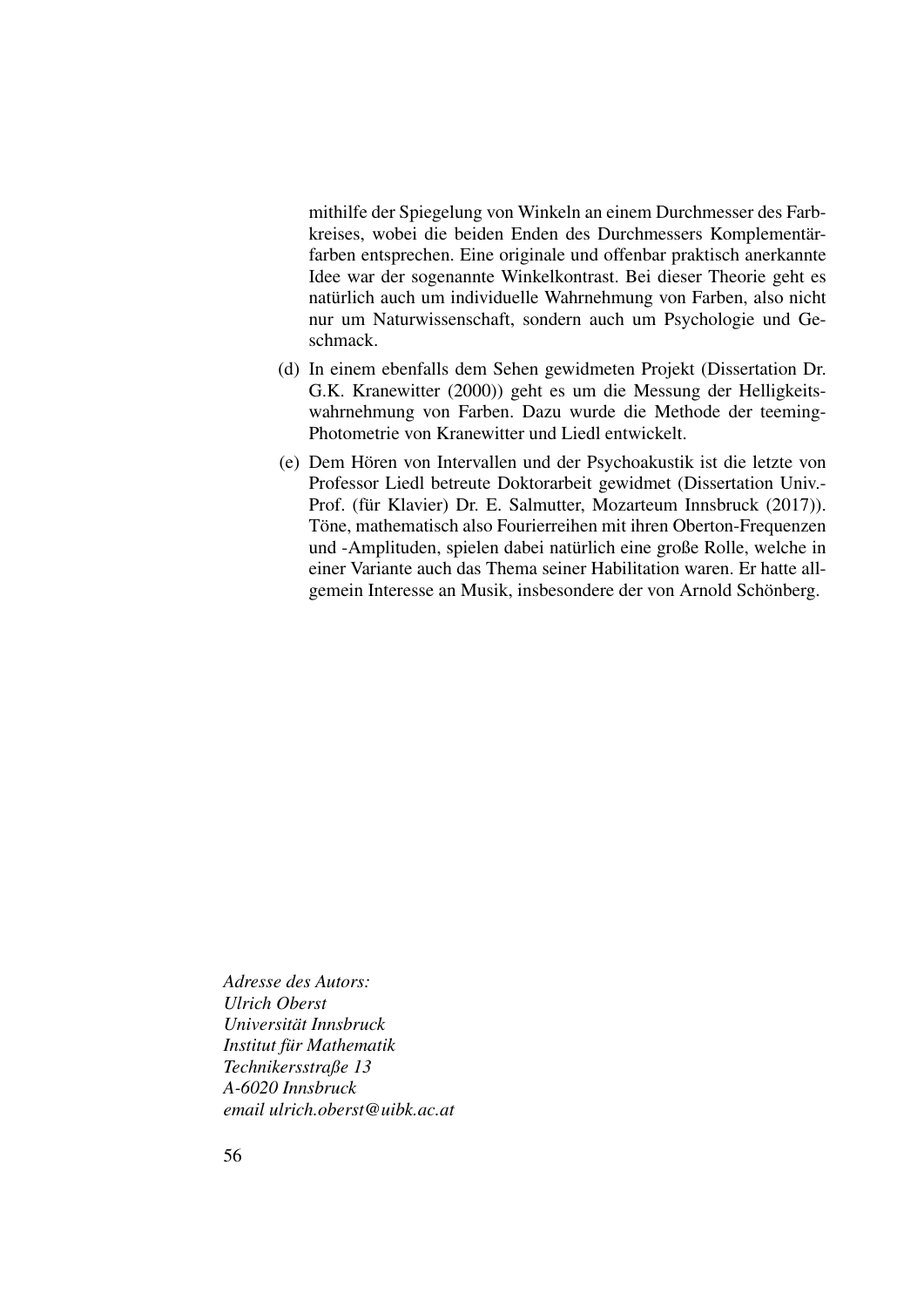mithilfe der Spiegelung von Winkeln an einem Durchmesser des Farbkreises, wobei die beiden Enden des Durchmessers Komplementärfarben entsprechen. Eine originale und offenbar praktisch anerkannte Idee war der sogenannte Winkelkontrast. Bei dieser Theorie geht es natürlich auch um individuelle Wahrnehmung von Farben, also nicht nur um Naturwissenschaft, sondern auch um Psychologie und Geschmack.

(d) In einem ebenfalls dem Sehen gewidmeten Projekt (Dissertation Dr. G.K. Kranewitter (2000)) geht es um die Messung der Helligkeitswahrnehmung von Farben. Dazu wurde die Methode der teeming-Photometrie von Kranewitter und Liedl entwickelt.

(e) Dem Hören von Intervallen und der Psychoakustik ist die letzte von Professor Liedl betreute Doktorarbeit gewidmet (Dissertation Univ.-Prof. (für Klavier) Dr. E. Salmutter, Mozarteum Innsbruck (2017)). Töne, mathematisch also Fourierreihen mit ihren Oberton-Frequenzen und -Amplituden, spielen dabei natürlich eine große Rolle, welche in einer Variante auch das Thema seiner Habilitation waren. Er hatte allgemein Interesse an Musik, insbesondere der von Arnold Schönberg.

*Adresse des Autors:*
*Ulrich Oberst*
*Universität Innsbruck*
*Institut für Mathematik*
*Technikersstraße 13*
*A-6020 Innsbruck*
*email ulrich.oberst@uibk.ac.at*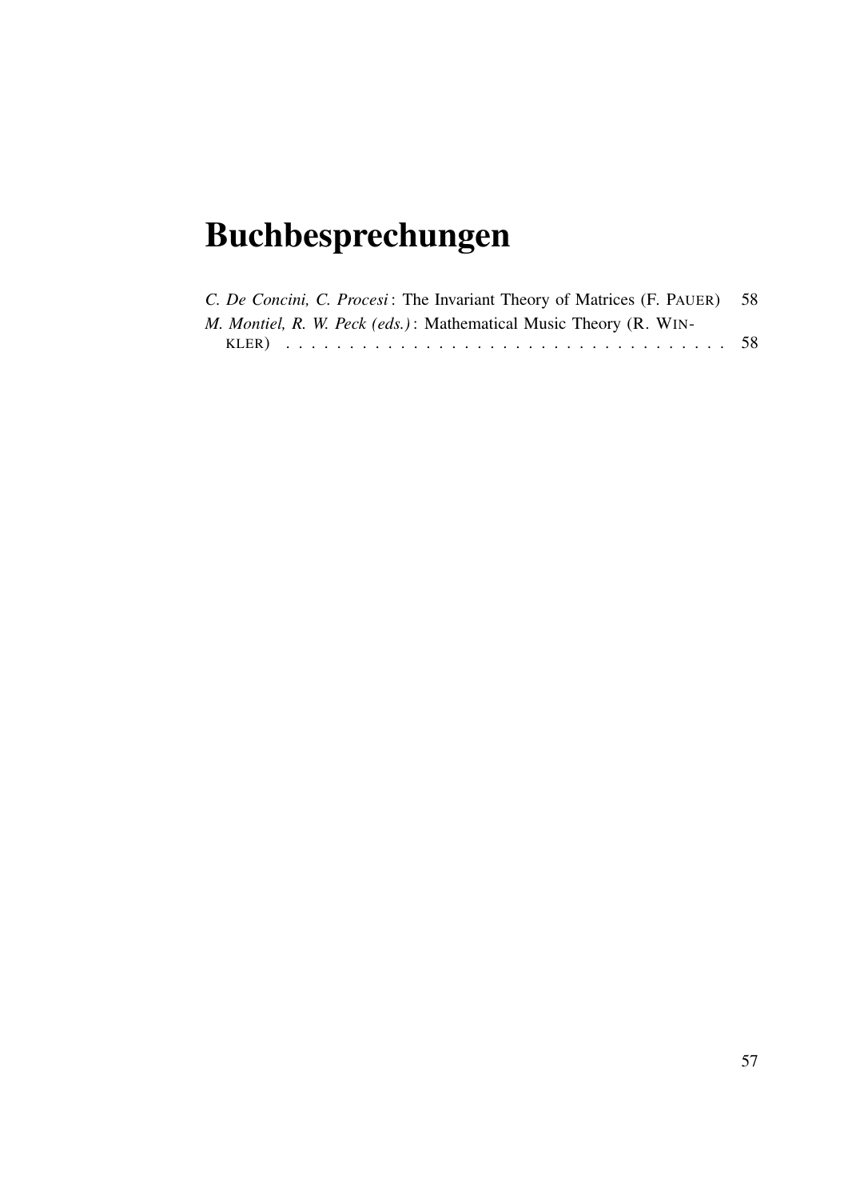# Buchbesprechungen

*C. De Concini, C. Procesi* : The Invariant Theory of Matrices (F. PAUER) 58

*M. Montiel, R. W. Peck (eds.)* : Mathematical Music Theory (R. WINKLER) . . . . . . . . . . . . . . . . . . . . . . . . . . . . . . . . . . . . 58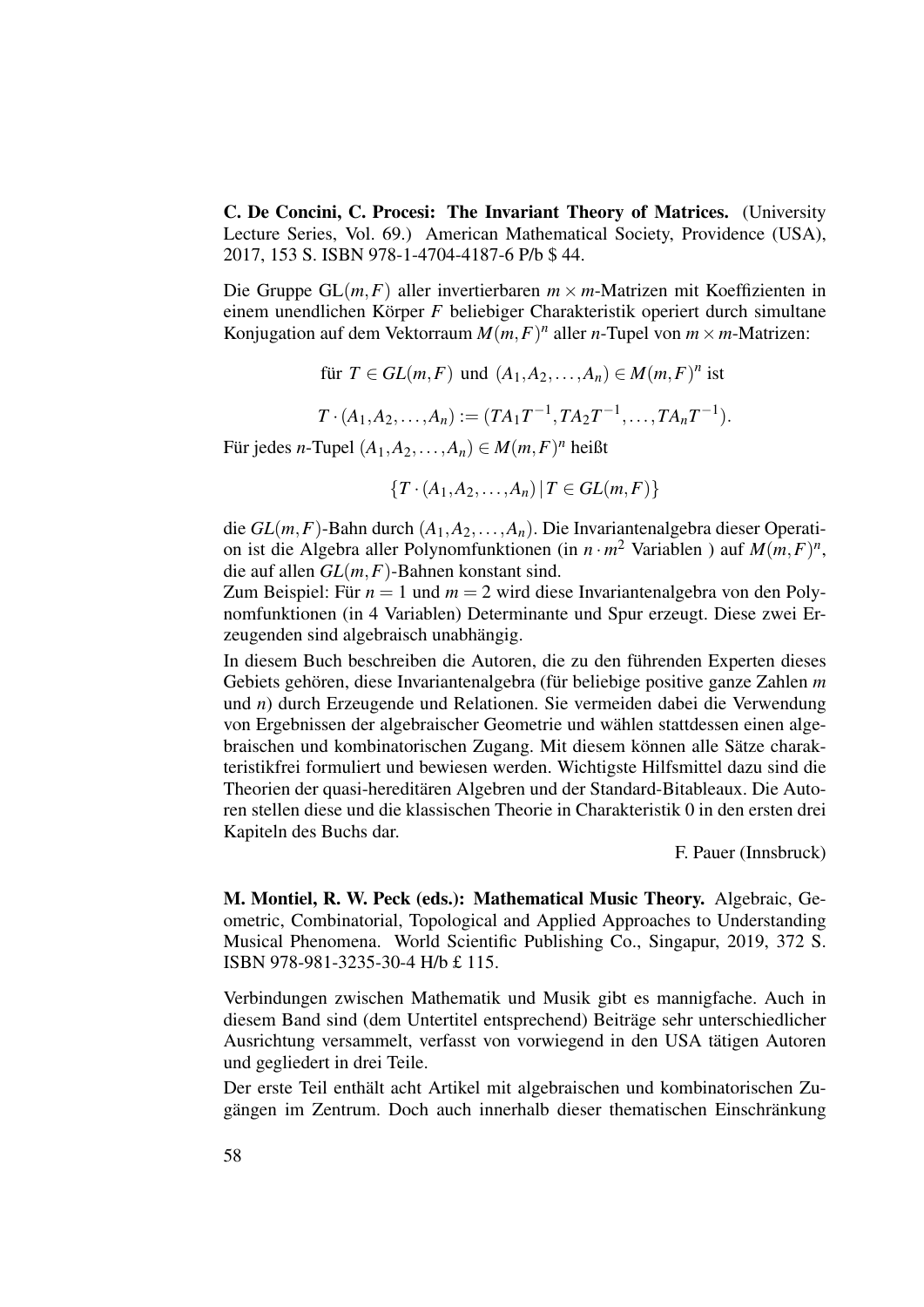**C. De Concini, C. Procesi: The Invariant Theory of Matrices.** (University Lecture Series, Vol. 69.) American Mathematical Society, Providence (USA), 2017, 153 S. ISBN 978-1-4704-4187-6 P/b $ 44.

Die Gruppe $\mathrm{GL}(m,F)$ aller invertierbaren $m \times m$-Matrizen mit Koeffizienten in einem unendlichen Körper $F$ beliebiger Charakteristik operiert durch simultane Konjugation auf dem Vektorraum $M(m,F)^n$ aller $n$-Tupel von $m \times m$-Matrizen:

$$\text{für } T \in GL(m,F) \text{ und } (A_1, A_2, \ldots, A_n) \in M(m,F)^n \text{ ist}$$

$$T \cdot (A_1, A_2, \ldots, A_n) := (TA_1T^{-1}, TA_2T^{-1}, \ldots, TA_nT^{-1}).$$

Für jedes $n$-Tupel $(A_1, A_2, \ldots, A_n) \in M(m,F)^n$ heißt

$$\{T \cdot (A_1, A_2, \ldots, A_n) \,|\, T \in GL(m,F)\}$$

die $GL(m,F)$-Bahn durch $(A_1, A_2, \ldots, A_n)$. Die Invariantenalgebra dieser Operation ist die Algebra aller Polynomfunktionen (in $n \cdot m^2$ Variablen ) auf $M(m,F)^n$, die auf allen $GL(m,F)$-Bahnen konstant sind.

Zum Beispiel: Für $n = 1$ und $m = 2$ wird diese Invariantenalgebra von den Polynomfunktionen (in 4 Variablen) Determinante und Spur erzeugt. Diese zwei Erzeugenden sind algebraisch unabhängig.

In diesem Buch beschreiben die Autoren, die zu den führenden Experten dieses Gebiets gehören, diese Invariantenalgebra (für beliebige positive ganze Zahlen $m$ und $n$) durch Erzeugende und Relationen. Sie vermeiden dabei die Verwendung von Ergebnissen der algebraischer Geometrie und wählen stattdessen einen algebraischen und kombinatorischen Zugang. Mit diesem können alle Sätze charakteristikfrei formuliert und bewiesen werden. Wichtigste Hilfsmittel dazu sind die Theorien der quasi-hereditären Algebren und der Standard-Bitableaux. Die Autoren stellen diese und die klassischen Theorie in Charakteristik 0 in den ersten drei Kapiteln des Buchs dar.

F. Pauer (Innsbruck)

**M. Montiel, R. W. Peck (eds.): Mathematical Music Theory.** Algebraic, Geometric, Combinatorial, Topological and Applied Approaches to Understanding Musical Phenomena. World Scientific Publishing Co., Singapur, 2019, 372 S. ISBN 978-981-3235-30-4 H/b £ 115.

Verbindungen zwischen Mathematik und Musik gibt es mannigfache. Auch in diesem Band sind (dem Untertitel entsprechend) Beiträge sehr unterschiedlicher Ausrichtung versammelt, verfasst von vorwiegend in den USA tätigen Autoren und gegliedert in drei Teile.

Der erste Teil enthält acht Artikel mit algebraischen und kombinatorischen Zugängen im Zentrum. Doch auch innerhalb dieser thematischen Einschränkung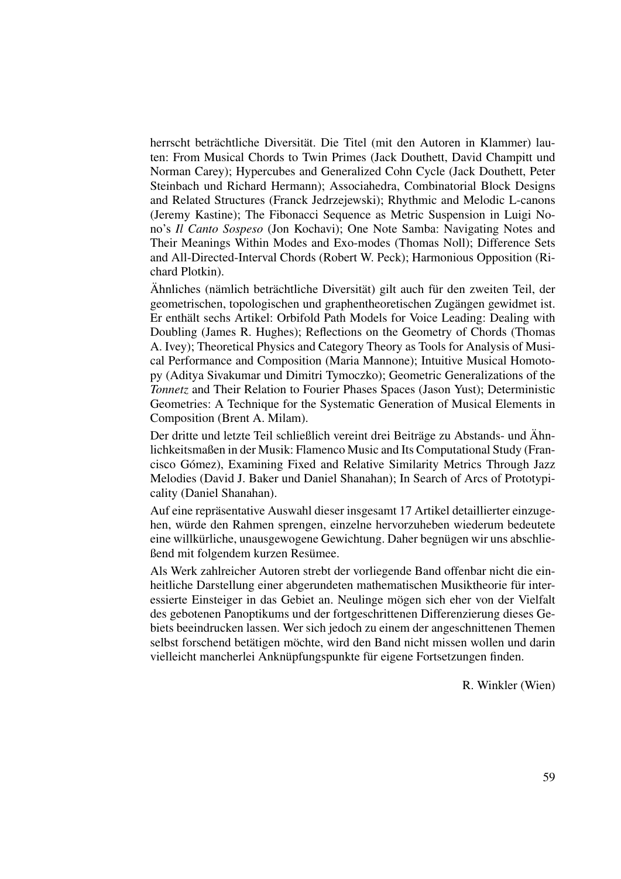herrscht beträchtliche Diversität. Die Titel (mit den Autoren in Klammer) lauten: From Musical Chords to Twin Primes (Jack Douthett, David Champitt und Norman Carey); Hypercubes and Generalized Cohn Cycle (Jack Douthett, Peter Steinbach und Richard Hermann); Associahedra, Combinatorial Block Designs and Related Structures (Franck Jedrzejewski); Rhythmic and Melodic L-canons (Jeremy Kastine); The Fibonacci Sequence as Metric Suspension in Luigi Nono's *Il Canto Sospeso* (Jon Kochavi); One Note Samba: Navigating Notes and Their Meanings Within Modes and Exo-modes (Thomas Noll); Difference Sets and All-Directed-Interval Chords (Robert W. Peck); Harmonious Opposition (Richard Plotkin).

Ähnliches (nämlich beträchtliche Diversität) gilt auch für den zweiten Teil, der geometrischen, topologischen und graphentheoretischen Zugängen gewidmet ist. Er enthält sechs Artikel: Orbifold Path Models for Voice Leading: Dealing with Doubling (James R. Hughes); Reflections on the Geometry of Chords (Thomas A. Ivey); Theoretical Physics and Category Theory as Tools for Analysis of Musical Performance and Composition (Maria Mannone); Intuitive Musical Homotopy (Aditya Sivakumar und Dimitri Tymoczko); Geometric Generalizations of the *Tonnetz* and Their Relation to Fourier Phases Spaces (Jason Yust); Deterministic Geometries: A Technique for the Systematic Generation of Musical Elements in Composition (Brent A. Milam).

Der dritte und letzte Teil schließlich vereint drei Beiträge zu Abstands- und Ähnlichkeitsmaßen in der Musik: Flamenco Music and Its Computational Study (Francisco Gómez), Examining Fixed and Relative Similarity Metrics Through Jazz Melodies (David J. Baker und Daniel Shanahan); In Search of Arcs of Prototypicality (Daniel Shanahan).

Auf eine repräsentative Auswahl dieser insgesamt 17 Artikel detaillierter einzugehen, würde den Rahmen sprengen, einzelne hervorzuheben wiederum bedeutete eine willkürliche, unausgewogene Gewichtung. Daher begnügen wir uns abschließend mit folgendem kurzen Resümee.

Als Werk zahlreicher Autoren strebt der vorliegende Band offenbar nicht die einheitliche Darstellung einer abgerundeten mathematischen Musiktheorie für interessierte Einsteiger in das Gebiet an. Neulinge mögen sich eher von der Vielfalt des gebotenen Panoptikums und der fortgeschrittenen Differenzierung dieses Gebiets beeindrucken lassen. Wer sich jedoch zu einem der angeschnittenen Themen selbst forschend betätigen möchte, wird den Band nicht missen wollen und darin vielleicht mancherlei Anknüpfungspunkte für eigene Fortsetzungen finden.

R. Winkler (Wien)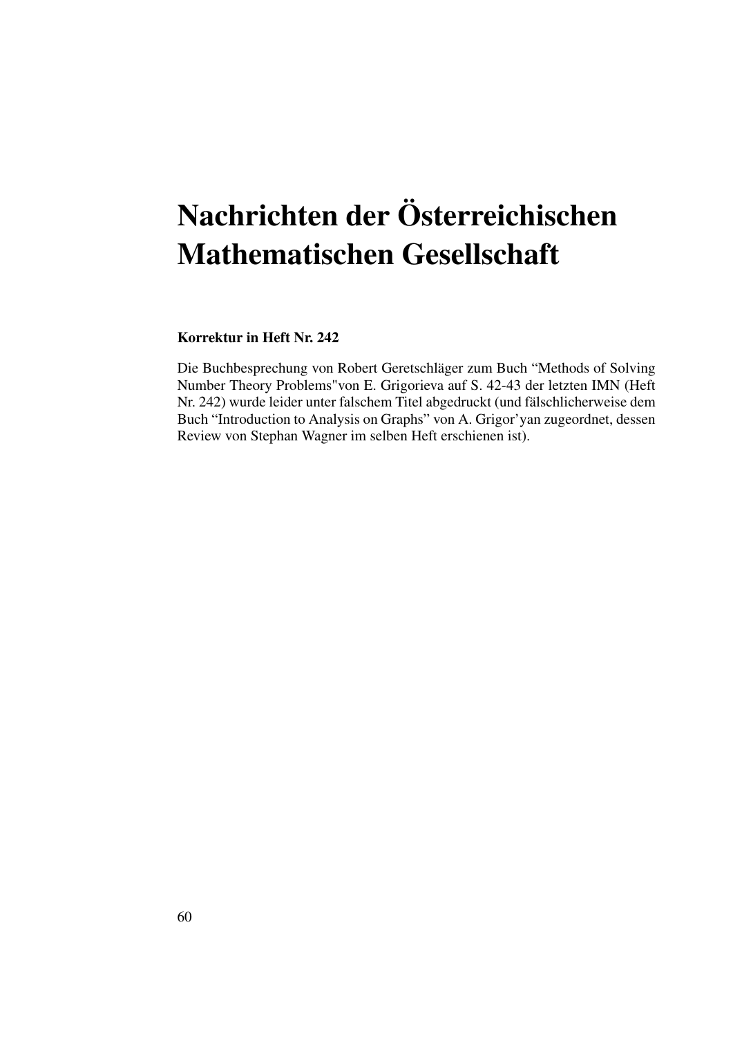# Nachrichten der Österreichischen Mathematischen Gesellschaft

**Korrektur in Heft Nr. 242**

Die Buchbesprechung von Robert Geretschläger zum Buch “Methods of Solving Number Theory Problems"von E. Grigorieva auf S. 42-43 der letzten IMN (Heft Nr. 242) wurde leider unter falschem Titel abgedruckt (und fälschlicherweise dem Buch “Introduction to Analysis on Graphs” von A. Grigor’yan zugeordnet, dessen Review von Stephan Wagner im selben Heft erschienen ist).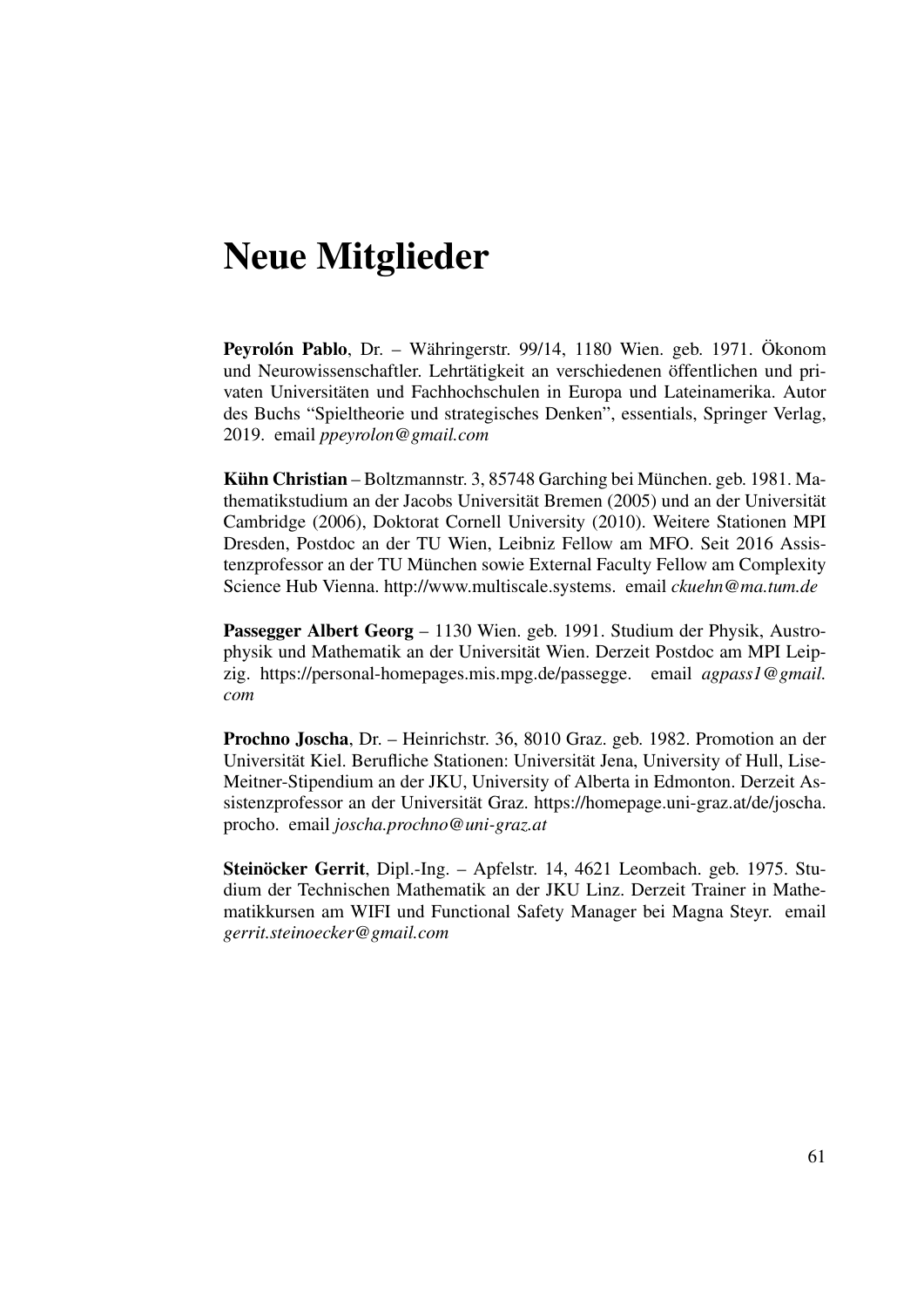# Neue Mitglieder

**Peyrolón Pablo**, Dr. – Währingerstr. 99/14, 1180 Wien. geb. 1971. Ökonom und Neurowissenschaftler. Lehrtätigkeit an verschiedenen öffentlichen und privaten Universitäten und Fachhochschulen in Europa und Lateinamerika. Autor des Buchs "Spieltheorie und strategisches Denken", essentials, Springer Verlag, 2019. email *ppeyrolon@gmail.com*

**Kühn Christian** – Boltzmannstr. 3, 85748 Garching bei München. geb. 1981. Mathematikstudium an der Jacobs Universität Bremen (2005) und an der Universität Cambridge (2006), Doktorat Cornell University (2010). Weitere Stationen MPI Dresden, Postdoc an der TU Wien, Leibniz Fellow am MFO. Seit 2016 Assistenzprofessor an der TU München sowie External Faculty Fellow am Complexity Science Hub Vienna. http://www.multiscale.systems. email *ckuehn@ma.tum.de*

**Passegger Albert Georg** – 1130 Wien. geb. 1991. Studium der Physik, Austrophysik und Mathematik an der Universität Wien. Derzeit Postdoc am MPI Leipzig. https://personal-homepages.mis.mpg.de/passegge. email *agpass1@gmail.com*

**Prochno Joscha**, Dr. – Heinrichstr. 36, 8010 Graz. geb. 1982. Promotion an der Universität Kiel. Berufliche Stationen: Universität Jena, University of Hull, Lise-Meitner-Stipendium an der JKU, University of Alberta in Edmonton. Derzeit Assistenzprofessor an der Universität Graz. https://homepage.uni-graz.at/de/joscha.procho. email *joscha.prochno@uni-graz.at*

**Steinöcker Gerrit**, Dipl.-Ing. – Apfelstr. 14, 4621 Leombach. geb. 1975. Studium der Technischen Mathematik an der JKU Linz. Derzeit Trainer in Mathematikkursen am WIFI und Functional Safety Manager bei Magna Steyr. email *gerrit.steinoecker@gmail.com*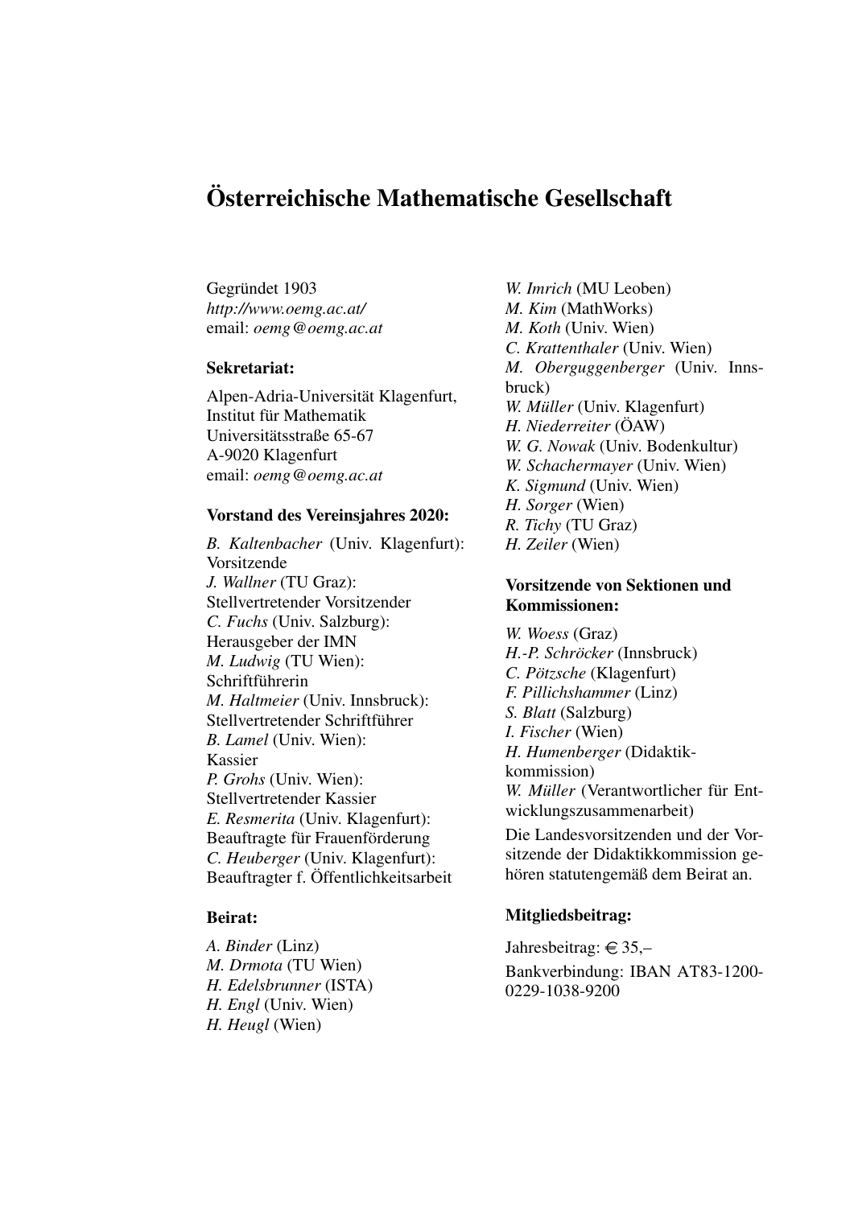# Österreichische Mathematische Gesellschaft

Gegründet 1903
*http://www.oemg.ac.at/*
email: *oemg@oemg.ac.at*

### Sekretariat:

Alpen-Adria-Universität Klagenfurt,
Institut für Mathematik
Universitätsstraße 65-67
A-9020 Klagenfurt
email: *oemg@oemg.ac.at*

### Vorstand des Vereinsjahres 2020:

*B. Kaltenbacher* (Univ. Klagenfurt): Vorsitzende
*J. Wallner* (TU Graz): Stellvertretender Vorsitzender
*C. Fuchs* (Univ. Salzburg): Herausgeber der IMN
*M. Ludwig* (TU Wien): Schriftführerin
*M. Haltmeier* (Univ. Innsbruck): Stellvertretender Schriftführer
*B. Lamel* (Univ. Wien): Kassier
*P. Grohs* (Univ. Wien): Stellvertretender Kassier
*E. Resmerita* (Univ. Klagenfurt): Beauftragte für Frauenförderung
*C. Heuberger* (Univ. Klagenfurt): Beauftragter f. Öffentlichkeitsarbeit

### Beirat:

*A. Binder* (Linz)
*M. Drmota* (TU Wien)
*H. Edelsbrunner* (ISTA)
*H. Engl* (Univ. Wien)
*H. Heugl* (Wien)
*W. Imrich* (MU Leoben)
*M. Kim* (MathWorks)
*M. Koth* (Univ. Wien)
*C. Krattenthaler* (Univ. Wien)
*M. Oberguggenberger* (Univ. Innsbruck)
*W. Müller* (Univ. Klagenfurt)
*H. Niederreiter* (ÖAW)
*W. G. Nowak* (Univ. Bodenkultur)
*W. Schachermayer* (Univ. Wien)
*K. Sigmund* (Univ. Wien)
*H. Sorger* (Wien)
*R. Tichy* (TU Graz)
*H. Zeiler* (Wien)

### Vorsitzende von Sektionen und Kommissionen:

*W. Woess* (Graz)
*H.-P. Schröcker* (Innsbruck)
*C. Pötzsche* (Klagenfurt)
*F. Pillichshammer* (Linz)
*S. Blatt* (Salzburg)
*I. Fischer* (Wien)
*H. Humenberger* (Didaktikkommission)
*W. Müller* (Verantwortlicher für Entwicklungszusammenarbeit)

Die Landesvorsitzenden und der Vorsitzende der Didaktikkommission gehören statutengemäß dem Beirat an.

### Mitgliedsbeitrag:

Jahresbeitrag: € 35,–

Bankverbindung: IBAN AT83-1200-0229-1038-9200